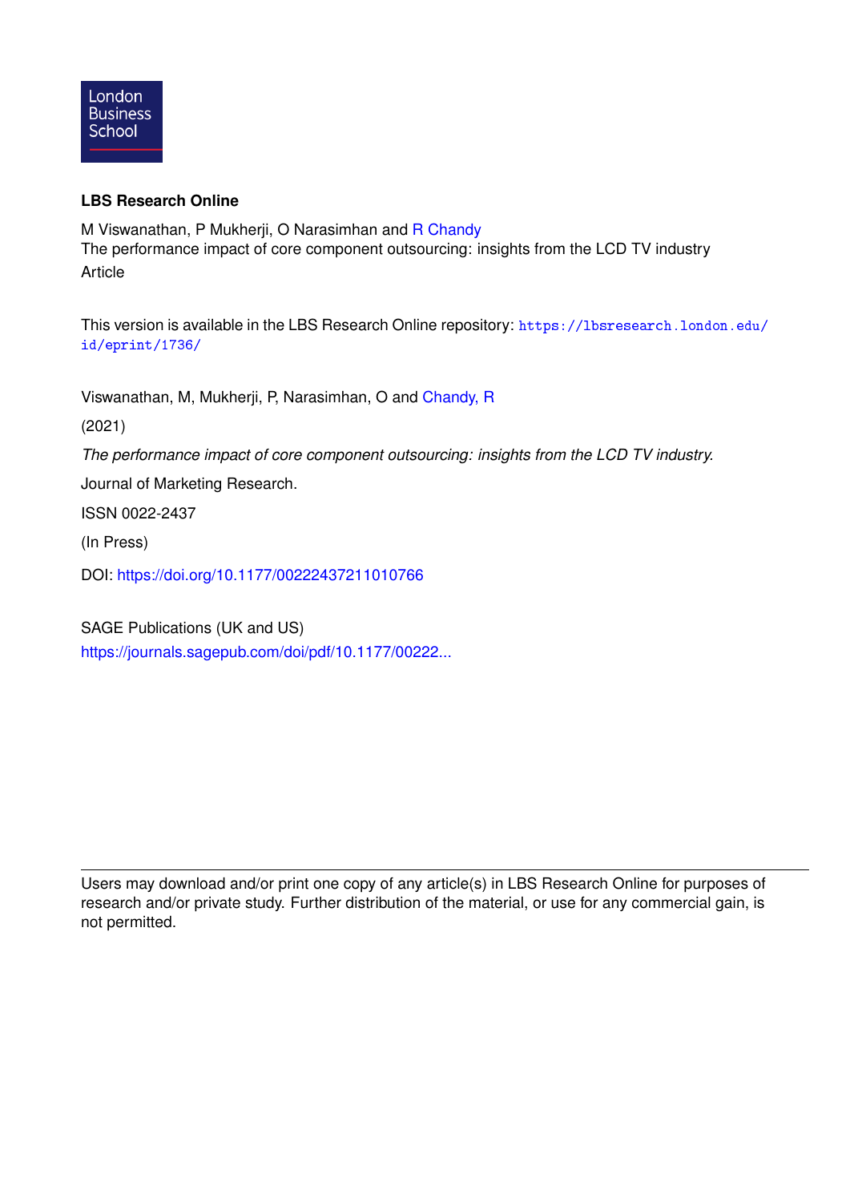London Business School

**LBS Research Online**

M Viswanathan, P Mukherji, O Narasimhan and R Chandy
The performance impact of core component outsourcing: insights from the LCD TV industry
Article

This version is available in the LBS Research Online repository: https://lbsresearch.london.edu/id/eprint/1736/

Viswanathan, M, Mukherji, P, Narasimhan, O and Chandy, R

(2021)

*The performance impact of core component outsourcing: insights from the LCD TV industry.*

Journal of Marketing Research.

ISSN 0022-2437

(In Press)

DOI: https://doi.org/10.1177/00222437211010766

SAGE Publications (UK and US)
https://journals.sagepub.com/doi/pdf/10.1177/00222...

---

Users may download and/or print one copy of any article(s) in LBS Research Online for purposes of research and/or private study. Further distribution of the material, or use for any commercial gain, is not permitted.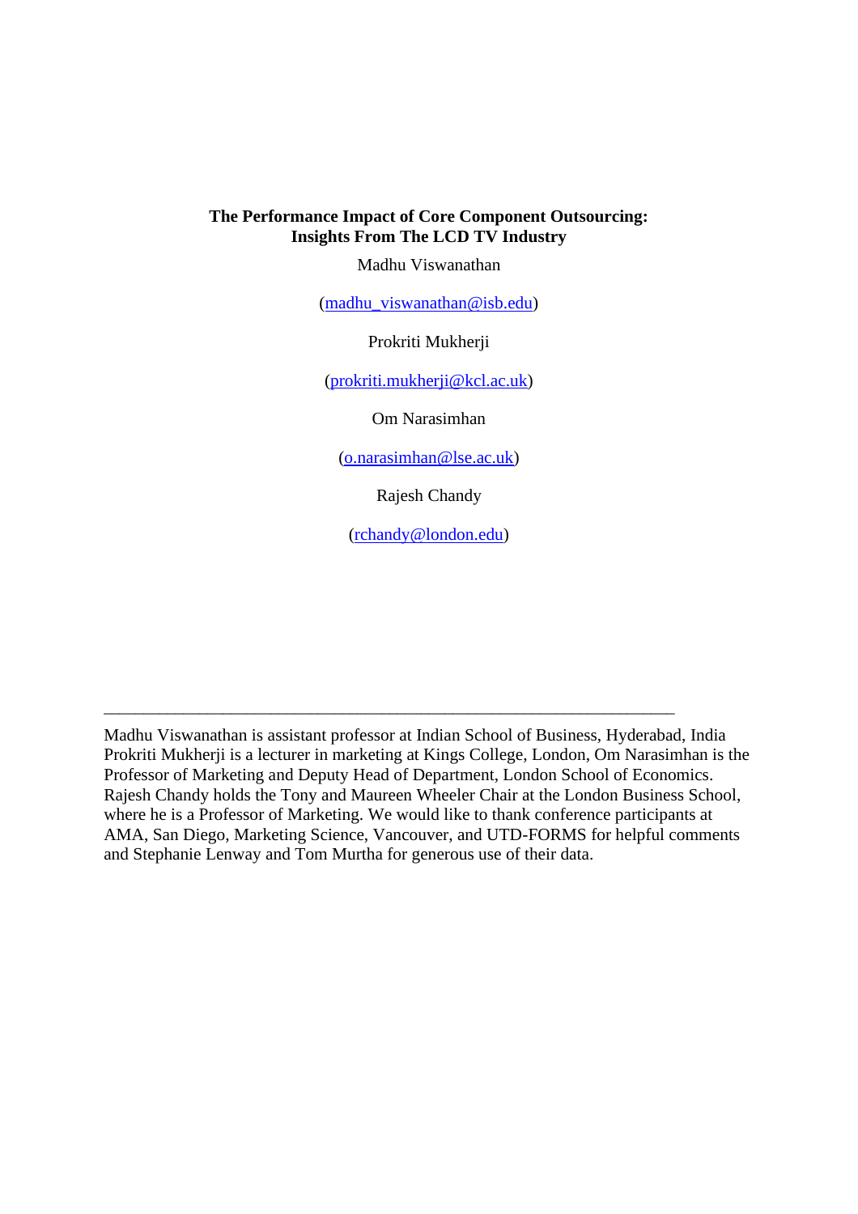**The Performance Impact of Core Component Outsourcing: Insights From The LCD TV Industry**

Madhu Viswanathan

(madhu_viswanathan@isb.edu)

Prokriti Mukherji

(prokriti.mukherji@kcl.ac.uk)

Om Narasimhan

(o.narasimhan@lse.ac.uk)

Rajesh Chandy

(rchandy@london.edu)

---

Madhu Viswanathan is assistant professor at Indian School of Business, Hyderabad, India Prokriti Mukherji is a lecturer in marketing at Kings College, London, Om Narasimhan is the Professor of Marketing and Deputy Head of Department, London School of Economics. Rajesh Chandy holds the Tony and Maureen Wheeler Chair at the London Business School, where he is a Professor of Marketing. We would like to thank conference participants at AMA, San Diego, Marketing Science, Vancouver, and UTD-FORMS for helpful comments and Stephanie Lenway and Tom Murtha for generous use of their data.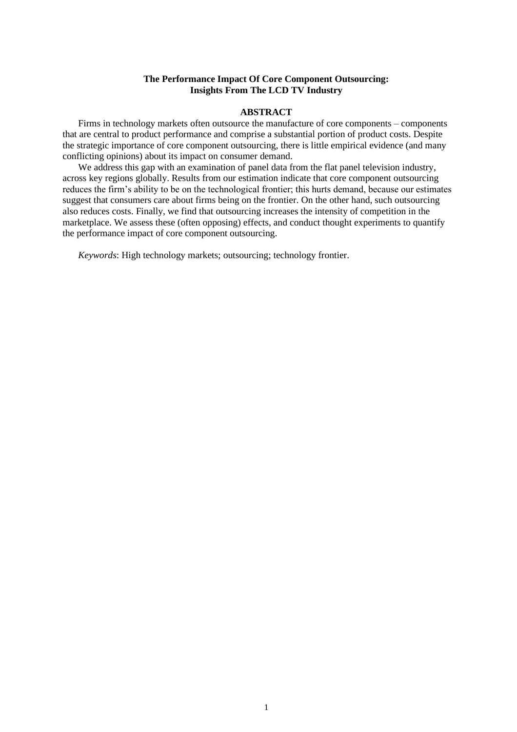**The Performance Impact Of Core Component Outsourcing: Insights From The LCD TV Industry**

## ABSTRACT

Firms in technology markets often outsource the manufacture of core components – components that are central to product performance and comprise a substantial portion of product costs. Despite the strategic importance of core component outsourcing, there is little empirical evidence (and many conflicting opinions) about its impact on consumer demand.

We address this gap with an examination of panel data from the flat panel television industry, across key regions globally. Results from our estimation indicate that core component outsourcing reduces the firm's ability to be on the technological frontier; this hurts demand, because our estimates suggest that consumers care about firms being on the frontier. On the other hand, such outsourcing also reduces costs. Finally, we find that outsourcing increases the intensity of competition in the marketplace. We assess these (often opposing) effects, and conduct thought experiments to quantify the performance impact of core component outsourcing.

*Keywords*: High technology markets; outsourcing; technology frontier.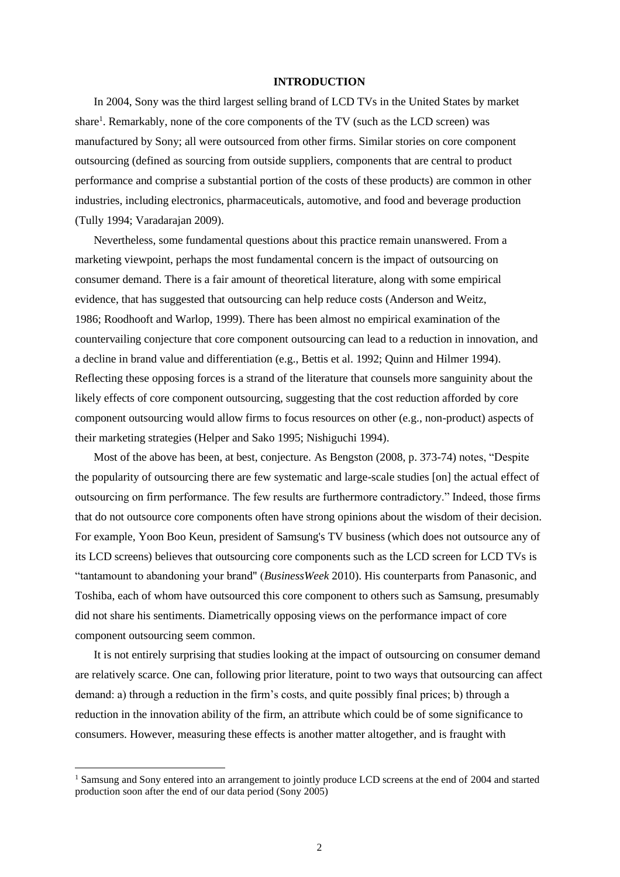# INTRODUCTION

In 2004, Sony was the third largest selling brand of LCD TVs in the United States by market share[1]. Remarkably, none of the core components of the TV (such as the LCD screen) was manufactured by Sony; all were outsourced from other firms. Similar stories on core component outsourcing (defined as sourcing from outside suppliers, components that are central to product performance and comprise a substantial portion of the costs of these products) are common in other industries, including electronics, pharmaceuticals, automotive, and food and beverage production (Tully 1994; Varadarajan 2009).

Nevertheless, some fundamental questions about this practice remain unanswered. From a marketing viewpoint, perhaps the most fundamental concern is the impact of outsourcing on consumer demand. There is a fair amount of theoretical literature, along with some empirical evidence, that has suggested that outsourcing can help reduce costs (Anderson and Weitz, 1986; Roodhooft and Warlop, 1999). There has been almost no empirical examination of the countervailing conjecture that core component outsourcing can lead to a reduction in innovation, and a decline in brand value and differentiation (e.g., Bettis et al. 1992; Quinn and Hilmer 1994). Reflecting these opposing forces is a strand of the literature that counsels more sanguinity about the likely effects of core component outsourcing, suggesting that the cost reduction afforded by core component outsourcing would allow firms to focus resources on other (e.g., non-product) aspects of their marketing strategies (Helper and Sako 1995; Nishiguchi 1994).

Most of the above has been, at best, conjecture. As Bengston (2008, p. 373-74) notes, "Despite the popularity of outsourcing there are few systematic and large-scale studies [on] the actual effect of outsourcing on firm performance. The few results are furthermore contradictory." Indeed, those firms that do not outsource core components often have strong opinions about the wisdom of their decision. For example, Yoon Boo Keun, president of Samsung's TV business (which does not outsource any of its LCD screens) believes that outsourcing core components such as the LCD screen for LCD TVs is "tantamount to abandoning your brand" (*BusinessWeek* 2010). His counterparts from Panasonic, and Toshiba, each of whom have outsourced this core component to others such as Samsung, presumably did not share his sentiments. Diametrically opposing views on the performance impact of core component outsourcing seem common.

It is not entirely surprising that studies looking at the impact of outsourcing on consumer demand are relatively scarce. One can, following prior literature, point to two ways that outsourcing can affect demand: a) through a reduction in the firm's costs, and quite possibly final prices; b) through a reduction in the innovation ability of the firm, an attribute which could be of some significance to consumers. However, measuring these effects is another matter altogether, and is fraught with

[1] Samsung and Sony entered into an arrangement to jointly produce LCD screens at the end of 2004 and started production soon after the end of our data period (Sony 2005)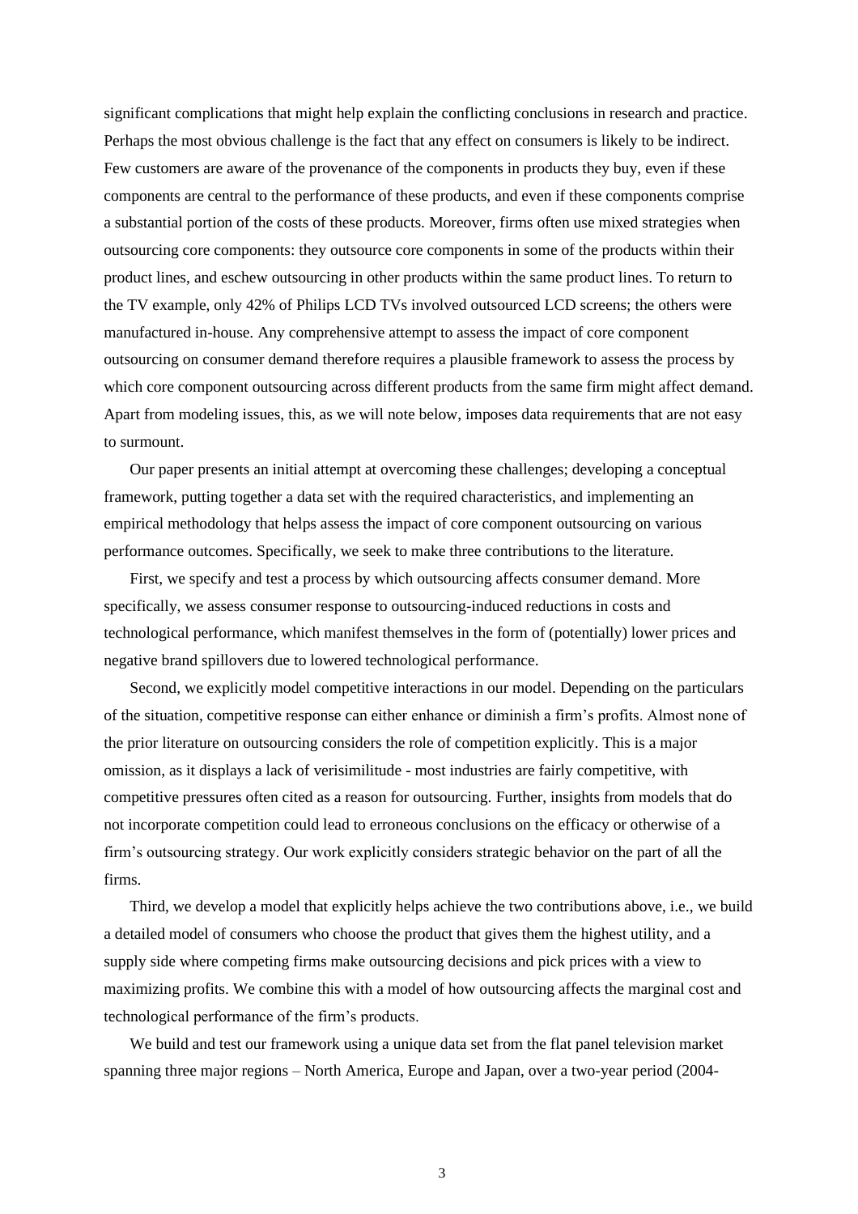significant complications that might help explain the conflicting conclusions in research and practice. Perhaps the most obvious challenge is the fact that any effect on consumers is likely to be indirect. Few customers are aware of the provenance of the components in products they buy, even if these components are central to the performance of these products, and even if these components comprise a substantial portion of the costs of these products. Moreover, firms often use mixed strategies when outsourcing core components: they outsource core components in some of the products within their product lines, and eschew outsourcing in other products within the same product lines. To return to the TV example, only 42% of Philips LCD TVs involved outsourced LCD screens; the others were manufactured in-house. Any comprehensive attempt to assess the impact of core component outsourcing on consumer demand therefore requires a plausible framework to assess the process by which core component outsourcing across different products from the same firm might affect demand. Apart from modeling issues, this, as we will note below, imposes data requirements that are not easy to surmount.

Our paper presents an initial attempt at overcoming these challenges; developing a conceptual framework, putting together a data set with the required characteristics, and implementing an empirical methodology that helps assess the impact of core component outsourcing on various performance outcomes. Specifically, we seek to make three contributions to the literature.

First, we specify and test a process by which outsourcing affects consumer demand. More specifically, we assess consumer response to outsourcing-induced reductions in costs and technological performance, which manifest themselves in the form of (potentially) lower prices and negative brand spillovers due to lowered technological performance.

Second, we explicitly model competitive interactions in our model. Depending on the particulars of the situation, competitive response can either enhance or diminish a firm's profits. Almost none of the prior literature on outsourcing considers the role of competition explicitly. This is a major omission, as it displays a lack of verisimilitude - most industries are fairly competitive, with competitive pressures often cited as a reason for outsourcing. Further, insights from models that do not incorporate competition could lead to erroneous conclusions on the efficacy or otherwise of a firm's outsourcing strategy. Our work explicitly considers strategic behavior on the part of all the firms.

Third, we develop a model that explicitly helps achieve the two contributions above, i.e., we build a detailed model of consumers who choose the product that gives them the highest utility, and a supply side where competing firms make outsourcing decisions and pick prices with a view to maximizing profits. We combine this with a model of how outsourcing affects the marginal cost and technological performance of the firm's products.

We build and test our framework using a unique data set from the flat panel television market spanning three major regions – North America, Europe and Japan, over a two-year period (2004-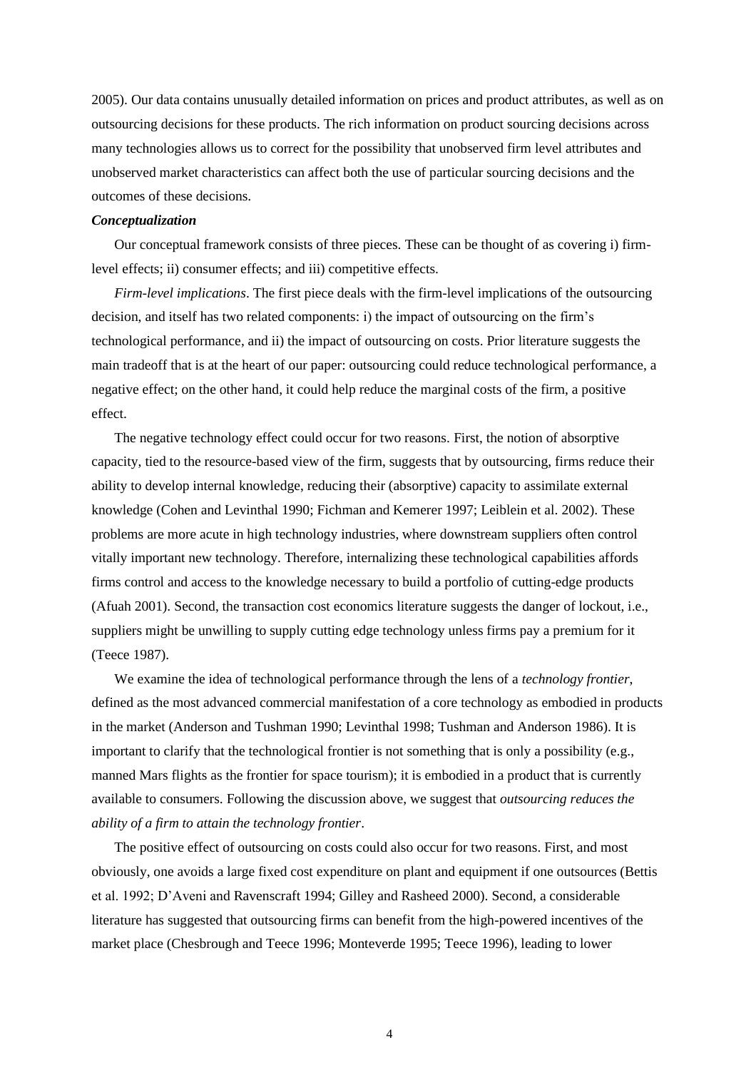2005). Our data contains unusually detailed information on prices and product attributes, as well as on outsourcing decisions for these products. The rich information on product sourcing decisions across many technologies allows us to correct for the possibility that unobserved firm level attributes and unobserved market characteristics can affect both the use of particular sourcing decisions and the outcomes of these decisions.

***Conceptualization***

Our conceptual framework consists of three pieces. These can be thought of as covering i) firm-level effects; ii) consumer effects; and iii) competitive effects.

*Firm-level implications*. The first piece deals with the firm-level implications of the outsourcing decision, and itself has two related components: i) the impact of outsourcing on the firm's technological performance, and ii) the impact of outsourcing on costs. Prior literature suggests the main tradeoff that is at the heart of our paper: outsourcing could reduce technological performance, a negative effect; on the other hand, it could help reduce the marginal costs of the firm, a positive effect.

The negative technology effect could occur for two reasons. First, the notion of absorptive capacity, tied to the resource-based view of the firm, suggests that by outsourcing, firms reduce their ability to develop internal knowledge, reducing their (absorptive) capacity to assimilate external knowledge (Cohen and Levinthal 1990; Fichman and Kemerer 1997; Leiblein et al. 2002). These problems are more acute in high technology industries, where downstream suppliers often control vitally important new technology. Therefore, internalizing these technological capabilities affords firms control and access to the knowledge necessary to build a portfolio of cutting-edge products (Afuah 2001). Second, the transaction cost economics literature suggests the danger of lockout, i.e., suppliers might be unwilling to supply cutting edge technology unless firms pay a premium for it (Teece 1987).

We examine the idea of technological performance through the lens of a *technology frontier*, defined as the most advanced commercial manifestation of a core technology as embodied in products in the market (Anderson and Tushman 1990; Levinthal 1998; Tushman and Anderson 1986). It is important to clarify that the technological frontier is not something that is only a possibility (e.g., manned Mars flights as the frontier for space tourism); it is embodied in a product that is currently available to consumers. Following the discussion above, we suggest that *outsourcing reduces the ability of a firm to attain the technology frontier*.

The positive effect of outsourcing on costs could also occur for two reasons. First, and most obviously, one avoids a large fixed cost expenditure on plant and equipment if one outsources (Bettis et al. 1992; D'Aveni and Ravenscraft 1994; Gilley and Rasheed 2000). Second, a considerable literature has suggested that outsourcing firms can benefit from the high-powered incentives of the market place (Chesbrough and Teece 1996; Monteverde 1995; Teece 1996), leading to lower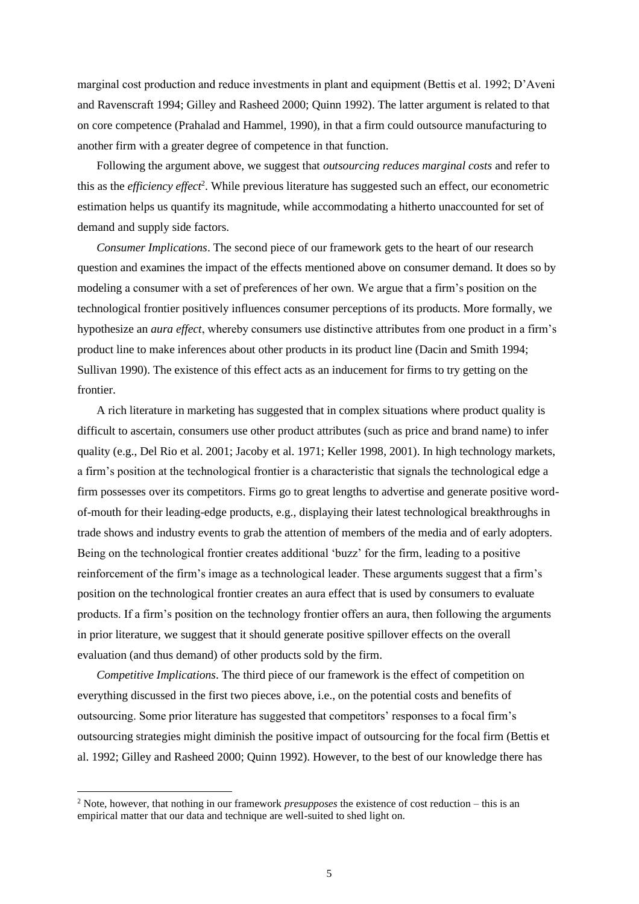marginal cost production and reduce investments in plant and equipment (Bettis et al. 1992; D'Aveni and Ravenscraft 1994; Gilley and Rasheed 2000; Quinn 1992). The latter argument is related to that on core competence (Prahalad and Hammel, 1990), in that a firm could outsource manufacturing to another firm with a greater degree of competence in that function.

Following the argument above, we suggest that *outsourcing reduces marginal costs* and refer to this as the *efficiency effect*[2]. While previous literature has suggested such an effect, our econometric estimation helps us quantify its magnitude, while accommodating a hitherto unaccounted for set of demand and supply side factors.

*Consumer Implications*. The second piece of our framework gets to the heart of our research question and examines the impact of the effects mentioned above on consumer demand. It does so by modeling a consumer with a set of preferences of her own. We argue that a firm's position on the technological frontier positively influences consumer perceptions of its products. More formally, we hypothesize an *aura effect*, whereby consumers use distinctive attributes from one product in a firm's product line to make inferences about other products in its product line (Dacin and Smith 1994; Sullivan 1990). The existence of this effect acts as an inducement for firms to try getting on the frontier.

A rich literature in marketing has suggested that in complex situations where product quality is difficult to ascertain, consumers use other product attributes (such as price and brand name) to infer quality (e.g., Del Rio et al. 2001; Jacoby et al. 1971; Keller 1998, 2001). In high technology markets, a firm's position at the technological frontier is a characteristic that signals the technological edge a firm possesses over its competitors. Firms go to great lengths to advertise and generate positive word-of-mouth for their leading-edge products, e.g., displaying their latest technological breakthroughs in trade shows and industry events to grab the attention of members of the media and of early adopters. Being on the technological frontier creates additional 'buzz' for the firm, leading to a positive reinforcement of the firm's image as a technological leader. These arguments suggest that a firm's position on the technological frontier creates an aura effect that is used by consumers to evaluate products. If a firm's position on the technology frontier offers an aura, then following the arguments in prior literature, we suggest that it should generate positive spillover effects on the overall evaluation (and thus demand) of other products sold by the firm.

*Competitive Implications*. The third piece of our framework is the effect of competition on everything discussed in the first two pieces above, i.e., on the potential costs and benefits of outsourcing. Some prior literature has suggested that competitors' responses to a focal firm's outsourcing strategies might diminish the positive impact of outsourcing for the focal firm (Bettis et al. 1992; Gilley and Rasheed 2000; Quinn 1992). However, to the best of our knowledge there has

[2] Note, however, that nothing in our framework *presupposes* the existence of cost reduction – this is an empirical matter that our data and technique are well-suited to shed light on.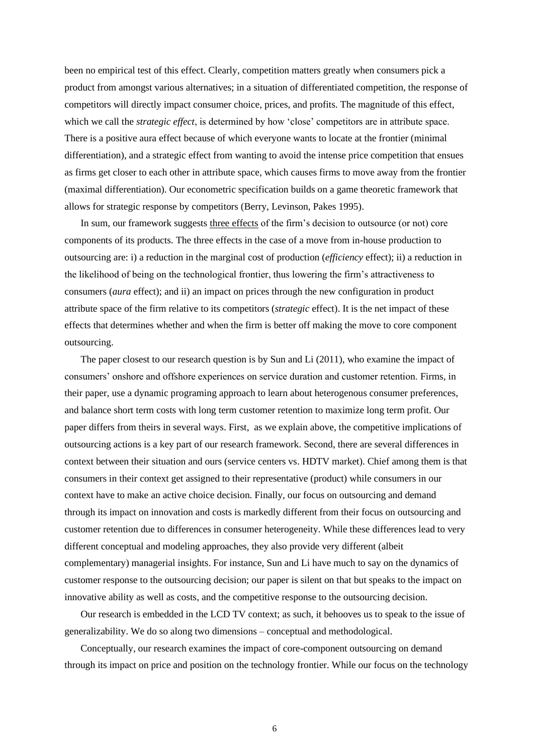been no empirical test of this effect. Clearly, competition matters greatly when consumers pick a product from amongst various alternatives; in a situation of differentiated competition, the response of competitors will directly impact consumer choice, prices, and profits. The magnitude of this effect, which we call the *strategic effect*, is determined by how 'close' competitors are in attribute space. There is a positive aura effect because of which everyone wants to locate at the frontier (minimal differentiation), and a strategic effect from wanting to avoid the intense price competition that ensues as firms get closer to each other in attribute space, which causes firms to move away from the frontier (maximal differentiation). Our econometric specification builds on a game theoretic framework that allows for strategic response by competitors (Berry, Levinson, Pakes 1995).

In sum, our framework suggests three effects of the firm's decision to outsource (or not) core components of its products. The three effects in the case of a move from in-house production to outsourcing are: i) a reduction in the marginal cost of production (*efficiency* effect); ii) a reduction in the likelihood of being on the technological frontier, thus lowering the firm's attractiveness to consumers (*aura* effect); and ii) an impact on prices through the new configuration in product attribute space of the firm relative to its competitors (*strategic* effect). It is the net impact of these effects that determines whether and when the firm is better off making the move to core component outsourcing.

The paper closest to our research question is by Sun and Li (2011), who examine the impact of consumers' onshore and offshore experiences on service duration and customer retention. Firms, in their paper, use a dynamic programing approach to learn about heterogenous consumer preferences, and balance short term costs with long term customer retention to maximize long term profit. Our paper differs from theirs in several ways. First, as we explain above, the competitive implications of outsourcing actions is a key part of our research framework. Second, there are several differences in context between their situation and ours (service centers vs. HDTV market). Chief among them is that consumers in their context get assigned to their representative (product) while consumers in our context have to make an active choice decision. Finally, our focus on outsourcing and demand through its impact on innovation and costs is markedly different from their focus on outsourcing and customer retention due to differences in consumer heterogeneity. While these differences lead to very different conceptual and modeling approaches, they also provide very different (albeit complementary) managerial insights. For instance, Sun and Li have much to say on the dynamics of customer response to the outsourcing decision; our paper is silent on that but speaks to the impact on innovative ability as well as costs, and the competitive response to the outsourcing decision.

Our research is embedded in the LCD TV context; as such, it behooves us to speak to the issue of generalizability. We do so along two dimensions – conceptual and methodological.

Conceptually, our research examines the impact of core-component outsourcing on demand through its impact on price and position on the technology frontier. While our focus on the technology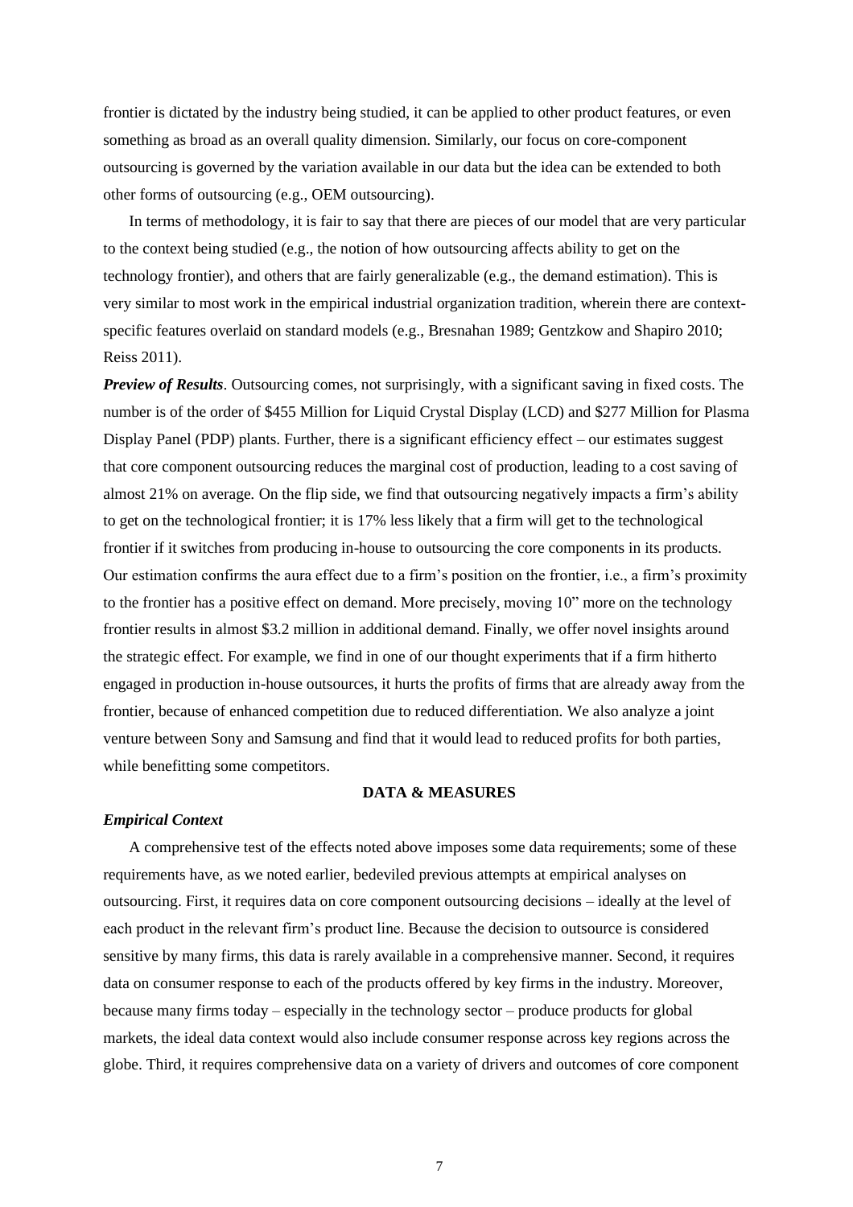frontier is dictated by the industry being studied, it can be applied to other product features, or even something as broad as an overall quality dimension. Similarly, our focus on core-component outsourcing is governed by the variation available in our data but the idea can be extended to both other forms of outsourcing (e.g., OEM outsourcing).

In terms of methodology, it is fair to say that there are pieces of our model that are very particular to the context being studied (e.g., the notion of how outsourcing affects ability to get on the technology frontier), and others that are fairly generalizable (e.g., the demand estimation). This is very similar to most work in the empirical industrial organization tradition, wherein there are context-specific features overlaid on standard models (e.g., Bresnahan 1989; Gentzkow and Shapiro 2010; Reiss 2011).

***Preview of Results***. Outsourcing comes, not surprisingly, with a significant saving in fixed costs. The number is of the order of \$455 Million for Liquid Crystal Display (LCD) and \$277 Million for Plasma Display Panel (PDP) plants. Further, there is a significant efficiency effect – our estimates suggest that core component outsourcing reduces the marginal cost of production, leading to a cost saving of almost 21% on average. On the flip side, we find that outsourcing negatively impacts a firm's ability to get on the technological frontier; it is 17% less likely that a firm will get to the technological frontier if it switches from producing in-house to outsourcing the core components in its products. Our estimation confirms the aura effect due to a firm's position on the frontier, i.e., a firm's proximity to the frontier has a positive effect on demand. More precisely, moving 10" more on the technology frontier results in almost \$3.2 million in additional demand. Finally, we offer novel insights around the strategic effect. For example, we find in one of our thought experiments that if a firm hitherto engaged in production in-house outsources, it hurts the profits of firms that are already away from the frontier, because of enhanced competition due to reduced differentiation. We also analyze a joint venture between Sony and Samsung and find that it would lead to reduced profits for both parties, while benefitting some competitors.

## DATA & MEASURES

### *Empirical Context*

A comprehensive test of the effects noted above imposes some data requirements; some of these requirements have, as we noted earlier, bedeviled previous attempts at empirical analyses on outsourcing. First, it requires data on core component outsourcing decisions – ideally at the level of each product in the relevant firm's product line. Because the decision to outsource is considered sensitive by many firms, this data is rarely available in a comprehensive manner. Second, it requires data on consumer response to each of the products offered by key firms in the industry. Moreover, because many firms today – especially in the technology sector – produce products for global markets, the ideal data context would also include consumer response across key regions across the globe. Third, it requires comprehensive data on a variety of drivers and outcomes of core component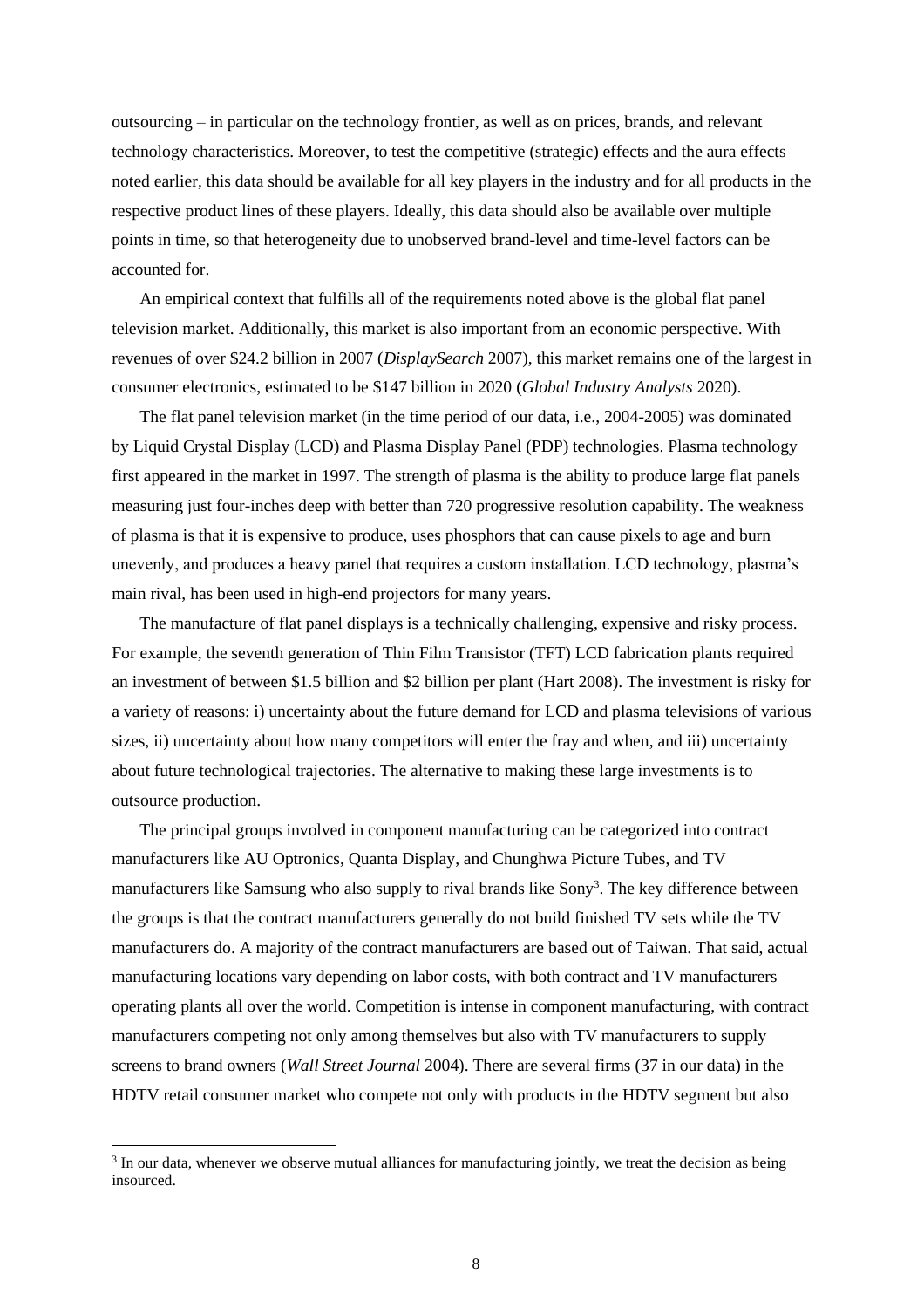outsourcing – in particular on the technology frontier, as well as on prices, brands, and relevant technology characteristics. Moreover, to test the competitive (strategic) effects and the aura effects noted earlier, this data should be available for all key players in the industry and for all products in the respective product lines of these players. Ideally, this data should also be available over multiple points in time, so that heterogeneity due to unobserved brand-level and time-level factors can be accounted for.

An empirical context that fulfills all of the requirements noted above is the global flat panel television market. Additionally, this market is also important from an economic perspective. With revenues of over \$24.2 billion in 2007 (*DisplaySearch* 2007), this market remains one of the largest in consumer electronics, estimated to be \$147 billion in 2020 (*Global Industry Analysts* 2020).

The flat panel television market (in the time period of our data, i.e., 2004-2005) was dominated by Liquid Crystal Display (LCD) and Plasma Display Panel (PDP) technologies. Plasma technology first appeared in the market in 1997. The strength of plasma is the ability to produce large flat panels measuring just four-inches deep with better than 720 progressive resolution capability. The weakness of plasma is that it is expensive to produce, uses phosphors that can cause pixels to age and burn unevenly, and produces a heavy panel that requires a custom installation. LCD technology, plasma's main rival, has been used in high-end projectors for many years.

The manufacture of flat panel displays is a technically challenging, expensive and risky process. For example, the seventh generation of Thin Film Transistor (TFT) LCD fabrication plants required an investment of between \$1.5 billion and \$2 billion per plant (Hart 2008). The investment is risky for a variety of reasons: i) uncertainty about the future demand for LCD and plasma televisions of various sizes, ii) uncertainty about how many competitors will enter the fray and when, and iii) uncertainty about future technological trajectories. The alternative to making these large investments is to outsource production.

The principal groups involved in component manufacturing can be categorized into contract manufacturers like AU Optronics, Quanta Display, and Chunghwa Picture Tubes, and TV manufacturers like Samsung who also supply to rival brands like Sony[3]. The key difference between the groups is that the contract manufacturers generally do not build finished TV sets while the TV manufacturers do. A majority of the contract manufacturers are based out of Taiwan. That said, actual manufacturing locations vary depending on labor costs, with both contract and TV manufacturers operating plants all over the world. Competition is intense in component manufacturing, with contract manufacturers competing not only among themselves but also with TV manufacturers to supply screens to brand owners (*Wall Street Journal* 2004). There are several firms (37 in our data) in the HDTV retail consumer market who compete not only with products in the HDTV segment but also

[3] In our data, whenever we observe mutual alliances for manufacturing jointly, we treat the decision as being insourced.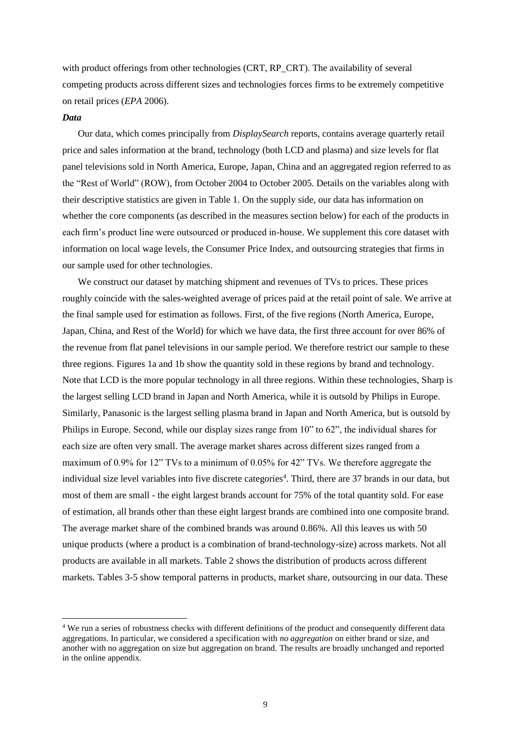with product offerings from other technologies (CRT, RP_CRT). The availability of several competing products across different sizes and technologies forces firms to be extremely competitive on retail prices (*EPA* 2006).

***Data***

Our data, which comes principally from *DisplaySearch* reports, contains average quarterly retail price and sales information at the brand, technology (both LCD and plasma) and size levels for flat panel televisions sold in North America, Europe, Japan, China and an aggregated region referred to as the "Rest of World" (ROW), from October 2004 to October 2005. Details on the variables along with their descriptive statistics are given in Table 1. On the supply side, our data has information on whether the core components (as described in the measures section below) for each of the products in each firm's product line were outsourced or produced in-house. We supplement this core dataset with information on local wage levels, the Consumer Price Index, and outsourcing strategies that firms in our sample used for other technologies.

We construct our dataset by matching shipment and revenues of TVs to prices. These prices roughly coincide with the sales-weighted average of prices paid at the retail point of sale. We arrive at the final sample used for estimation as follows. First, of the five regions (North America, Europe, Japan, China, and Rest of the World) for which we have data, the first three account for over 86% of the revenue from flat panel televisions in our sample period. We therefore restrict our sample to these three regions. Figures 1a and 1b show the quantity sold in these regions by brand and technology. Note that LCD is the more popular technology in all three regions. Within these technologies, Sharp is the largest selling LCD brand in Japan and North America, while it is outsold by Philips in Europe. Similarly, Panasonic is the largest selling plasma brand in Japan and North America, but is outsold by Philips in Europe. Second, while our display sizes range from 10" to 62", the individual shares for each size are often very small. The average market shares across different sizes ranged from a maximum of 0.9% for 12" TVs to a minimum of 0.05% for 42" TVs. We therefore aggregate the individual size level variables into five discrete categories[4]. Third, there are 37 brands in our data, but most of them are small - the eight largest brands account for 75% of the total quantity sold. For ease of estimation, all brands other than these eight largest brands are combined into one composite brand. The average market share of the combined brands was around 0.86%. All this leaves us with 50 unique products (where a product is a combination of brand-technology-size) across markets. Not all products are available in all markets. Table 2 shows the distribution of products across different markets. Tables 3-5 show temporal patterns in products, market share, outsourcing in our data. These

[4] We run a series of robustness checks with different definitions of the product and consequently different data aggregations. In particular, we considered a specification with *no aggregation* on either brand or size, and another with no aggregation on size but aggregation on brand. The results are broadly unchanged and reported in the online appendix.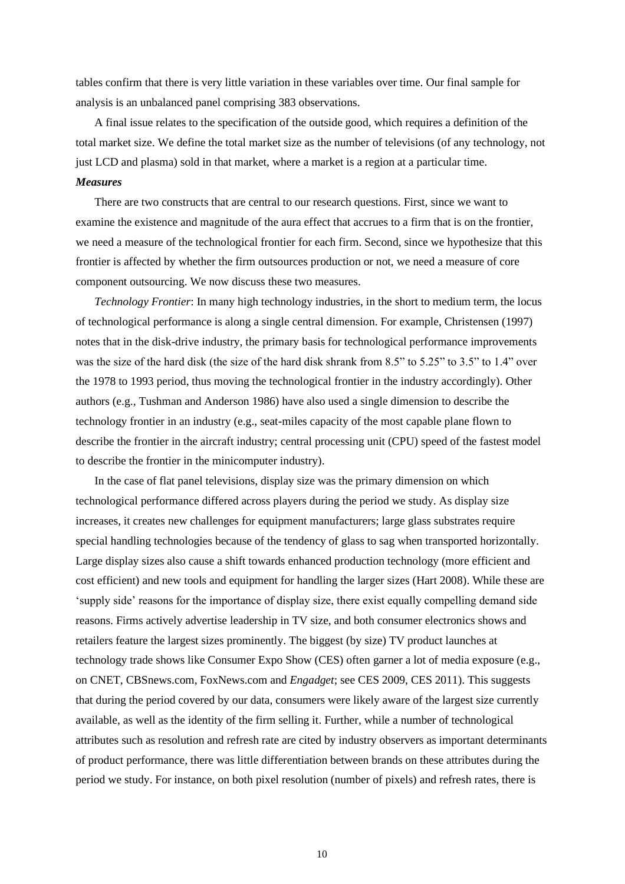tables confirm that there is very little variation in these variables over time. Our final sample for analysis is an unbalanced panel comprising 383 observations.

A final issue relates to the specification of the outside good, which requires a definition of the total market size. We define the total market size as the number of televisions (of any technology, not just LCD and plasma) sold in that market, where a market is a region at a particular time.

### *Measures*

There are two constructs that are central to our research questions. First, since we want to examine the existence and magnitude of the aura effect that accrues to a firm that is on the frontier, we need a measure of the technological frontier for each firm. Second, since we hypothesize that this frontier is affected by whether the firm outsources production or not, we need a measure of core component outsourcing. We now discuss these two measures.

*Technology Frontier*: In many high technology industries, in the short to medium term, the locus of technological performance is along a single central dimension. For example, Christensen (1997) notes that in the disk-drive industry, the primary basis for technological performance improvements was the size of the hard disk (the size of the hard disk shrank from 8.5" to 5.25" to 3.5" to 1.4" over the 1978 to 1993 period, thus moving the technological frontier in the industry accordingly). Other authors (e.g., Tushman and Anderson 1986) have also used a single dimension to describe the technology frontier in an industry (e.g., seat-miles capacity of the most capable plane flown to describe the frontier in the aircraft industry; central processing unit (CPU) speed of the fastest model to describe the frontier in the minicomputer industry).

In the case of flat panel televisions, display size was the primary dimension on which technological performance differed across players during the period we study. As display size increases, it creates new challenges for equipment manufacturers; large glass substrates require special handling technologies because of the tendency of glass to sag when transported horizontally. Large display sizes also cause a shift towards enhanced production technology (more efficient and cost efficient) and new tools and equipment for handling the larger sizes (Hart 2008). While these are 'supply side' reasons for the importance of display size, there exist equally compelling demand side reasons. Firms actively advertise leadership in TV size, and both consumer electronics shows and retailers feature the largest sizes prominently. The biggest (by size) TV product launches at technology trade shows like Consumer Expo Show (CES) often garner a lot of media exposure (e.g., on CNET, CBSnews.com, FoxNews.com and *Engadget*; see CES 2009, CES 2011). This suggests that during the period covered by our data, consumers were likely aware of the largest size currently available, as well as the identity of the firm selling it. Further, while a number of technological attributes such as resolution and refresh rate are cited by industry observers as important determinants of product performance, there was little differentiation between brands on these attributes during the period we study. For instance, on both pixel resolution (number of pixels) and refresh rates, there is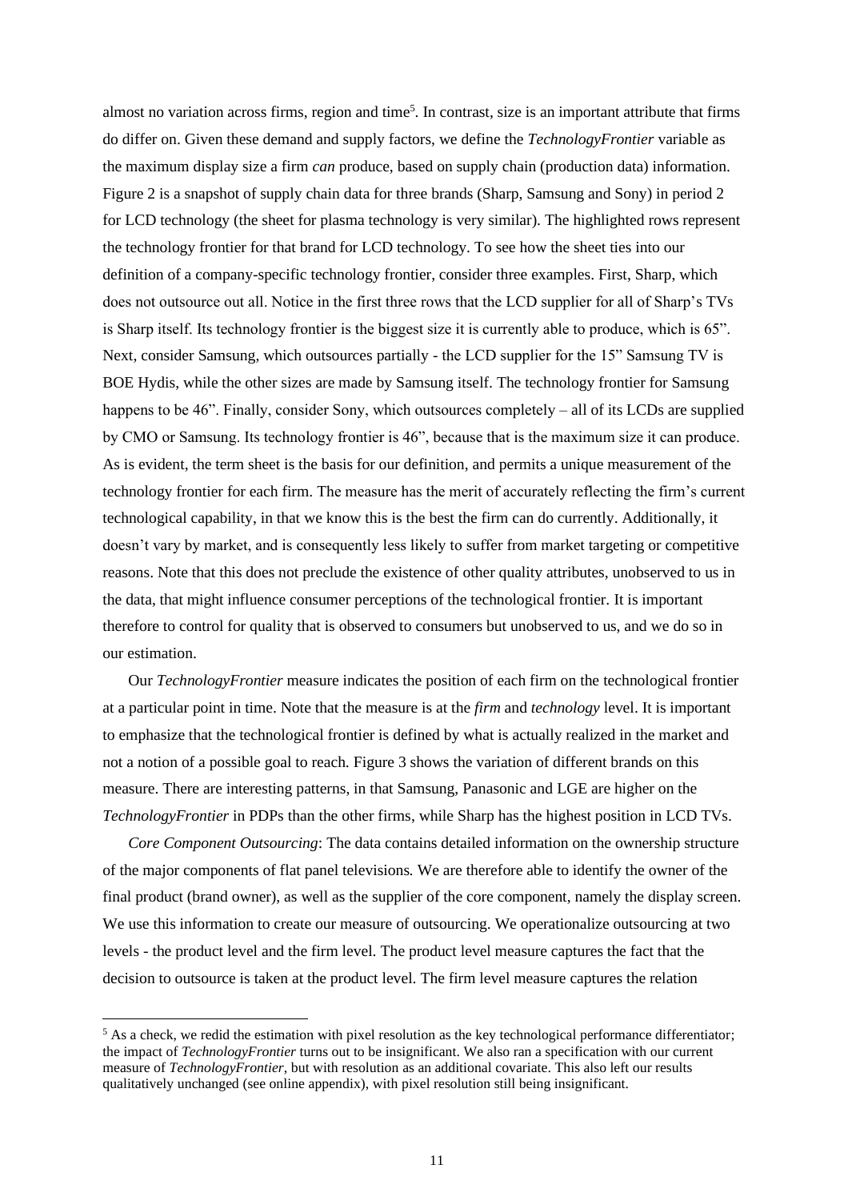almost no variation across firms, region and time[5]. In contrast, size is an important attribute that firms do differ on. Given these demand and supply factors, we define the *TechnologyFrontier* variable as the maximum display size a firm *can* produce, based on supply chain (production data) information. Figure 2 is a snapshot of supply chain data for three brands (Sharp, Samsung and Sony) in period 2 for LCD technology (the sheet for plasma technology is very similar). The highlighted rows represent the technology frontier for that brand for LCD technology. To see how the sheet ties into our definition of a company-specific technology frontier, consider three examples. First, Sharp, which does not outsource out all. Notice in the first three rows that the LCD supplier for all of Sharp's TVs is Sharp itself. Its technology frontier is the biggest size it is currently able to produce, which is 65". Next, consider Samsung, which outsources partially - the LCD supplier for the 15" Samsung TV is BOE Hydis, while the other sizes are made by Samsung itself. The technology frontier for Samsung happens to be 46". Finally, consider Sony, which outsources completely – all of its LCDs are supplied by CMO or Samsung. Its technology frontier is 46", because that is the maximum size it can produce. As is evident, the term sheet is the basis for our definition, and permits a unique measurement of the technology frontier for each firm. The measure has the merit of accurately reflecting the firm's current technological capability, in that we know this is the best the firm can do currently. Additionally, it doesn't vary by market, and is consequently less likely to suffer from market targeting or competitive reasons. Note that this does not preclude the existence of other quality attributes, unobserved to us in the data, that might influence consumer perceptions of the technological frontier. It is important therefore to control for quality that is observed to consumers but unobserved to us, and we do so in our estimation.

Our *TechnologyFrontier* measure indicates the position of each firm on the technological frontier at a particular point in time. Note that the measure is at the *firm* and *technology* level. It is important to emphasize that the technological frontier is defined by what is actually realized in the market and not a notion of a possible goal to reach. Figure 3 shows the variation of different brands on this measure. There are interesting patterns, in that Samsung, Panasonic and LGE are higher on the *TechnologyFrontier* in PDPs than the other firms, while Sharp has the highest position in LCD TVs.

*Core Component Outsourcing*: The data contains detailed information on the ownership structure of the major components of flat panel televisions. We are therefore able to identify the owner of the final product (brand owner), as well as the supplier of the core component, namely the display screen. We use this information to create our measure of outsourcing. We operationalize outsourcing at two levels - the product level and the firm level. The product level measure captures the fact that the decision to outsource is taken at the product level. The firm level measure captures the relation

[5] As a check, we redid the estimation with pixel resolution as the key technological performance differentiator; the impact of *TechnologyFrontier* turns out to be insignificant. We also ran a specification with our current measure of *TechnologyFrontier*, but with resolution as an additional covariate. This also left our results qualitatively unchanged (see online appendix), with pixel resolution still being insignificant.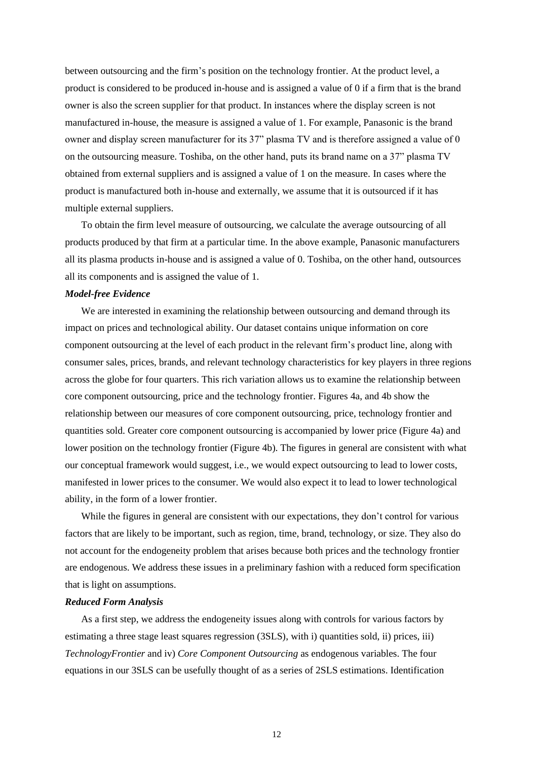between outsourcing and the firm's position on the technology frontier. At the product level, a product is considered to be produced in-house and is assigned a value of 0 if a firm that is the brand owner is also the screen supplier for that product. In instances where the display screen is not manufactured in-house, the measure is assigned a value of 1. For example, Panasonic is the brand owner and display screen manufacturer for its 37" plasma TV and is therefore assigned a value of 0 on the outsourcing measure. Toshiba, on the other hand, puts its brand name on a 37" plasma TV obtained from external suppliers and is assigned a value of 1 on the measure. In cases where the product is manufactured both in-house and externally, we assume that it is outsourced if it has multiple external suppliers.

To obtain the firm level measure of outsourcing, we calculate the average outsourcing of all products produced by that firm at a particular time. In the above example, Panasonic manufacturers all its plasma products in-house and is assigned a value of 0. Toshiba, on the other hand, outsources all its components and is assigned the value of 1.

***Model-free Evidence***

We are interested in examining the relationship between outsourcing and demand through its impact on prices and technological ability. Our dataset contains unique information on core component outsourcing at the level of each product in the relevant firm's product line, along with consumer sales, prices, brands, and relevant technology characteristics for key players in three regions across the globe for four quarters. This rich variation allows us to examine the relationship between core component outsourcing, price and the technology frontier. Figures 4a, and 4b show the relationship between our measures of core component outsourcing, price, technology frontier and quantities sold. Greater core component outsourcing is accompanied by lower price (Figure 4a) and lower position on the technology frontier (Figure 4b). The figures in general are consistent with what our conceptual framework would suggest, i.e., we would expect outsourcing to lead to lower costs, manifested in lower prices to the consumer. We would also expect it to lead to lower technological ability, in the form of a lower frontier.

While the figures in general are consistent with our expectations, they don't control for various factors that are likely to be important, such as region, time, brand, technology, or size. They also do not account for the endogeneity problem that arises because both prices and the technology frontier are endogenous. We address these issues in a preliminary fashion with a reduced form specification that is light on assumptions.

***Reduced Form Analysis***

As a first step, we address the endogeneity issues along with controls for various factors by estimating a three stage least squares regression (3SLS), with i) quantities sold, ii) prices, iii) *TechnologyFrontier* and iv) *Core Component Outsourcing* as endogenous variables. The four equations in our 3SLS can be usefully thought of as a series of 2SLS estimations. Identification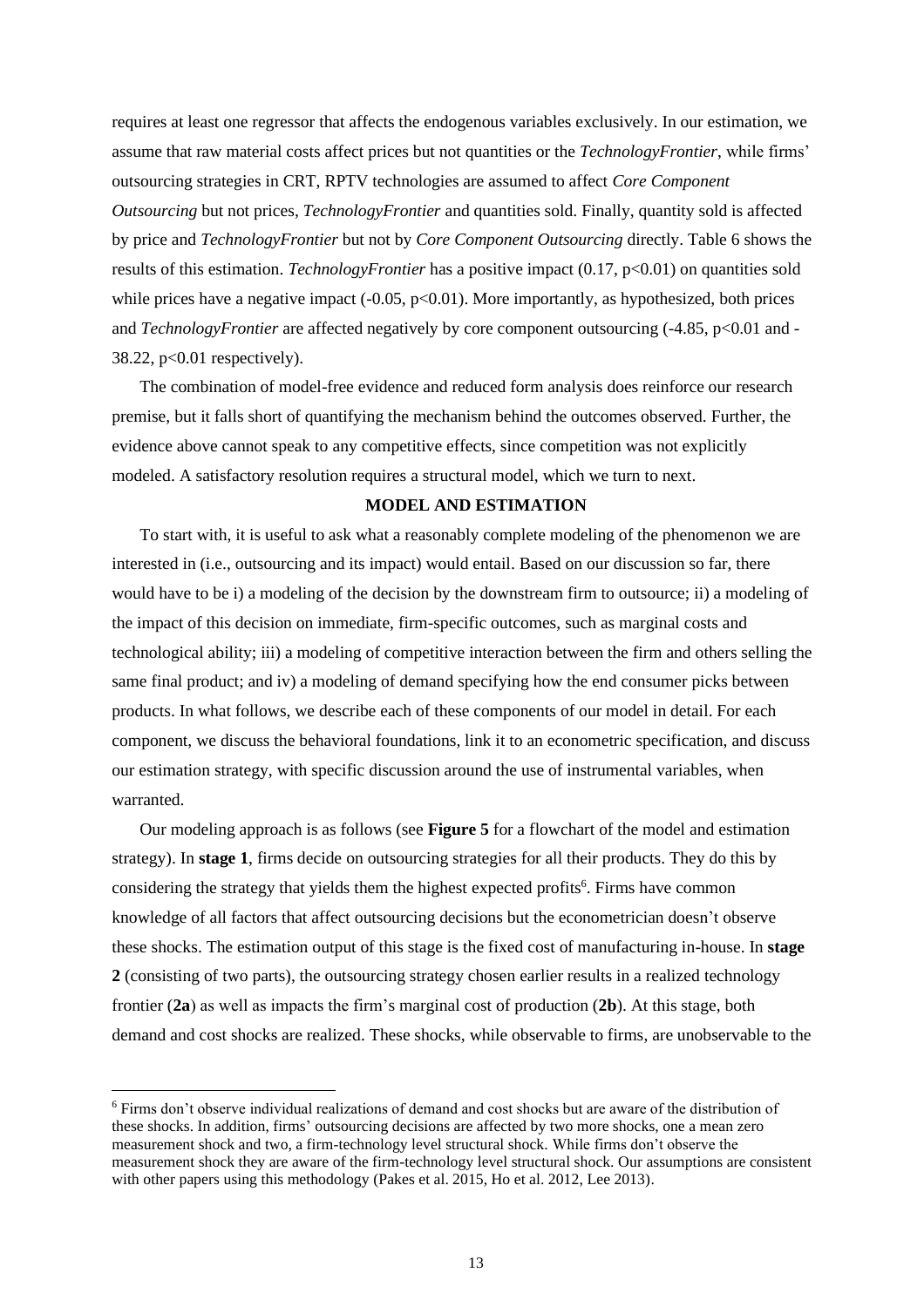requires at least one regressor that affects the endogenous variables exclusively. In our estimation, we assume that raw material costs affect prices but not quantities or the *TechnologyFrontier*, while firms' outsourcing strategies in CRT, RPTV technologies are assumed to affect *Core Component Outsourcing* but not prices, *TechnologyFrontier* and quantities sold. Finally, quantity sold is affected by price and *TechnologyFrontier* but not by *Core Component Outsourcing* directly. Table 6 shows the results of this estimation. *TechnologyFrontier* has a positive impact (0.17, $p<0.01$) on quantities sold while prices have a negative impact (-0.05, $p<0.01$). More importantly, as hypothesized, both prices and *TechnologyFrontier* are affected negatively by core component outsourcing (-4.85, $p<0.01$ and -38.22, $p<0.01$ respectively).

The combination of model-free evidence and reduced form analysis does reinforce our research premise, but it falls short of quantifying the mechanism behind the outcomes observed. Further, the evidence above cannot speak to any competitive effects, since competition was not explicitly modeled. A satisfactory resolution requires a structural model, which we turn to next.

## MODEL AND ESTIMATION

To start with, it is useful to ask what a reasonably complete modeling of the phenomenon we are interested in (i.e., outsourcing and its impact) would entail. Based on our discussion so far, there would have to be i) a modeling of the decision by the downstream firm to outsource; ii) a modeling of the impact of this decision on immediate, firm-specific outcomes, such as marginal costs and technological ability; iii) a modeling of competitive interaction between the firm and others selling the same final product; and iv) a modeling of demand specifying how the end consumer picks between products. In what follows, we describe each of these components of our model in detail. For each component, we discuss the behavioral foundations, link it to an econometric specification, and discuss our estimation strategy, with specific discussion around the use of instrumental variables, when warranted.

Our modeling approach is as follows (see **Figure 5** for a flowchart of the model and estimation strategy). In **stage 1**, firms decide on outsourcing strategies for all their products. They do this by considering the strategy that yields them the highest expected profits[6]. Firms have common knowledge of all factors that affect outsourcing decisions but the econometrician doesn't observe these shocks. The estimation output of this stage is the fixed cost of manufacturing in-house. In **stage 2** (consisting of two parts), the outsourcing strategy chosen earlier results in a realized technology frontier (**2a**) as well as impacts the firm's marginal cost of production (**2b**). At this stage, both demand and cost shocks are realized. These shocks, while observable to firms, are unobservable to the

[6] Firms don't observe individual realizations of demand and cost shocks but are aware of the distribution of these shocks. In addition, firms' outsourcing decisions are affected by two more shocks, one a mean zero measurement shock and two, a firm-technology level structural shock. While firms don't observe the measurement shock they are aware of the firm-technology level structural shock. Our assumptions are consistent with other papers using this methodology (Pakes et al. 2015, Ho et al. 2012, Lee 2013).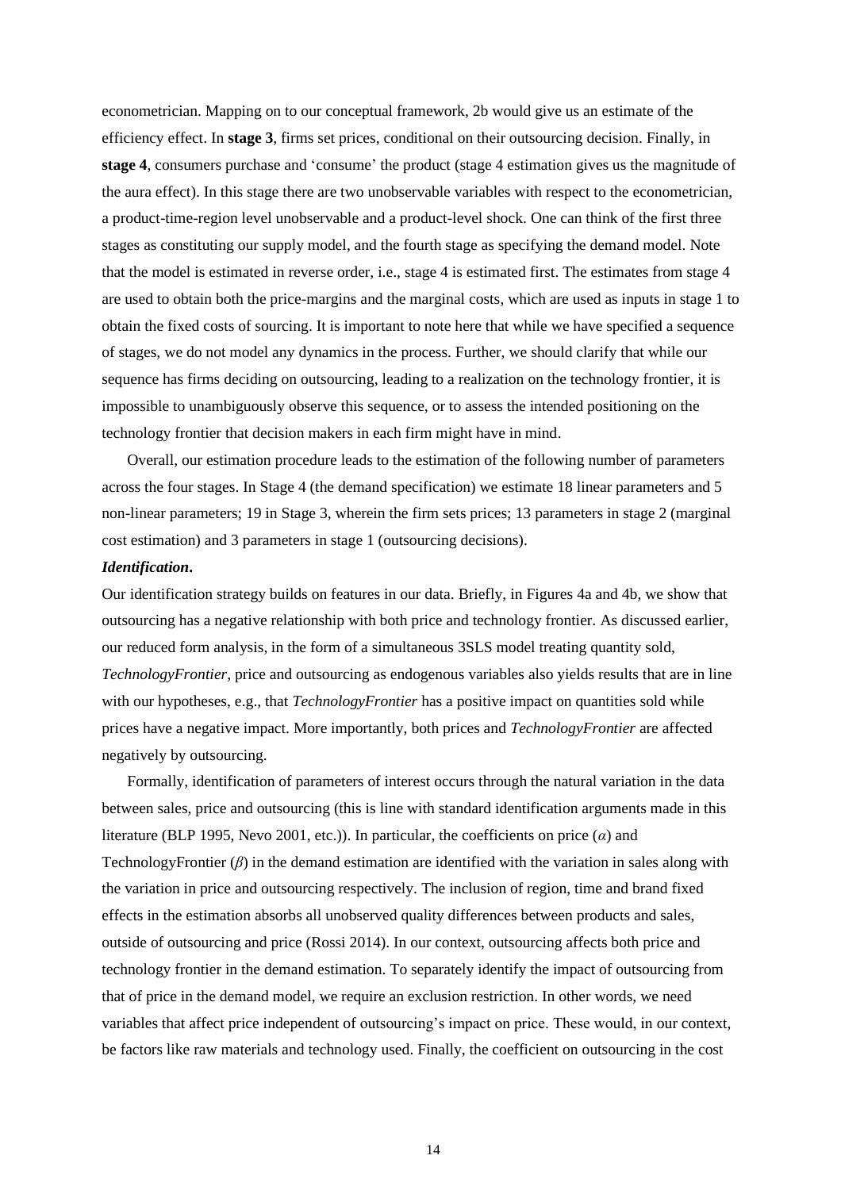econometrician. Mapping on to our conceptual framework, 2b would give us an estimate of the efficiency effect. In **stage 3**, firms set prices, conditional on their outsourcing decision. Finally, in **stage 4**, consumers purchase and 'consume' the product (stage 4 estimation gives us the magnitude of the aura effect). In this stage there are two unobservable variables with respect to the econometrician, a product-time-region level unobservable and a product-level shock. One can think of the first three stages as constituting our supply model, and the fourth stage as specifying the demand model. Note that the model is estimated in reverse order, i.e., stage 4 is estimated first. The estimates from stage 4 are used to obtain both the price-margins and the marginal costs, which are used as inputs in stage 1 to obtain the fixed costs of sourcing. It is important to note here that while we have specified a sequence of stages, we do not model any dynamics in the process. Further, we should clarify that while our sequence has firms deciding on outsourcing, leading to a realization on the technology frontier, it is impossible to unambiguously observe this sequence, or to assess the intended positioning on the technology frontier that decision makers in each firm might have in mind.

Overall, our estimation procedure leads to the estimation of the following number of parameters across the four stages. In Stage 4 (the demand specification) we estimate 18 linear parameters and 5 non-linear parameters; 19 in Stage 3, wherein the firm sets prices; 13 parameters in stage 2 (marginal cost estimation) and 3 parameters in stage 1 (outsourcing decisions).

***Identification*.**

Our identification strategy builds on features in our data. Briefly, in Figures 4a and 4b, we show that outsourcing has a negative relationship with both price and technology frontier. As discussed earlier, our reduced form analysis, in the form of a simultaneous 3SLS model treating quantity sold, *TechnologyFrontier*, price and outsourcing as endogenous variables also yields results that are in line with our hypotheses, e.g., that *TechnologyFrontier* has a positive impact on quantities sold while prices have a negative impact. More importantly, both prices and *TechnologyFrontier* are affected negatively by outsourcing.

Formally, identification of parameters of interest occurs through the natural variation in the data between sales, price and outsourcing (this is line with standard identification arguments made in this literature (BLP 1995, Nevo 2001, etc.)). In particular, the coefficients on price ($\alpha$) and TechnologyFrontier ($\beta$) in the demand estimation are identified with the variation in sales along with the variation in price and outsourcing respectively. The inclusion of region, time and brand fixed effects in the estimation absorbs all unobserved quality differences between products and sales, outside of outsourcing and price (Rossi 2014). In our context, outsourcing affects both price and technology frontier in the demand estimation. To separately identify the impact of outsourcing from that of price in the demand model, we require an exclusion restriction. In other words, we need variables that affect price independent of outsourcing's impact on price. These would, in our context, be factors like raw materials and technology used. Finally, the coefficient on outsourcing in the cost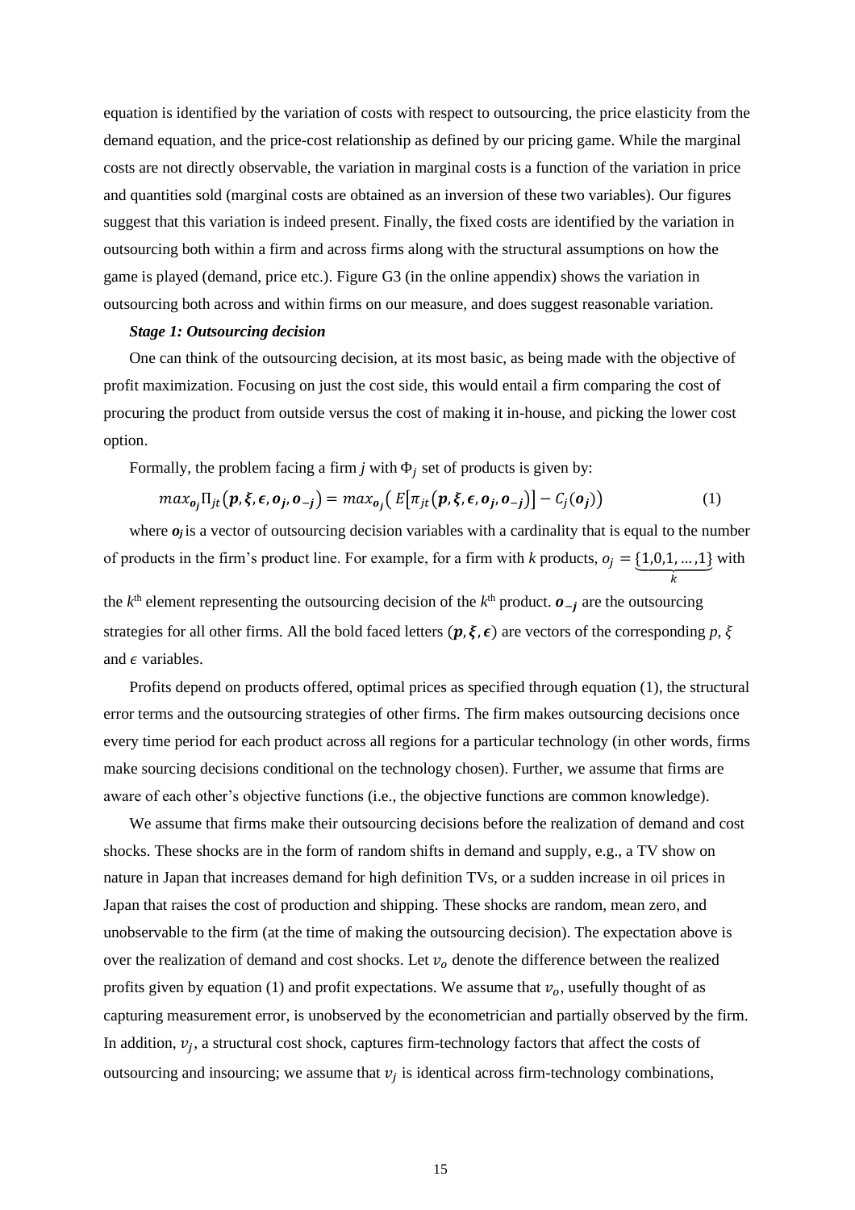equation is identified by the variation of costs with respect to outsourcing, the price elasticity from the demand equation, and the price-cost relationship as defined by our pricing game. While the marginal costs are not directly observable, the variation in marginal costs is a function of the variation in price and quantities sold (marginal costs are obtained as an inversion of these two variables). Our figures suggest that this variation is indeed present. Finally, the fixed costs are identified by the variation in outsourcing both within a firm and across firms along with the structural assumptions on how the game is played (demand, price etc.). Figure G3 (in the online appendix) shows the variation in outsourcing both across and within firms on our measure, and does suggest reasonable variation.

***Stage 1: Outsourcing decision***

One can think of the outsourcing decision, at its most basic, as being made with the objective of profit maximization. Focusing on just the cost side, this would entail a firm comparing the cost of procuring the product from outside versus the cost of making it in-house, and picking the lower cost option.

Formally, the problem facing a firm $j$ with $\Phi_j$ set of products is given by:

$$max_{\boldsymbol{o_j}} \Pi_{jt}\left(\boldsymbol{p}, \boldsymbol{\xi}, \boldsymbol{\epsilon}, \boldsymbol{o_j}, \boldsymbol{o_{-j}}\right) = max_{\boldsymbol{o_j}}\left( E\left[\pi_{jt}\left(\boldsymbol{p}, \boldsymbol{\xi}, \boldsymbol{\epsilon}, \boldsymbol{o_j}, \boldsymbol{o_{-j}}\right)\right] - C_j(\boldsymbol{o_j})\right) \tag{1}$$

where $\boldsymbol{o_j}$ is a vector of outsourcing decision variables with a cardinality that is equal to the number of products in the firm's product line. For example, for a firm with $k$ products, $o_j = \underbrace{\{1,0,1,\ldots,1\}}_{k}$ with the $k^{\text{th}}$ element representing the outsourcing decision of the $k^{\text{th}}$ product. $\boldsymbol{o_{-j}}$ are the outsourcing strategies for all other firms. All the bold faced letters ($\boldsymbol{p}, \boldsymbol{\xi}, \boldsymbol{\epsilon}$) are vectors of the corresponding $p$, $\xi$ and $\epsilon$ variables.

Profits depend on products offered, optimal prices as specified through equation (1), the structural error terms and the outsourcing strategies of other firms. The firm makes outsourcing decisions once every time period for each product across all regions for a particular technology (in other words, firms make sourcing decisions conditional on the technology chosen). Further, we assume that firms are aware of each other's objective functions (i.e., the objective functions are common knowledge).

We assume that firms make their outsourcing decisions before the realization of demand and cost shocks. These shocks are in the form of random shifts in demand and supply, e.g., a TV show on nature in Japan that increases demand for high definition TVs, or a sudden increase in oil prices in Japan that raises the cost of production and shipping. These shocks are random, mean zero, and unobservable to the firm (at the time of making the outsourcing decision). The expectation above is over the realization of demand and cost shocks. Let $v_o$ denote the difference between the realized profits given by equation (1) and profit expectations. We assume that $v_o$, usefully thought of as capturing measurement error, is unobserved by the econometrician and partially observed by the firm. In addition, $v_j$, a structural cost shock, captures firm-technology factors that affect the costs of outsourcing and insourcing; we assume that $v_j$ is identical across firm-technology combinations,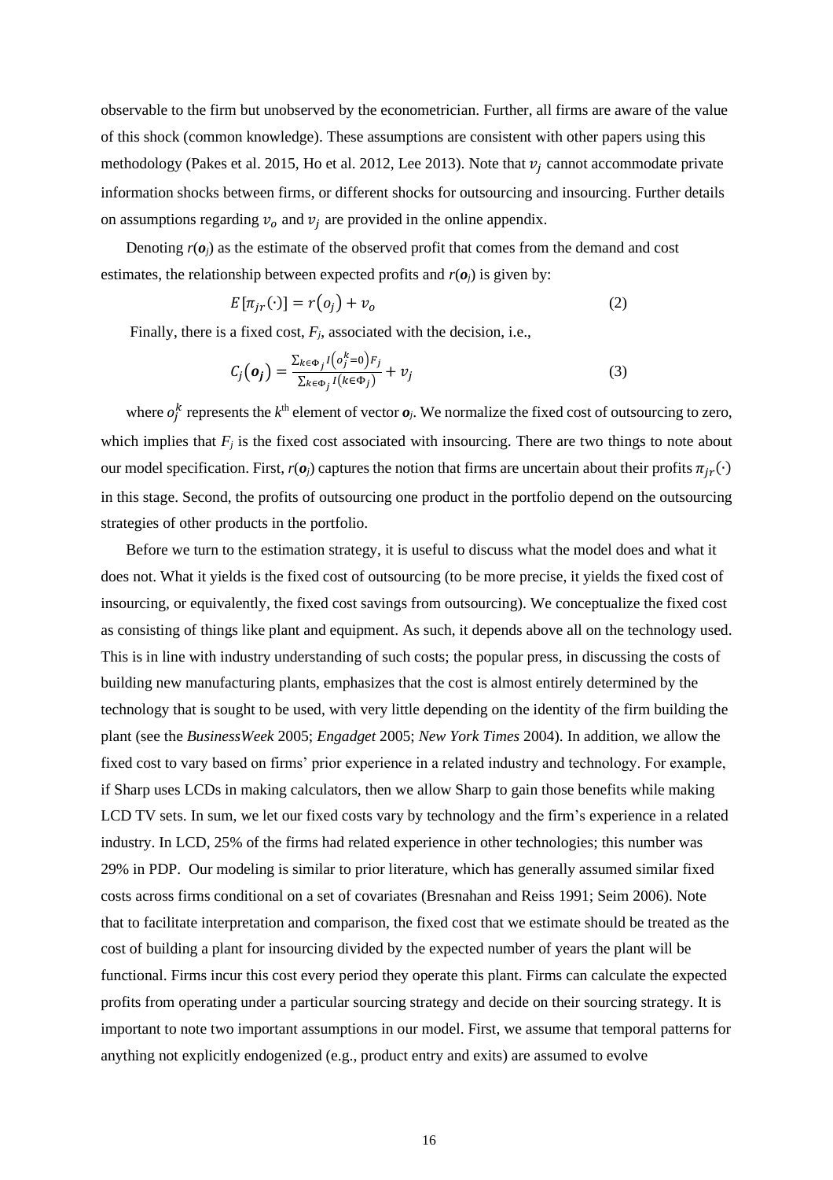observable to the firm but unobserved by the econometrician. Further, all firms are aware of the value of this shock (common knowledge). These assumptions are consistent with other papers using this methodology (Pakes et al. 2015, Ho et al. 2012, Lee 2013). Note that $v_j$ cannot accommodate private information shocks between firms, or different shocks for outsourcing and insourcing. Further details on assumptions regarding $v_o$ and $v_j$ are provided in the online appendix.

Denoting $r(\boldsymbol{o}_j)$ as the estimate of the observed profit that comes from the demand and cost estimates, the relationship between expected profits and $r(\boldsymbol{o}_j)$ is given by:

$$E[\pi_{jr}(\cdot)] = r(o_j) + v_o \tag{2}$$

Finally, there is a fixed cost, $F_j$, associated with the decision, i.e.,

$$C_j(\boldsymbol{o_j}) = \frac{\sum_{k\in\Phi_j} I(o_j^k = 0) F_j}{\sum_{k\in\Phi_j} I(k \in \Phi_j)} + v_j \tag{3}$$

where $o_j^k$ represents the $k^{\text{th}}$ element of vector $\boldsymbol{o}_j$. We normalize the fixed cost of outsourcing to zero, which implies that $F_j$ is the fixed cost associated with insourcing. There are two things to note about our model specification. First, $r(\boldsymbol{o}_j)$ captures the notion that firms are uncertain about their profits $\pi_{jr}(\cdot)$ in this stage. Second, the profits of outsourcing one product in the portfolio depend on the outsourcing strategies of other products in the portfolio.

Before we turn to the estimation strategy, it is useful to discuss what the model does and what it does not. What it yields is the fixed cost of outsourcing (to be more precise, it yields the fixed cost of insourcing, or equivalently, the fixed cost savings from outsourcing). We conceptualize the fixed cost as consisting of things like plant and equipment. As such, it depends above all on the technology used. This is in line with industry understanding of such costs; the popular press, in discussing the costs of building new manufacturing plants, emphasizes that the cost is almost entirely determined by the technology that is sought to be used, with very little depending on the identity of the firm building the plant (see the *BusinessWeek* 2005; *Engadget* 2005; *New York Times* 2004). In addition, we allow the fixed cost to vary based on firms' prior experience in a related industry and technology. For example, if Sharp uses LCDs in making calculators, then we allow Sharp to gain those benefits while making LCD TV sets. In sum, we let our fixed costs vary by technology and the firm's experience in a related industry. In LCD, 25% of the firms had related experience in other technologies; this number was 29% in PDP. Our modeling is similar to prior literature, which has generally assumed similar fixed costs across firms conditional on a set of covariates (Bresnahan and Reiss 1991; Seim 2006). Note that to facilitate interpretation and comparison, the fixed cost that we estimate should be treated as the cost of building a plant for insourcing divided by the expected number of years the plant will be functional. Firms incur this cost every period they operate this plant. Firms can calculate the expected profits from operating under a particular sourcing strategy and decide on their sourcing strategy. It is important to note two important assumptions in our model. First, we assume that temporal patterns for anything not explicitly endogenized (e.g., product entry and exits) are assumed to evolve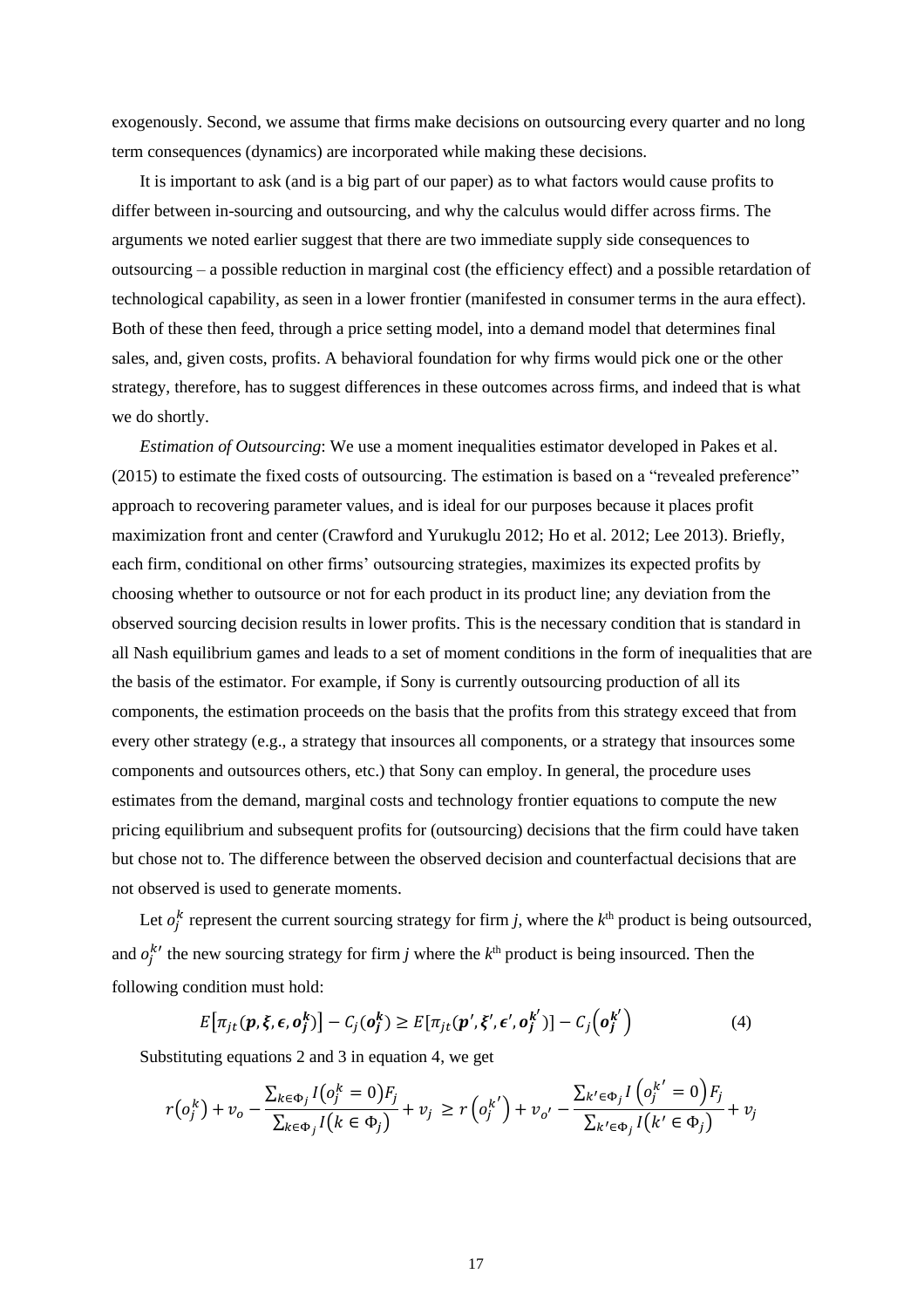exogenously. Second, we assume that firms make decisions on outsourcing every quarter and no long term consequences (dynamics) are incorporated while making these decisions.

It is important to ask (and is a big part of our paper) as to what factors would cause profits to differ between in-sourcing and outsourcing, and why the calculus would differ across firms. The arguments we noted earlier suggest that there are two immediate supply side consequences to outsourcing – a possible reduction in marginal cost (the efficiency effect) and a possible retardation of technological capability, as seen in a lower frontier (manifested in consumer terms in the aura effect). Both of these then feed, through a price setting model, into a demand model that determines final sales, and, given costs, profits. A behavioral foundation for why firms would pick one or the other strategy, therefore, has to suggest differences in these outcomes across firms, and indeed that is what we do shortly.

*Estimation of Outsourcing*: We use a moment inequalities estimator developed in Pakes et al. (2015) to estimate the fixed costs of outsourcing. The estimation is based on a "revealed preference" approach to recovering parameter values, and is ideal for our purposes because it places profit maximization front and center (Crawford and Yurukuglu 2012; Ho et al. 2012; Lee 2013). Briefly, each firm, conditional on other firms' outsourcing strategies, maximizes its expected profits by choosing whether to outsource or not for each product in its product line; any deviation from the observed sourcing decision results in lower profits. This is the necessary condition that is standard in all Nash equilibrium games and leads to a set of moment conditions in the form of inequalities that are the basis of the estimator. For example, if Sony is currently outsourcing production of all its components, the estimation proceeds on the basis that the profits from this strategy exceed that from every other strategy (e.g., a strategy that insources all components, or a strategy that insources some components and outsources others, etc.) that Sony can employ. In general, the procedure uses estimates from the demand, marginal costs and technology frontier equations to compute the new pricing equilibrium and subsequent profits for (outsourcing) decisions that the firm could have taken but chose not to. The difference between the observed decision and counterfactual decisions that are not observed is used to generate moments.

Let $o_j^k$ represent the current sourcing strategy for firm $j$, where the $k^{\text{th}}$ product is being outsourced, and $o_j^{k'}$ the new sourcing strategy for firm $j$ where the $k^{\text{th}}$ product is being insourced. Then the following condition must hold:

$$E\left[\pi_{jt}(\boldsymbol{p}, \boldsymbol{\xi}, \boldsymbol{\epsilon}, \boldsymbol{o_j^k})\right] - C_j(\boldsymbol{o_j^k}) \geq E[\pi_{jt}(\boldsymbol{p'}, \boldsymbol{\xi'}, \boldsymbol{\epsilon'}, \boldsymbol{o_j^{k'}})] - C_j\left(\boldsymbol{o_j^{k'}}\right) \tag{4}$$

Substituting equations 2 and 3 in equation 4, we get

$$r\left(o_j^k\right) + v_o - \frac{\sum_{k \in \Phi_j} I\left(o_j^k = 0\right) F_j}{\sum_{k \in \Phi_j} I\left(k \in \Phi_j\right)} + v_j \geq r\left(o_j^{k'}\right) + v_{o'} - \frac{\sum_{k' \in \Phi_j} I\left(o_j^{k'} = 0\right) F_j}{\sum_{k' \in \Phi_j} I\left(k' \in \Phi_j\right)} + v_j$$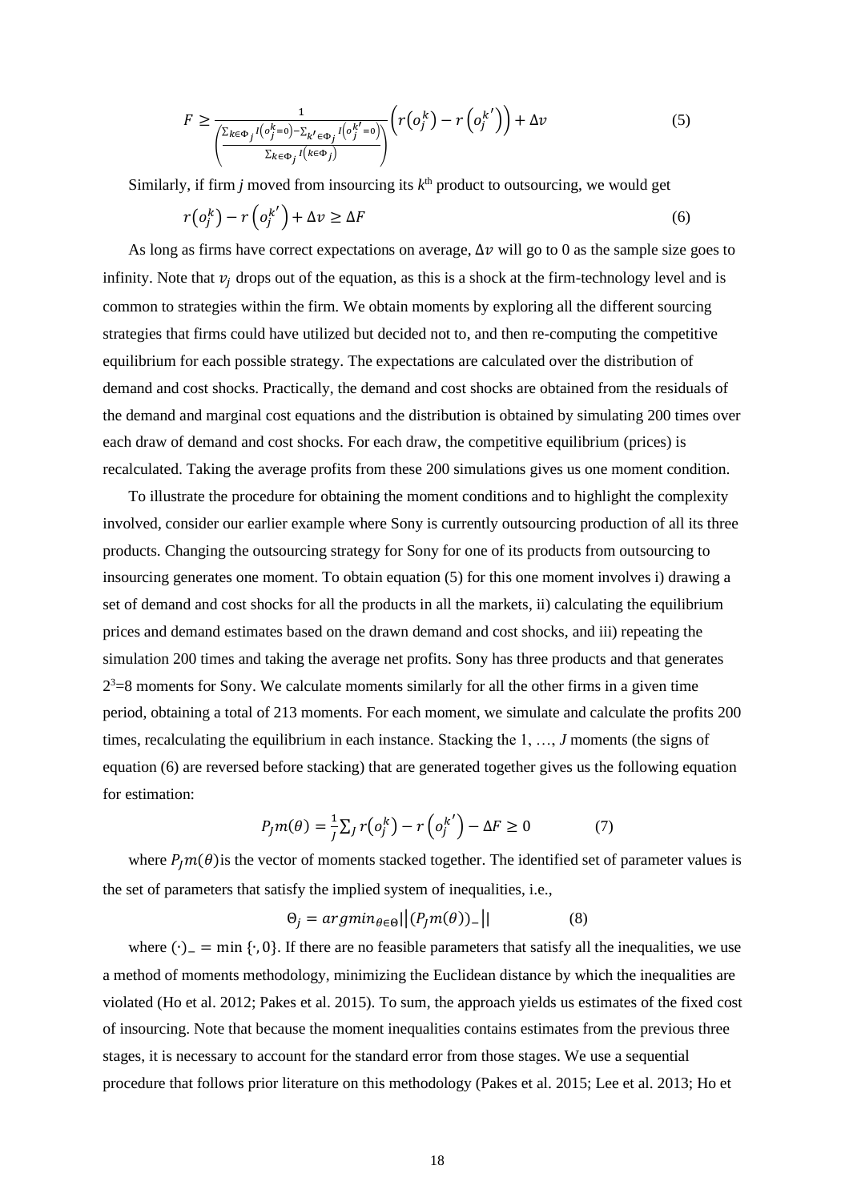$$F \geq \frac{1}{\left(\frac{\sum_{k\in\Phi_j} I\left(o_j^k=0\right)-\sum_{k'\in\Phi_j} I\left(o_j^{k'}=0\right)}{\sum_{k\in\Phi_j} I\left(k\in\Phi_j\right)}\right)}\left(r\left(o_j^k\right)-r\left(o_j^{k'}\right)\right)+\Delta v \tag{5}$$

Similarly, if firm *j* moved from insourcing its $k^{\text{th}}$ product to outsourcing, we would get

$$r\left(o_j^k\right)-r\left(o_j^{k'}\right)+\Delta v \geq \Delta F \tag{6}$$

As long as firms have correct expectations on average, $\Delta v$ will go to 0 as the sample size goes to infinity. Note that $v_j$ drops out of the equation, as this is a shock at the firm-technology level and is common to strategies within the firm. We obtain moments by exploring all the different sourcing strategies that firms could have utilized but decided not to, and then re-computing the competitive equilibrium for each possible strategy. The expectations are calculated over the distribution of demand and cost shocks. Practically, the demand and cost shocks are obtained from the residuals of the demand and marginal cost equations and the distribution is obtained by simulating 200 times over each draw of demand and cost shocks. For each draw, the competitive equilibrium (prices) is recalculated. Taking the average profits from these 200 simulations gives us one moment condition.

To illustrate the procedure for obtaining the moment conditions and to highlight the complexity involved, consider our earlier example where Sony is currently outsourcing production of all its three products. Changing the outsourcing strategy for Sony for one of its products from outsourcing to insourcing generates one moment. To obtain equation (5) for this one moment involves i) drawing a set of demand and cost shocks for all the products in all the markets, ii) calculating the equilibrium prices and demand estimates based on the drawn demand and cost shocks, and iii) repeating the simulation 200 times and taking the average net profits. Sony has three products and that generates $2^3$=8 moments for Sony. We calculate moments similarly for all the other firms in a given time period, obtaining a total of 213 moments. For each moment, we simulate and calculate the profits 200 times, recalculating the equilibrium in each instance. Stacking the 1, …, *J* moments (the signs of equation (6) are reversed before stacking) that are generated together gives us the following equation for estimation:

$$P_J m(\theta) = \frac{1}{J}\sum_J r\left(o_j^k\right)-r\left(o_j^{k'}\right)-\Delta F \geq 0 \tag{7}$$

where $P_J m(\theta)$ is the vector of moments stacked together. The identified set of parameter values is the set of parameters that satisfy the implied system of inequalities, i.e.,

$$\Theta_j = argmin_{\theta\in\Theta}\left|\left|(P_J m(\theta))_-\right|\right| \tag{8}$$

where $(\cdot)_- = \min\{\cdot, 0\}$. If there are no feasible parameters that satisfy all the inequalities, we use a method of moments methodology, minimizing the Euclidean distance by which the inequalities are violated (Ho et al. 2012; Pakes et al. 2015). To sum, the approach yields us estimates of the fixed cost of insourcing. Note that because the moment inequalities contains estimates from the previous three stages, it is necessary to account for the standard error from those stages. We use a sequential procedure that follows prior literature on this methodology (Pakes et al. 2015; Lee et al. 2013; Ho et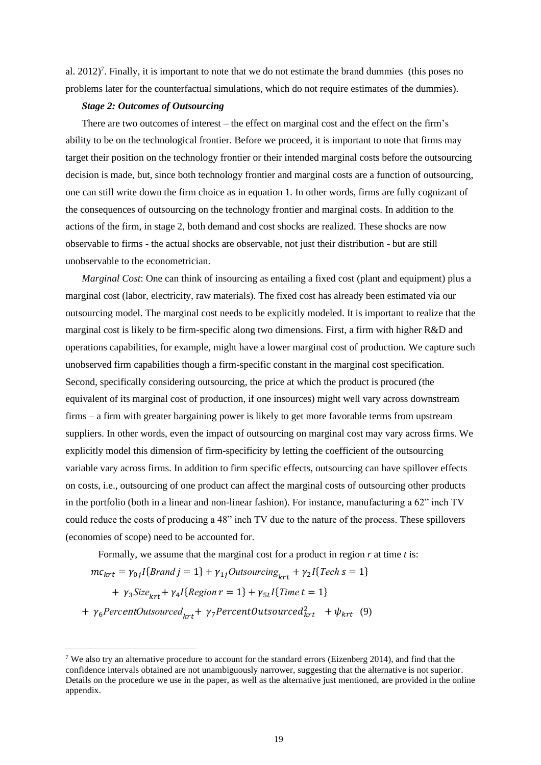al. 2012)[7]. Finally, it is important to note that we do not estimate the brand dummies (this poses no problems later for the counterfactual simulations, which do not require estimates of the dummies).

***Stage 2: Outcomes of Outsourcing***

There are two outcomes of interest – the effect on marginal cost and the effect on the firm's ability to be on the technological frontier. Before we proceed, it is important to note that firms may target their position on the technology frontier or their intended marginal costs before the outsourcing decision is made, but, since both technology frontier and marginal costs are a function of outsourcing, one can still write down the firm choice as in equation 1. In other words, firms are fully cognizant of the consequences of outsourcing on the technology frontier and marginal costs. In addition to the actions of the firm, in stage 2, both demand and cost shocks are realized. These shocks are now observable to firms - the actual shocks are observable, not just their distribution - but are still unobservable to the econometrician.

*Marginal Cost*: One can think of insourcing as entailing a fixed cost (plant and equipment) plus a marginal cost (labor, electricity, raw materials). The fixed cost has already been estimated via our outsourcing model. The marginal cost needs to be explicitly modeled. It is important to realize that the marginal cost is likely to be firm-specific along two dimensions. First, a firm with higher R&D and operations capabilities, for example, might have a lower marginal cost of production. We capture such unobserved firm capabilities though a firm-specific constant in the marginal cost specification. Second, specifically considering outsourcing, the price at which the product is procured (the equivalent of its marginal cost of production, if one insources) might well vary across downstream firms – a firm with greater bargaining power is likely to get more favorable terms from upstream suppliers. In other words, even the impact of outsourcing on marginal cost may vary across firms. We explicitly model this dimension of firm-specificity by letting the coefficient of the outsourcing variable vary across firms. In addition to firm specific effects, outsourcing can have spillover effects on costs, i.e., outsourcing of one product can affect the marginal costs of outsourcing other products in the portfolio (both in a linear and non-linear fashion). For instance, manufacturing a 62" inch TV could reduce the costs of producing a 48" inch TV due to the nature of the process. These spillovers (economies of scope) need to be accounted for.

Formally, we assume that the marginal cost for a product in region *r* at time *t* is:

$$mc_{krt} = \gamma_{0j} I\{Brand\ j = 1\} + \gamma_{1j} Outsourcing_{krt} + \gamma_2 I\{Tech\ s = 1\} + \gamma_3 Size_{krt} + \gamma_4 I\{Region\ r = 1\} + \gamma_{5t} I\{Time\ t = 1\} + \gamma_6 PercentOutsourced_{krt} + \gamma_7 PercentOutsourced^2_{krt} + \psi_{krt} \quad (9)$$

[7] We also try an alternative procedure to account for the standard errors (Eizenberg 2014), and find that the confidence intervals obtained are not unambiguously narrower, suggesting that the alternative is not superior. Details on the procedure we use in the paper, as well as the alternative just mentioned, are provided in the online appendix.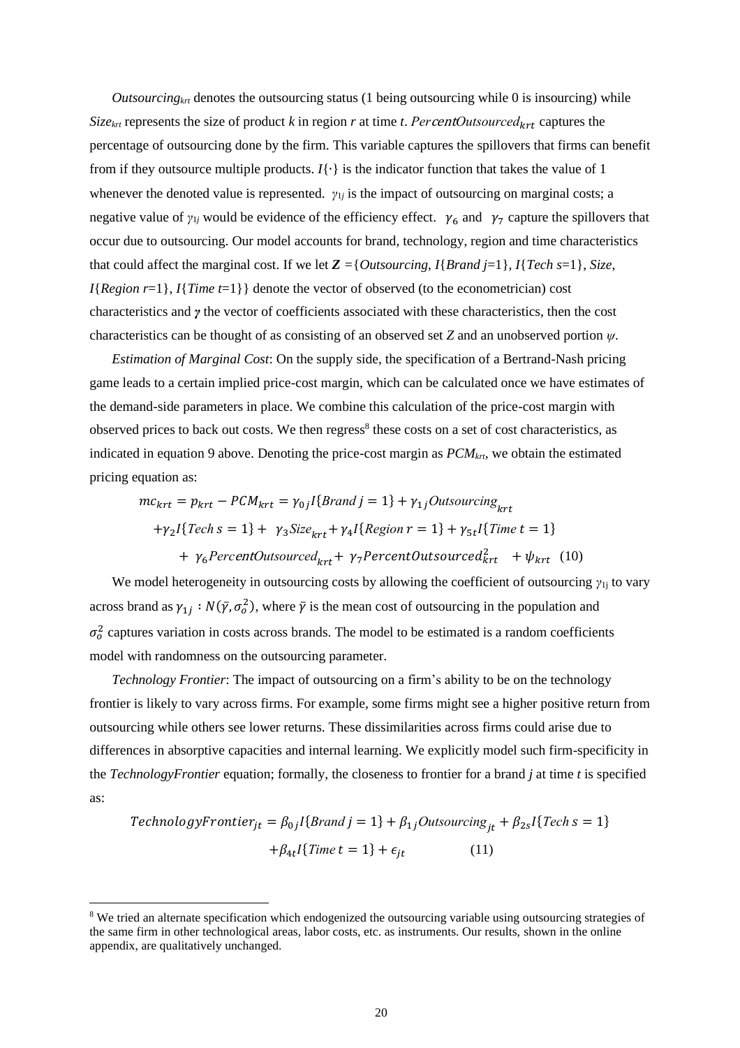*Outsourcing*$_{krt}$ denotes the outsourcing status (1 being outsourcing while 0 is insourcing) while *Size*$_{krt}$ represents the size of product *k* in region *r* at time *t*. $PercentOutsourced_{krt}$ captures the percentage of outsourcing done by the firm. This variable captures the spillovers that firms can benefit from if they outsource multiple products. $I\{\cdot\}$ is the indicator function that takes the value of 1 whenever the denoted value is represented. $\gamma_{1j}$ is the impact of outsourcing on marginal costs; a negative value of $\gamma_{1j}$ would be evidence of the efficiency effect. $\gamma_6$ and $\gamma_7$ capture the spillovers that occur due to outsourcing. Our model accounts for brand, technology, region and time characteristics that could affect the marginal cost. If we let $\boldsymbol{Z}$ ={*Outsourcing*, $I$\{*Brand j*=1\}, $I$\{*Tech s*=1\}, *Size*, $I$\{*Region r*=1\}, $I$\{*Time t*=1\}\} denote the vector of observed (to the econometrician) cost characteristics and $\boldsymbol{\gamma}$ the vector of coefficients associated with these characteristics, then the cost characteristics can be thought of as consisting of an observed set *Z* and an unobserved portion $\psi$.

*Estimation of Marginal Cost*: On the supply side, the specification of a Bertrand-Nash pricing game leads to a certain implied price-cost margin, which can be calculated once we have estimates of the demand-side parameters in place. We combine this calculation of the price-cost margin with observed prices to back out costs. We then regress[8] these costs on a set of cost characteristics, as indicated in equation 9 above. Denoting the price-cost margin as *PCM*$_{krt}$, we obtain the estimated pricing equation as:

$$
\begin{aligned}
mc_{krt} = p_{krt} - PCM_{krt} &= \gamma_{0j} I\{Brand\ j = 1\} + \gamma_{1j} Outsourcing_{krt} \\
&+ \gamma_2 I\{Tech\ s = 1\} + \gamma_3 Size_{krt} + \gamma_4 I\{Region\ r = 1\} + \gamma_{5t} I\{Time\ t = 1\} \\
&+ \gamma_6 PercentOutsourced_{krt} + \gamma_7 PercentOutsourced_{krt}^2 + \psi_{krt} \quad (10)
\end{aligned}
$$

We model heterogeneity in outsourcing costs by allowing the coefficient of outsourcing $\gamma_{1j}$ to vary across brand as $\gamma_{1j} : N(\bar{\gamma}, \sigma_o^2)$, where $\bar{\gamma}$ is the mean cost of outsourcing in the population and $\sigma_o^2$ captures variation in costs across brands. The model to be estimated is a random coefficients model with randomness on the outsourcing parameter.

*Technology Frontier*: The impact of outsourcing on a firm's ability to be on the technology frontier is likely to vary across firms. For example, some firms might see a higher positive return from outsourcing while others see lower returns. These dissimilarities across firms could arise due to differences in absorptive capacities and internal learning. We explicitly model such firm-specificity in the *TechnologyFrontier* equation; formally, the closeness to frontier for a brand *j* at time *t* is specified as:

$$
\begin{aligned}
TechnologyFrontier_{jt} = \beta_{0j} I\{Brand\ j = 1\} + \beta_{1j} Outsourcing_{jt} + \beta_{2s} I\{Tech\ s = 1\} \\
+ \beta_{4t} I\{Time\ t = 1\} + \epsilon_{jt} \qquad (11)
\end{aligned}
$$

[8] We tried an alternate specification which endogenized the outsourcing variable using outsourcing strategies of the same firm in other technological areas, labor costs, etc. as instruments. Our results, shown in the online appendix, are qualitatively unchanged.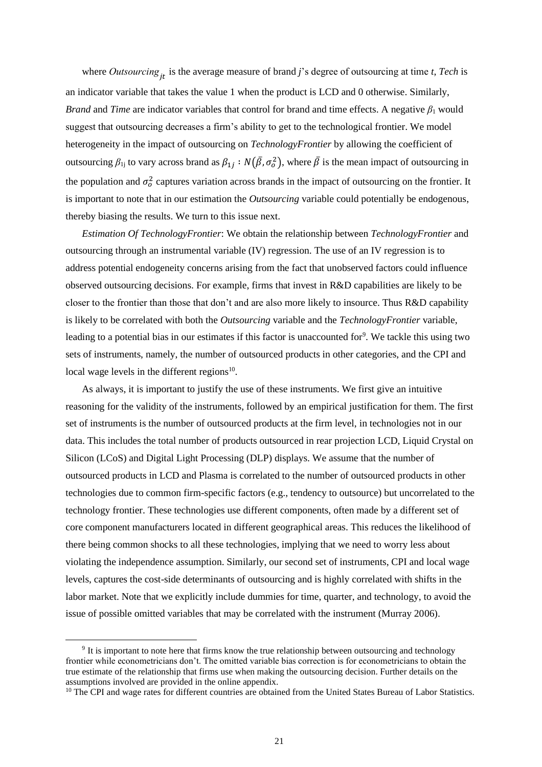where $Outsourcing_{jt}$ is the average measure of brand *j*'s degree of outsourcing at time *t*, *Tech* is an indicator variable that takes the value 1 when the product is LCD and 0 otherwise. Similarly, *Brand* and *Time* are indicator variables that control for brand and time effects. A negative $\beta_1$ would suggest that outsourcing decreases a firm's ability to get to the technological frontier. We model heterogeneity in the impact of outsourcing on *TechnologyFrontier* by allowing the coefficient of outsourcing $\beta_{1j}$ to vary across brand as $\beta_{1j} : N(\bar{\beta}, \sigma_o^2)$, where $\bar{\beta}$ is the mean impact of outsourcing in the population and $\sigma_o^2$ captures variation across brands in the impact of outsourcing on the frontier. It is important to note that in our estimation the *Outsourcing* variable could potentially be endogenous, thereby biasing the results. We turn to this issue next.

*Estimation Of TechnologyFrontier*: We obtain the relationship between *TechnologyFrontier* and outsourcing through an instrumental variable (IV) regression. The use of an IV regression is to address potential endogeneity concerns arising from the fact that unobserved factors could influence observed outsourcing decisions. For example, firms that invest in R&D capabilities are likely to be closer to the frontier than those that don't and are also more likely to insource. Thus R&D capability is likely to be correlated with both the *Outsourcing* variable and the *TechnologyFrontier* variable, leading to a potential bias in our estimates if this factor is unaccounted for[9]. We tackle this using two sets of instruments, namely, the number of outsourced products in other categories, and the CPI and local wage levels in the different regions[10].

As always, it is important to justify the use of these instruments. We first give an intuitive reasoning for the validity of the instruments, followed by an empirical justification for them. The first set of instruments is the number of outsourced products at the firm level, in technologies not in our data. This includes the total number of products outsourced in rear projection LCD, Liquid Crystal on Silicon (LCoS) and Digital Light Processing (DLP) displays. We assume that the number of outsourced products in LCD and Plasma is correlated to the number of outsourced products in other technologies due to common firm-specific factors (e.g., tendency to outsource) but uncorrelated to the technology frontier. These technologies use different components, often made by a different set of core component manufacturers located in different geographical areas. This reduces the likelihood of there being common shocks to all these technologies, implying that we need to worry less about violating the independence assumption. Similarly, our second set of instruments, CPI and local wage levels, captures the cost-side determinants of outsourcing and is highly correlated with shifts in the labor market. Note that we explicitly include dummies for time, quarter, and technology, to avoid the issue of possible omitted variables that may be correlated with the instrument (Murray 2006).

---

[9] It is important to note here that firms know the true relationship between outsourcing and technology frontier while econometricians don't. The omitted variable bias correction is for econometricians to obtain the true estimate of the relationship that firms use when making the outsourcing decision. Further details on the assumptions involved are provided in the online appendix.

[10] The CPI and wage rates for different countries are obtained from the United States Bureau of Labor Statistics.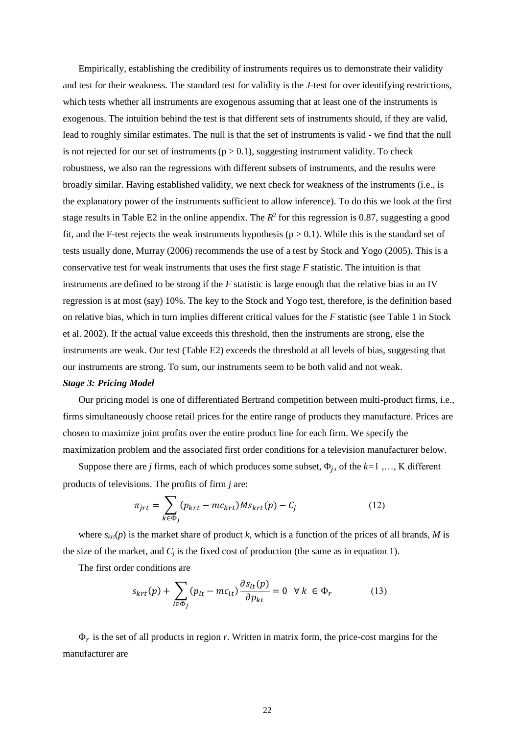Empirically, establishing the credibility of instruments requires us to demonstrate their validity and test for their weakness. The standard test for validity is the *J*-test for over identifying restrictions, which tests whether all instruments are exogenous assuming that at least one of the instruments is exogenous. The intuition behind the test is that different sets of instruments should, if they are valid, lead to roughly similar estimates. The null is that the set of instruments is valid - we find that the null is not rejected for our set of instruments ($p > 0.1$), suggesting instrument validity. To check robustness, we also ran the regressions with different subsets of instruments, and the results were broadly similar. Having established validity, we next check for weakness of the instruments (i.e., is the explanatory power of the instruments sufficient to allow inference). To do this we look at the first stage results in Table E2 in the online appendix. The $R^2$ for this regression is 0.87, suggesting a good fit, and the F-test rejects the weak instruments hypothesis ($p > 0.1$). While this is the standard set of tests usually done, Murray (2006) recommends the use of a test by Stock and Yogo (2005). This is a conservative test for weak instruments that uses the first stage *F* statistic. The intuition is that instruments are defined to be strong if the *F* statistic is large enough that the relative bias in an IV regression is at most (say) 10%. The key to the Stock and Yogo test, therefore, is the definition based on relative bias, which in turn implies different critical values for the *F* statistic (see Table 1 in Stock et al. 2002). If the actual value exceeds this threshold, then the instruments are strong, else the instruments are weak. Our test (Table E2) exceeds the threshold at all levels of bias, suggesting that our instruments are strong. To sum, our instruments seem to be both valid and not weak.

***Stage 3: Pricing Model***

Our pricing model is one of differentiated Bertrand competition between multi-product firms, i.e., firms simultaneously choose retail prices for the entire range of products they manufacture. Prices are chosen to maximize joint profits over the entire product line for each firm. We specify the maximization problem and the associated first order conditions for a television manufacturer below.

Suppose there are *j* firms, each of which produces some subset, $\Phi_j$, of the $k$=1 ,…, K different products of televisions. The profits of firm *j* are:

$$\pi_{jrt} = \sum_{k \in \Phi_j} (p_{krt} - mc_{krt}) M s_{krt}(p) - C_j \tag{12}$$

where $s_{krt}(p)$ is the market share of product *k*, which is a function of the prices of all brands, *M* is the size of the market, and $C_j$ is the fixed cost of production (the same as in equation 1).

The first order conditions are

$$s_{krt}(p) + \sum_{l \in \Phi_f} (p_{lt} - mc_{lt}) \frac{\partial s_{lt}(p)}{\partial p_{kt}} = 0 \quad \forall\, k \in \Phi_r \tag{13}$$

$\Phi_r$ is the set of all products in region *r*. Written in matrix form, the price-cost margins for the manufacturer are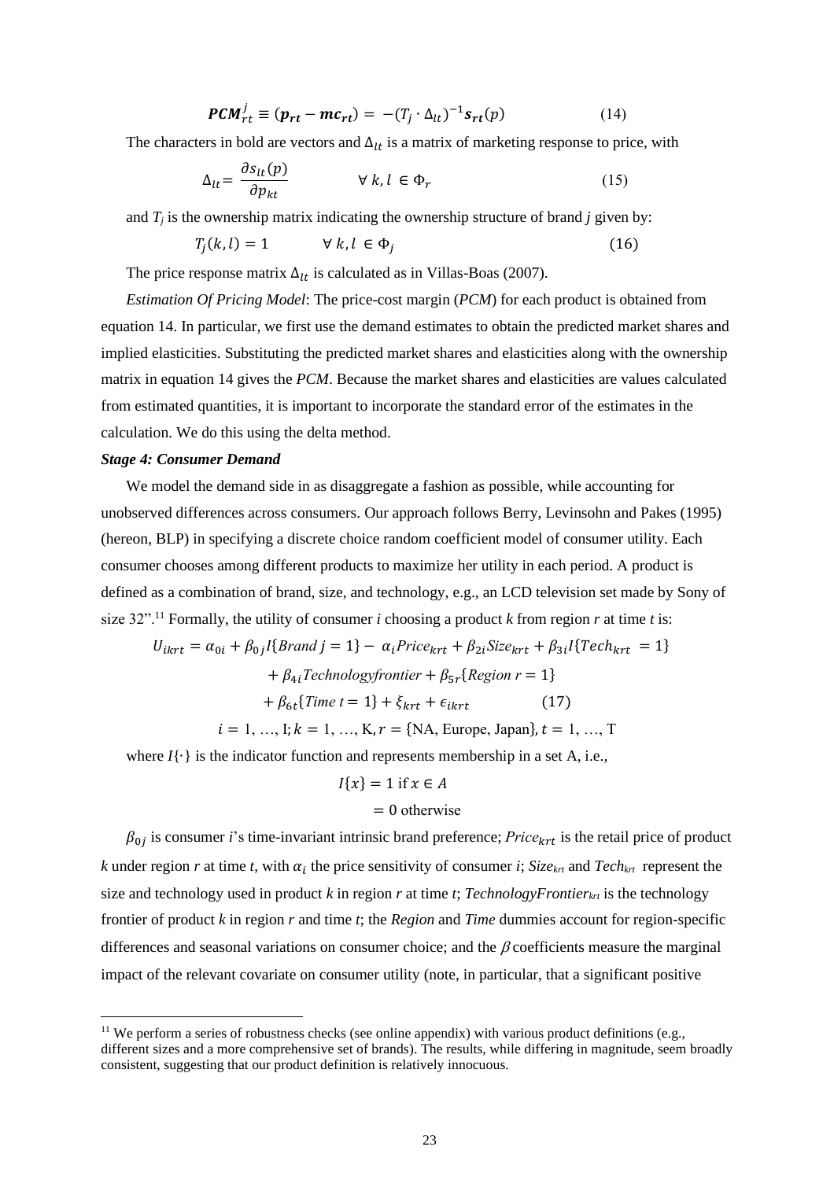$$\boldsymbol{PCM}_{rt}^{j} \equiv (\boldsymbol{p_{rt}} - \boldsymbol{mc_{rt}}) = -(T_j \cdot \Delta_{lt})^{-1}\boldsymbol{s_{rt}}(p) \qquad (14)$$

The characters in bold are vectors and $\Delta_{lt}$ is a matrix of marketing response to price, with

$$\Delta_{lt} = \frac{\partial s_{lt}(p)}{\partial p_{kt}} \qquad \forall\, k, l \in \Phi_r \qquad (15)$$

and $T_j$ is the ownership matrix indicating the ownership structure of brand $j$ given by:

$$T_j(k, l) = 1 \qquad \forall\, k, l \in \Phi_j \qquad (16)$$

The price response matrix $\Delta_{lt}$ is calculated as in Villas-Boas (2007).

*Estimation Of Pricing Model*: The price-cost margin (*PCM*) for each product is obtained from equation 14. In particular, we first use the demand estimates to obtain the predicted market shares and implied elasticities. Substituting the predicted market shares and elasticities along with the ownership matrix in equation 14 gives the *PCM*. Because the market shares and elasticities are values calculated from estimated quantities, it is important to incorporate the standard error of the estimates in the calculation. We do this using the delta method.

***Stage 4: Consumer Demand***

We model the demand side in as disaggregate a fashion as possible, while accounting for unobserved differences across consumers. Our approach follows Berry, Levinsohn and Pakes (1995) (hereon, BLP) in specifying a discrete choice random coefficient model of consumer utility. Each consumer chooses among different products to maximize her utility in each period. A product is defined as a combination of brand, size, and technology, e.g., an LCD television set made by Sony of size 32".[11] Formally, the utility of consumer $i$ choosing a product $k$ from region $r$ at time $t$ is:

$$\begin{aligned} U_{ikrt} = \alpha_{0i} + \beta_{0j} I\{Brand\ j = 1\} - \alpha_i Price_{krt} + \beta_{2i} Size_{krt} + \beta_{3i} I\{Tech_{krt} = 1\} \\ + \beta_{4i} Technologyfrontier + \beta_{5r}\{Region\ r = 1\} \\ + \beta_{6t}\{Time\ t = 1\} + \xi_{krt} + \epsilon_{ikrt} \qquad (17) \end{aligned}$$

$$i = 1, \ldots, \mathrm{I};\ k = 1, \ldots, \mathrm{K},\ r = \{\text{NA, Europe, Japan}\},\ t = 1, \ldots, \mathrm{T}$$

where $I\{\cdot\}$ is the indicator function and represents membership in a set A, i.e.,

$$\begin{aligned} I\{x\} &= 1 \text{ if } x \in A \\ &= 0 \text{ otherwise} \end{aligned}$$

$\beta_{0j}$ is consumer $i$'s time-invariant intrinsic brand preference; $Price_{krt}$ is the retail price of product $k$ under region $r$ at time $t$, with $\alpha_i$ the price sensitivity of consumer $i$; $Size_{krt}$ and $Tech_{krt}$ represent the size and technology used in product $k$ in region $r$ at time $t$; $TechnologyFrontier_{krt}$ is the technology frontier of product $k$ in region $r$ and time $t$; the *Region* and *Time* dummies account for region-specific differences and seasonal variations on consumer choice; and the $\beta$ coefficients measure the marginal impact of the relevant covariate on consumer utility (note, in particular, that a significant positive

[11] We perform a series of robustness checks (see online appendix) with various product definitions (e.g., different sizes and a more comprehensive set of brands). The results, while differing in magnitude, seem broadly consistent, suggesting that our product definition is relatively innocuous.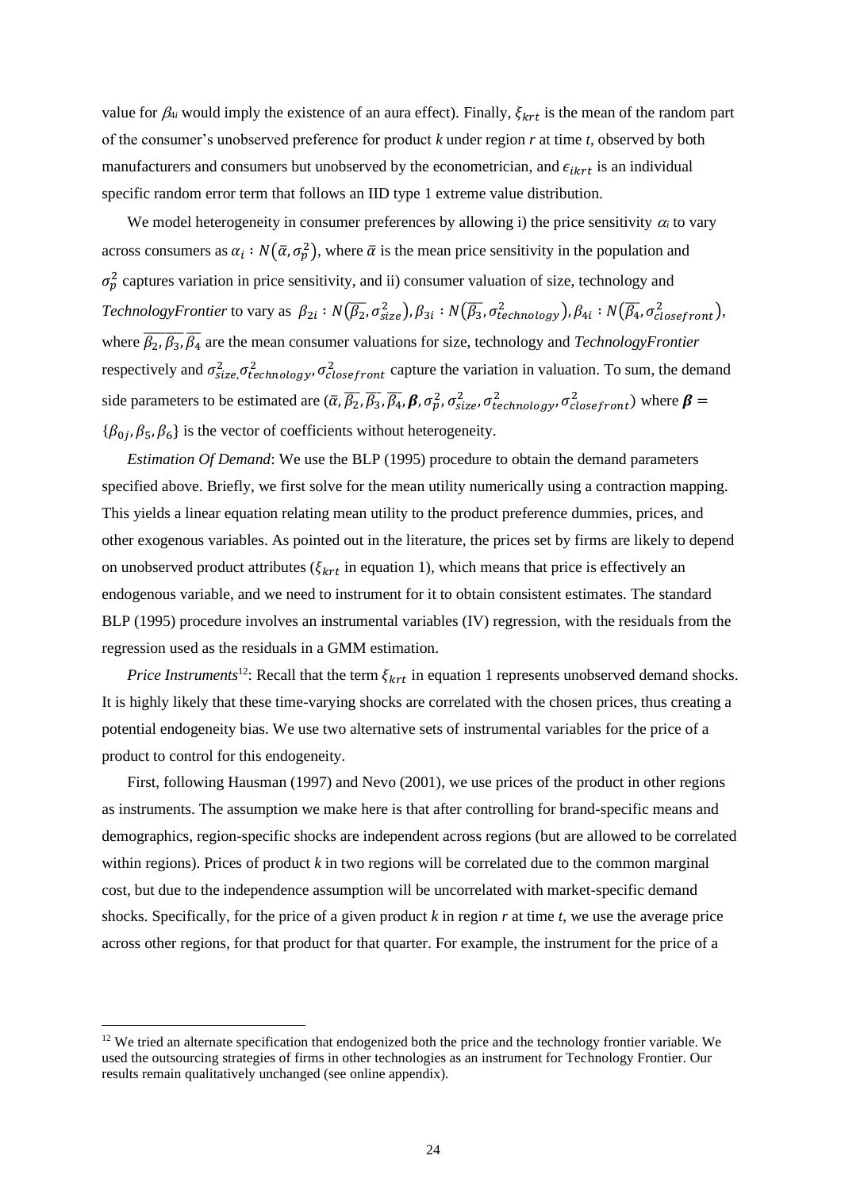value for $\beta_{4i}$ would imply the existence of an aura effect). Finally, $\xi_{krt}$ is the mean of the random part of the consumer's unobserved preference for product *k* under region *r* at time *t*, observed by both manufacturers and consumers but unobserved by the econometrician, and $\epsilon_{ikrt}$ is an individual specific random error term that follows an IID type 1 extreme value distribution.

We model heterogeneity in consumer preferences by allowing i) the price sensitivity $\alpha_i$ to vary across consumers as $\alpha_i : N(\bar{\alpha}, \sigma_p^2)$, where $\bar{\alpha}$ is the mean price sensitivity in the population and $\sigma_p^2$ captures variation in price sensitivity, and ii) consumer valuation of size, technology and *TechnologyFrontier* to vary as $\beta_{2i} : N(\overline{\beta_2}, \sigma_{size}^2), \beta_{3i} : N(\overline{\beta_3}, \sigma_{technology}^2), \beta_{4i} : N(\overline{\beta_4}, \sigma_{closefront}^2)$, where $\overline{\beta_2}, \overline{\beta_3}, \overline{\beta_4}$ are the mean consumer valuations for size, technology and *TechnologyFrontier* respectively and $\sigma_{size}^2, \sigma_{technology}^2, \sigma_{closefront}^2$ capture the variation in valuation. To sum, the demand side parameters to be estimated are $(\bar{\alpha}, \overline{\beta_2}, \overline{\beta_3}, \overline{\beta_4}, \boldsymbol{\beta}, \sigma_p^2, \sigma_{size}^2, \sigma_{technology}^2, \sigma_{closefront}^2)$ where $\boldsymbol{\beta} = \{\beta_{0j}, \beta_5, \beta_6\}$ is the vector of coefficients without heterogeneity.

*Estimation Of Demand*: We use the BLP (1995) procedure to obtain the demand parameters specified above. Briefly, we first solve for the mean utility numerically using a contraction mapping. This yields a linear equation relating mean utility to the product preference dummies, prices, and other exogenous variables. As pointed out in the literature, the prices set by firms are likely to depend on unobserved product attributes ($\xi_{krt}$ in equation 1), which means that price is effectively an endogenous variable, and we need to instrument for it to obtain consistent estimates. The standard BLP (1995) procedure involves an instrumental variables (IV) regression, with the residuals from the regression used as the residuals in a GMM estimation.

*Price Instruments*[12]: Recall that the term $\xi_{krt}$ in equation 1 represents unobserved demand shocks. It is highly likely that these time-varying shocks are correlated with the chosen prices, thus creating a potential endogeneity bias. We use two alternative sets of instrumental variables for the price of a product to control for this endogeneity.

First, following Hausman (1997) and Nevo (2001), we use prices of the product in other regions as instruments. The assumption we make here is that after controlling for brand-specific means and demographics, region-specific shocks are independent across regions (but are allowed to be correlated within regions). Prices of product *k* in two regions will be correlated due to the common marginal cost, but due to the independence assumption will be uncorrelated with market-specific demand shocks. Specifically, for the price of a given product *k* in region *r* at time *t*, we use the average price across other regions, for that product for that quarter. For example, the instrument for the price of a

[12] We tried an alternate specification that endogenized both the price and the technology frontier variable. We used the outsourcing strategies of firms in other technologies as an instrument for Technology Frontier. Our results remain qualitatively unchanged (see online appendix).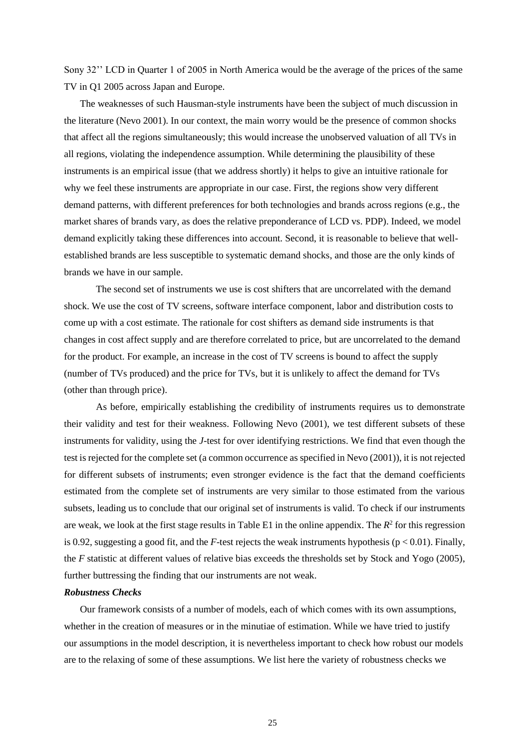Sony 32'' LCD in Quarter 1 of 2005 in North America would be the average of the prices of the same TV in Q1 2005 across Japan and Europe.

The weaknesses of such Hausman-style instruments have been the subject of much discussion in the literature (Nevo 2001). In our context, the main worry would be the presence of common shocks that affect all the regions simultaneously; this would increase the unobserved valuation of all TVs in all regions, violating the independence assumption. While determining the plausibility of these instruments is an empirical issue (that we address shortly) it helps to give an intuitive rationale for why we feel these instruments are appropriate in our case. First, the regions show very different demand patterns, with different preferences for both technologies and brands across regions (e.g., the market shares of brands vary, as does the relative preponderance of LCD vs. PDP). Indeed, we model demand explicitly taking these differences into account. Second, it is reasonable to believe that well-established brands are less susceptible to systematic demand shocks, and those are the only kinds of brands we have in our sample.

The second set of instruments we use is cost shifters that are uncorrelated with the demand shock. We use the cost of TV screens, software interface component, labor and distribution costs to come up with a cost estimate. The rationale for cost shifters as demand side instruments is that changes in cost affect supply and are therefore correlated to price, but are uncorrelated to the demand for the product. For example, an increase in the cost of TV screens is bound to affect the supply (number of TVs produced) and the price for TVs, but it is unlikely to affect the demand for TVs (other than through price).

As before, empirically establishing the credibility of instruments requires us to demonstrate their validity and test for their weakness. Following Nevo (2001), we test different subsets of these instruments for validity, using the *J*-test for over identifying restrictions. We find that even though the test is rejected for the complete set (a common occurrence as specified in Nevo (2001)), it is not rejected for different subsets of instruments; even stronger evidence is the fact that the demand coefficients estimated from the complete set of instruments are very similar to those estimated from the various subsets, leading us to conclude that our original set of instruments is valid. To check if our instruments are weak, we look at the first stage results in Table E1 in the online appendix. The $R^2$ for this regression is 0.92, suggesting a good fit, and the *F*-test rejects the weak instruments hypothesis ($p < 0.01$). Finally, the *F* statistic at different values of relative bias exceeds the thresholds set by Stock and Yogo (2005), further buttressing the finding that our instruments are not weak.

***Robustness Checks***

Our framework consists of a number of models, each of which comes with its own assumptions, whether in the creation of measures or in the minutiae of estimation. While we have tried to justify our assumptions in the model description, it is nevertheless important to check how robust our models are to the relaxing of some of these assumptions. We list here the variety of robustness checks we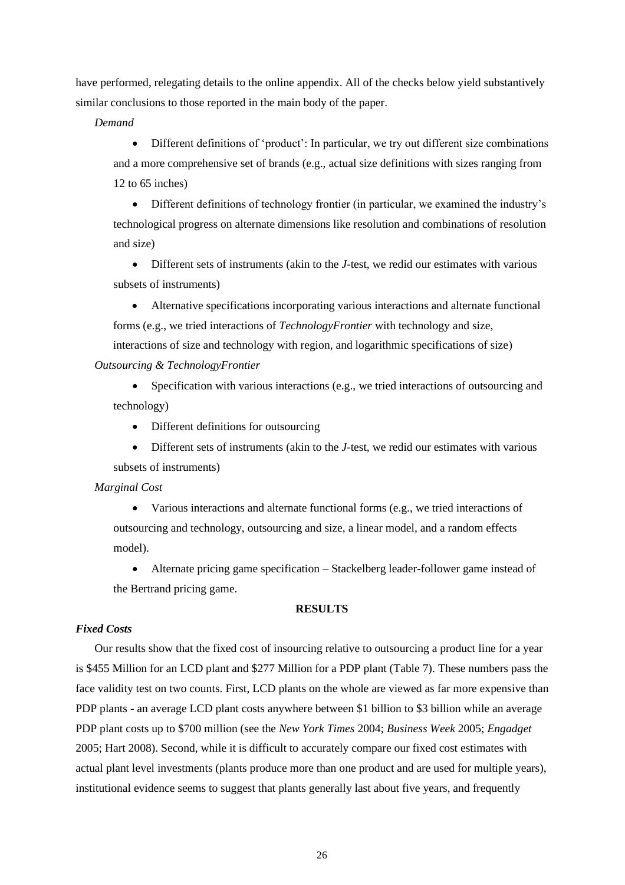have performed, relegating details to the online appendix. All of the checks below yield substantively similar conclusions to those reported in the main body of the paper.

*Demand*

- Different definitions of 'product': In particular, we try out different size combinations and a more comprehensive set of brands (e.g., actual size definitions with sizes ranging from 12 to 65 inches)
- Different definitions of technology frontier (in particular, we examined the industry's technological progress on alternate dimensions like resolution and combinations of resolution and size)
- Different sets of instruments (akin to the *J*-test, we redid our estimates with various subsets of instruments)
- Alternative specifications incorporating various interactions and alternate functional forms (e.g., we tried interactions of *TechnologyFrontier* with technology and size, interactions of size and technology with region, and logarithmic specifications of size)

*Outsourcing & TechnologyFrontier*

- Specification with various interactions (e.g., we tried interactions of outsourcing and technology)
- Different definitions for outsourcing
- Different sets of instruments (akin to the *J*-test, we redid our estimates with various subsets of instruments)

*Marginal Cost*

- Various interactions and alternate functional forms (e.g., we tried interactions of outsourcing and technology, outsourcing and size, a linear model, and a random effects model).
- Alternate pricing game specification – Stackelberg leader-follower game instead of the Bertrand pricing game.

## RESULTS

### *Fixed Costs*

Our results show that the fixed cost of insourcing relative to outsourcing a product line for a year is \$455 Million for an LCD plant and \$277 Million for a PDP plant (Table 7). These numbers pass the face validity test on two counts. First, LCD plants on the whole are viewed as far more expensive than PDP plants - an average LCD plant costs anywhere between \$1 billion to \$3 billion while an average PDP plant costs up to \$700 million (see the *New York Times* 2004; *Business Week* 2005; *Engadget* 2005; Hart 2008). Second, while it is difficult to accurately compare our fixed cost estimates with actual plant level investments (plants produce more than one product and are used for multiple years), institutional evidence seems to suggest that plants generally last about five years, and frequently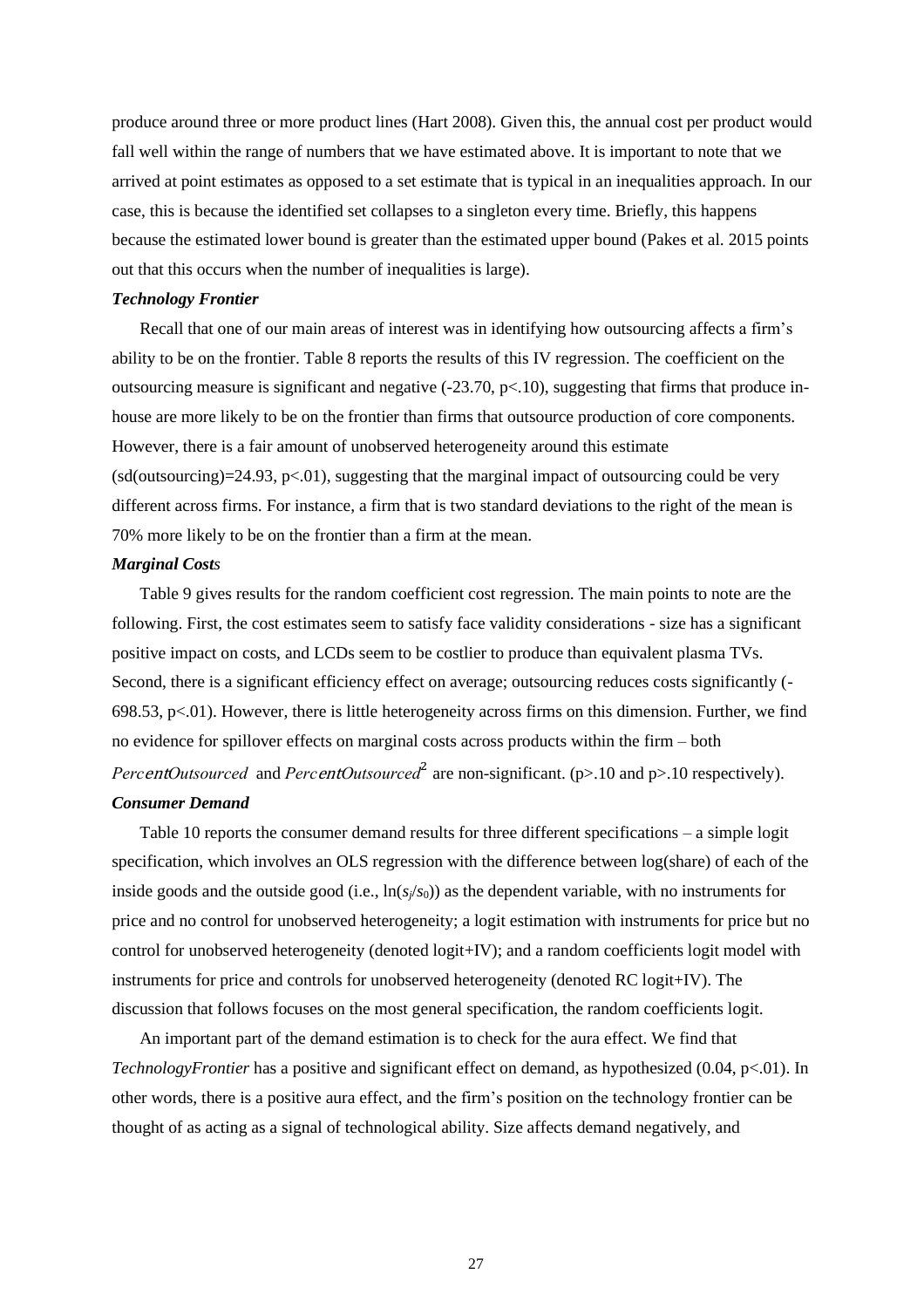produce around three or more product lines (Hart 2008). Given this, the annual cost per product would fall well within the range of numbers that we have estimated above. It is important to note that we arrived at point estimates as opposed to a set estimate that is typical in an inequalities approach. In our case, this is because the identified set collapses to a singleton every time. Briefly, this happens because the estimated lower bound is greater than the estimated upper bound (Pakes et al. 2015 points out that this occurs when the number of inequalities is large).

***Technology Frontier***

Recall that one of our main areas of interest was in identifying how outsourcing affects a firm's ability to be on the frontier. Table 8 reports the results of this IV regression. The coefficient on the outsourcing measure is significant and negative (-23.70, $p<.10$), suggesting that firms that produce in-house are more likely to be on the frontier than firms that outsource production of core components. However, there is a fair amount of unobserved heterogeneity around this estimate (sd(outsourcing)=24.93, $p<.01$), suggesting that the marginal impact of outsourcing could be very different across firms. For instance, a firm that is two standard deviations to the right of the mean is 70% more likely to be on the frontier than a firm at the mean.

***Marginal Costs***

Table 9 gives results for the random coefficient cost regression. The main points to note are the following. First, the cost estimates seem to satisfy face validity considerations - size has a significant positive impact on costs, and LCDs seem to be costlier to produce than equivalent plasma TVs. Second, there is a significant efficiency effect on average; outsourcing reduces costs significantly (-698.53, $p<.01$). However, there is little heterogeneity across firms on this dimension. Further, we find no evidence for spillover effects on marginal costs across products within the firm – both $PercentOutsourced$ and $PercentOutsourced^2$ are non-significant. ($p>.10$ and $p>.10$ respectively).

***Consumer Demand***

Table 10 reports the consumer demand results for three different specifications – a simple logit specification, which involves an OLS regression with the difference between log(share) of each of the inside goods and the outside good (i.e., $\ln(s_j/s_0)$) as the dependent variable, with no instruments for price and no control for unobserved heterogeneity; a logit estimation with instruments for price but no control for unobserved heterogeneity (denoted logit+IV); and a random coefficients logit model with instruments for price and controls for unobserved heterogeneity (denoted RC logit+IV). The discussion that follows focuses on the most general specification, the random coefficients logit.

An important part of the demand estimation is to check for the aura effect. We find that *TechnologyFrontier* has a positive and significant effect on demand, as hypothesized (0.04, $p<.01$). In other words, there is a positive aura effect, and the firm's position on the technology frontier can be thought of as acting as a signal of technological ability. Size affects demand negatively, and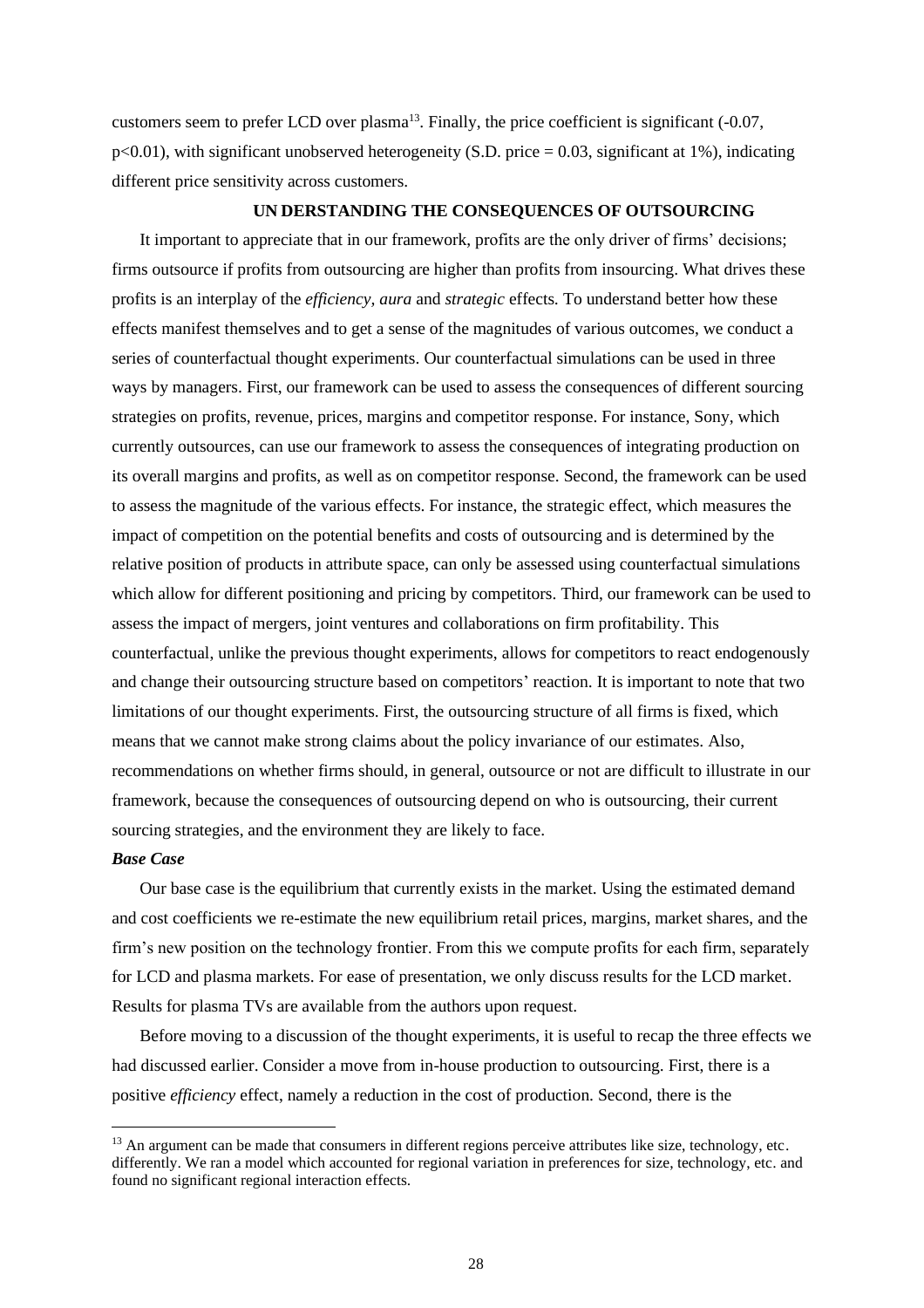customers seem to prefer LCD over plasma[13]. Finally, the price coefficient is significant (-0.07, $p<0.01$), with significant unobserved heterogeneity (S.D. price = 0.03, significant at 1%), indicating different price sensitivity across customers.

## UN DERSTANDING THE CONSEQUENCES OF OUTSOURCING

It important to appreciate that in our framework, profits are the only driver of firms' decisions; firms outsource if profits from outsourcing are higher than profits from insourcing. What drives these profits is an interplay of the *efficiency, aura* and *strategic* effects. To understand better how these effects manifest themselves and to get a sense of the magnitudes of various outcomes, we conduct a series of counterfactual thought experiments. Our counterfactual simulations can be used in three ways by managers. First, our framework can be used to assess the consequences of different sourcing strategies on profits, revenue, prices, margins and competitor response. For instance, Sony, which currently outsources, can use our framework to assess the consequences of integrating production on its overall margins and profits, as well as on competitor response. Second, the framework can be used to assess the magnitude of the various effects. For instance, the strategic effect, which measures the impact of competition on the potential benefits and costs of outsourcing and is determined by the relative position of products in attribute space, can only be assessed using counterfactual simulations which allow for different positioning and pricing by competitors. Third, our framework can be used to assess the impact of mergers, joint ventures and collaborations on firm profitability. This counterfactual, unlike the previous thought experiments, allows for competitors to react endogenously and change their outsourcing structure based on competitors' reaction. It is important to note that two limitations of our thought experiments. First, the outsourcing structure of all firms is fixed, which means that we cannot make strong claims about the policy invariance of our estimates. Also, recommendations on whether firms should, in general, outsource or not are difficult to illustrate in our framework, because the consequences of outsourcing depend on who is outsourcing, their current sourcing strategies, and the environment they are likely to face.

### *Base Case*

Our base case is the equilibrium that currently exists in the market. Using the estimated demand and cost coefficients we re-estimate the new equilibrium retail prices, margins, market shares, and the firm's new position on the technology frontier. From this we compute profits for each firm, separately for LCD and plasma markets. For ease of presentation, we only discuss results for the LCD market. Results for plasma TVs are available from the authors upon request.

Before moving to a discussion of the thought experiments, it is useful to recap the three effects we had discussed earlier. Consider a move from in-house production to outsourcing. First, there is a positive *efficiency* effect, namely a reduction in the cost of production. Second, there is the

---

[13] An argument can be made that consumers in different regions perceive attributes like size, technology, etc. differently. We ran a model which accounted for regional variation in preferences for size, technology, etc. and found no significant regional interaction effects.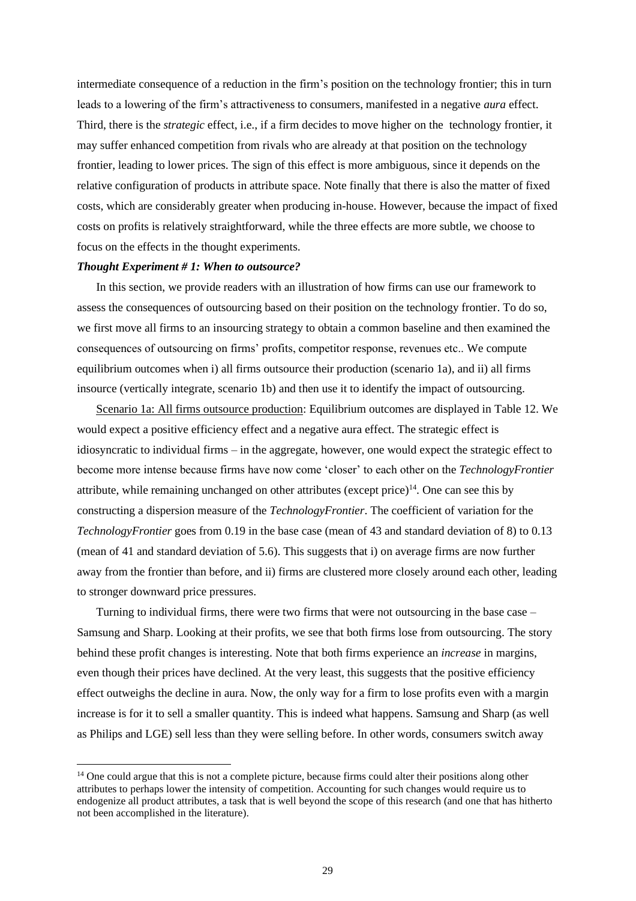intermediate consequence of a reduction in the firm's position on the technology frontier; this in turn leads to a lowering of the firm's attractiveness to consumers, manifested in a negative *aura* effect. Third, there is the *strategic* effect, i.e., if a firm decides to move higher on the technology frontier, it may suffer enhanced competition from rivals who are already at that position on the technology frontier, leading to lower prices. The sign of this effect is more ambiguous, since it depends on the relative configuration of products in attribute space. Note finally that there is also the matter of fixed costs, which are considerably greater when producing in-house. However, because the impact of fixed costs on profits is relatively straightforward, while the three effects are more subtle, we choose to focus on the effects in the thought experiments.

***Thought Experiment # 1: When to outsource?***

In this section, we provide readers with an illustration of how firms can use our framework to assess the consequences of outsourcing based on their position on the technology frontier. To do so, we first move all firms to an insourcing strategy to obtain a common baseline and then examined the consequences of outsourcing on firms' profits, competitor response, revenues etc.. We compute equilibrium outcomes when i) all firms outsource their production (scenario 1a), and ii) all firms insource (vertically integrate, scenario 1b) and then use it to identify the impact of outsourcing.

<u>Scenario 1a: All firms outsource production</u>: Equilibrium outcomes are displayed in Table 12. We would expect a positive efficiency effect and a negative aura effect. The strategic effect is idiosyncratic to individual firms – in the aggregate, however, one would expect the strategic effect to become more intense because firms have now come 'closer' to each other on the *TechnologyFrontier* attribute, while remaining unchanged on other attributes (except price)[14]. One can see this by constructing a dispersion measure of the *TechnologyFrontier*. The coefficient of variation for the *TechnologyFrontier* goes from 0.19 in the base case (mean of 43 and standard deviation of 8) to 0.13 (mean of 41 and standard deviation of 5.6). This suggests that i) on average firms are now further away from the frontier than before, and ii) firms are clustered more closely around each other, leading to stronger downward price pressures.

Turning to individual firms, there were two firms that were not outsourcing in the base case – Samsung and Sharp. Looking at their profits, we see that both firms lose from outsourcing. The story behind these profit changes is interesting. Note that both firms experience an *increase* in margins, even though their prices have declined. At the very least, this suggests that the positive efficiency effect outweighs the decline in aura. Now, the only way for a firm to lose profits even with a margin increase is for it to sell a smaller quantity. This is indeed what happens. Samsung and Sharp (as well as Philips and LGE) sell less than they were selling before. In other words, consumers switch away

[14] One could argue that this is not a complete picture, because firms could alter their positions along other attributes to perhaps lower the intensity of competition. Accounting for such changes would require us to endogenize all product attributes, a task that is well beyond the scope of this research (and one that has hitherto not been accomplished in the literature).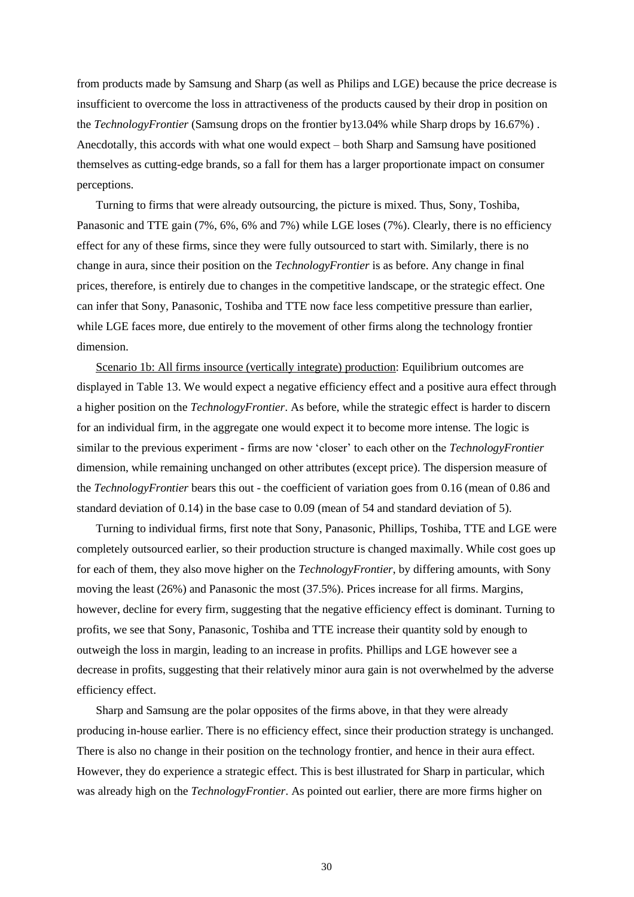from products made by Samsung and Sharp (as well as Philips and LGE) because the price decrease is insufficient to overcome the loss in attractiveness of the products caused by their drop in position on the *TechnologyFrontier* (Samsung drops on the frontier by13.04% while Sharp drops by 16.67%) . Anecdotally, this accords with what one would expect – both Sharp and Samsung have positioned themselves as cutting-edge brands, so a fall for them has a larger proportionate impact on consumer perceptions.

Turning to firms that were already outsourcing, the picture is mixed. Thus, Sony, Toshiba, Panasonic and TTE gain (7%, 6%, 6% and 7%) while LGE loses (7%). Clearly, there is no efficiency effect for any of these firms, since they were fully outsourced to start with. Similarly, there is no change in aura, since their position on the *TechnologyFrontier* is as before. Any change in final prices, therefore, is entirely due to changes in the competitive landscape, or the strategic effect. One can infer that Sony, Panasonic, Toshiba and TTE now face less competitive pressure than earlier, while LGE faces more, due entirely to the movement of other firms along the technology frontier dimension.

<u>Scenario 1b: All firms insource (vertically integrate) production</u>: Equilibrium outcomes are displayed in Table 13. We would expect a negative efficiency effect and a positive aura effect through a higher position on the *TechnologyFrontier*. As before, while the strategic effect is harder to discern for an individual firm, in the aggregate one would expect it to become more intense. The logic is similar to the previous experiment - firms are now 'closer' to each other on the *TechnologyFrontier* dimension, while remaining unchanged on other attributes (except price). The dispersion measure of the *TechnologyFrontier* bears this out - the coefficient of variation goes from 0.16 (mean of 0.86 and standard deviation of 0.14) in the base case to 0.09 (mean of 54 and standard deviation of 5).

Turning to individual firms, first note that Sony, Panasonic, Phillips, Toshiba, TTE and LGE were completely outsourced earlier, so their production structure is changed maximally. While cost goes up for each of them, they also move higher on the *TechnologyFrontier*, by differing amounts, with Sony moving the least (26%) and Panasonic the most (37.5%). Prices increase for all firms. Margins, however, decline for every firm, suggesting that the negative efficiency effect is dominant. Turning to profits, we see that Sony, Panasonic, Toshiba and TTE increase their quantity sold by enough to outweigh the loss in margin, leading to an increase in profits. Phillips and LGE however see a decrease in profits, suggesting that their relatively minor aura gain is not overwhelmed by the adverse efficiency effect.

Sharp and Samsung are the polar opposites of the firms above, in that they were already producing in-house earlier. There is no efficiency effect, since their production strategy is unchanged. There is also no change in their position on the technology frontier, and hence in their aura effect. However, they do experience a strategic effect. This is best illustrated for Sharp in particular, which was already high on the *TechnologyFrontier*. As pointed out earlier, there are more firms higher on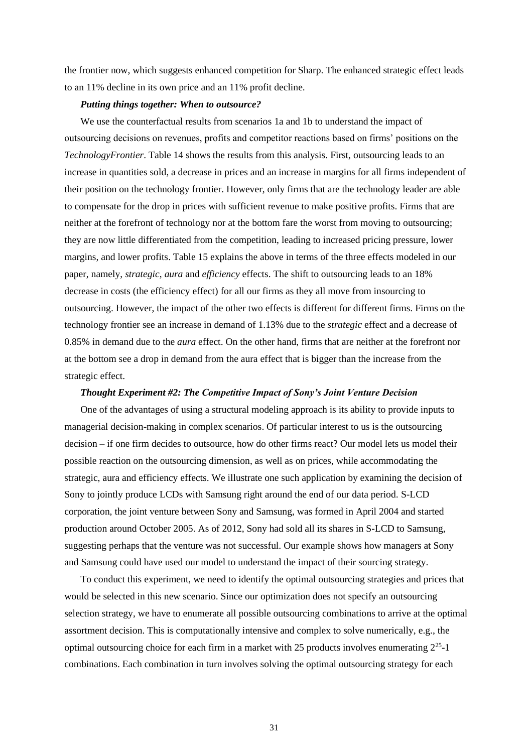the frontier now, which suggests enhanced competition for Sharp. The enhanced strategic effect leads to an 11% decline in its own price and an 11% profit decline.

***Putting things together: When to outsource?***

We use the counterfactual results from scenarios 1a and 1b to understand the impact of outsourcing decisions on revenues, profits and competitor reactions based on firms' positions on the *TechnologyFrontier*. Table 14 shows the results from this analysis. First, outsourcing leads to an increase in quantities sold, a decrease in prices and an increase in margins for all firms independent of their position on the technology frontier. However, only firms that are the technology leader are able to compensate for the drop in prices with sufficient revenue to make positive profits. Firms that are neither at the forefront of technology nor at the bottom fare the worst from moving to outsourcing; they are now little differentiated from the competition, leading to increased pricing pressure, lower margins, and lower profits. Table 15 explains the above in terms of the three effects modeled in our paper, namely, *strategic*, *aura* and *efficiency* effects. The shift to outsourcing leads to an 18% decrease in costs (the efficiency effect) for all our firms as they all move from insourcing to outsourcing. However, the impact of the other two effects is different for different firms. Firms on the technology frontier see an increase in demand of 1.13% due to the *strategic* effect and a decrease of 0.85% in demand due to the *aura* effect. On the other hand, firms that are neither at the forefront nor at the bottom see a drop in demand from the aura effect that is bigger than the increase from the strategic effect.

***Thought Experiment #2: The Competitive Impact of Sony's Joint Venture Decision***

One of the advantages of using a structural modeling approach is its ability to provide inputs to managerial decision-making in complex scenarios. Of particular interest to us is the outsourcing decision – if one firm decides to outsource, how do other firms react? Our model lets us model their possible reaction on the outsourcing dimension, as well as on prices, while accommodating the strategic, aura and efficiency effects. We illustrate one such application by examining the decision of Sony to jointly produce LCDs with Samsung right around the end of our data period. S-LCD corporation, the joint venture between Sony and Samsung, was formed in April 2004 and started production around October 2005. As of 2012, Sony had sold all its shares in S-LCD to Samsung, suggesting perhaps that the venture was not successful. Our example shows how managers at Sony and Samsung could have used our model to understand the impact of their sourcing strategy.

To conduct this experiment, we need to identify the optimal outsourcing strategies and prices that would be selected in this new scenario. Since our optimization does not specify an outsourcing selection strategy, we have to enumerate all possible outsourcing combinations to arrive at the optimal assortment decision. This is computationally intensive and complex to solve numerically, e.g., the optimal outsourcing choice for each firm in a market with 25 products involves enumerating $2^{25}$-1 combinations. Each combination in turn involves solving the optimal outsourcing strategy for each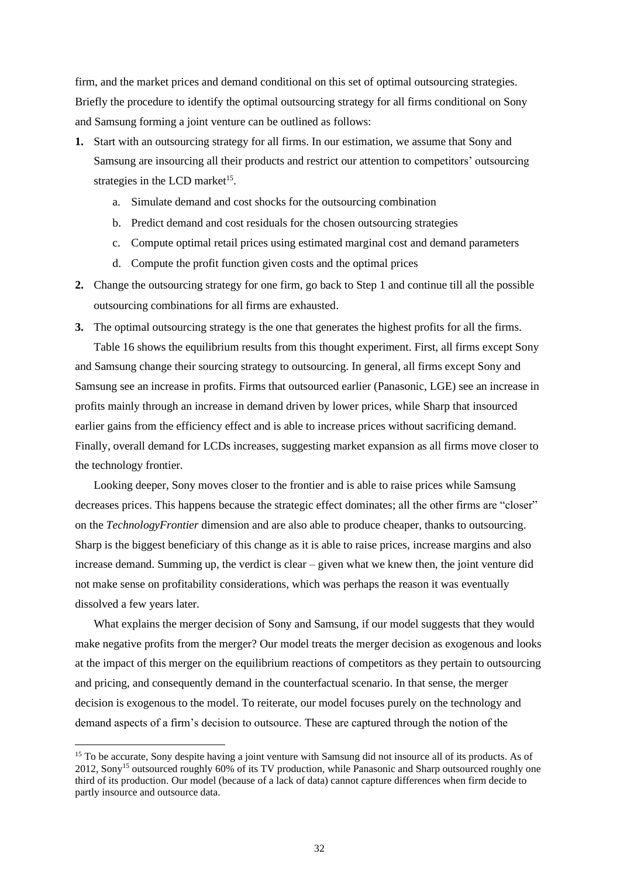firm, and the market prices and demand conditional on this set of optimal outsourcing strategies. Briefly the procedure to identify the optimal outsourcing strategy for all firms conditional on Sony and Samsung forming a joint venture can be outlined as follows:

1. Start with an outsourcing strategy for all firms. In our estimation, we assume that Sony and Samsung are insourcing all their products and restrict our attention to competitors' outsourcing strategies in the LCD market[15].
   a. Simulate demand and cost shocks for the outsourcing combination
   b. Predict demand and cost residuals for the chosen outsourcing strategies
   c. Compute optimal retail prices using estimated marginal cost and demand parameters
   d. Compute the profit function given costs and the optimal prices
2. Change the outsourcing strategy for one firm, go back to Step 1 and continue till all the possible outsourcing combinations for all firms are exhausted.
3. The optimal outsourcing strategy is the one that generates the highest profits for all the firms.

Table 16 shows the equilibrium results from this thought experiment. First, all firms except Sony and Samsung change their sourcing strategy to outsourcing. In general, all firms except Sony and Samsung see an increase in profits. Firms that outsourced earlier (Panasonic, LGE) see an increase in profits mainly through an increase in demand driven by lower prices, while Sharp that insourced earlier gains from the efficiency effect and is able to increase prices without sacrificing demand. Finally, overall demand for LCDs increases, suggesting market expansion as all firms move closer to the technology frontier.

Looking deeper, Sony moves closer to the frontier and is able to raise prices while Samsung decreases prices. This happens because the strategic effect dominates; all the other firms are "closer" on the *TechnologyFrontier* dimension and are also able to produce cheaper, thanks to outsourcing. Sharp is the biggest beneficiary of this change as it is able to raise prices, increase margins and also increase demand. Summing up, the verdict is clear – given what we knew then, the joint venture did not make sense on profitability considerations, which was perhaps the reason it was eventually dissolved a few years later.

What explains the merger decision of Sony and Samsung, if our model suggests that they would make negative profits from the merger? Our model treats the merger decision as exogenous and looks at the impact of this merger on the equilibrium reactions of competitors as they pertain to outsourcing and pricing, and consequently demand in the counterfactual scenario. In that sense, the merger decision is exogenous to the model. To reiterate, our model focuses purely on the technology and demand aspects of a firm's decision to outsource. These are captured through the notion of the

[15] To be accurate, Sony despite having a joint venture with Samsung did not insource all of its products. As of 2012, Sony[15] outsourced roughly 60% of its TV production, while Panasonic and Sharp outsourced roughly one third of its production. Our model (because of a lack of data) cannot capture differences when firm decide to partly insource and outsource data.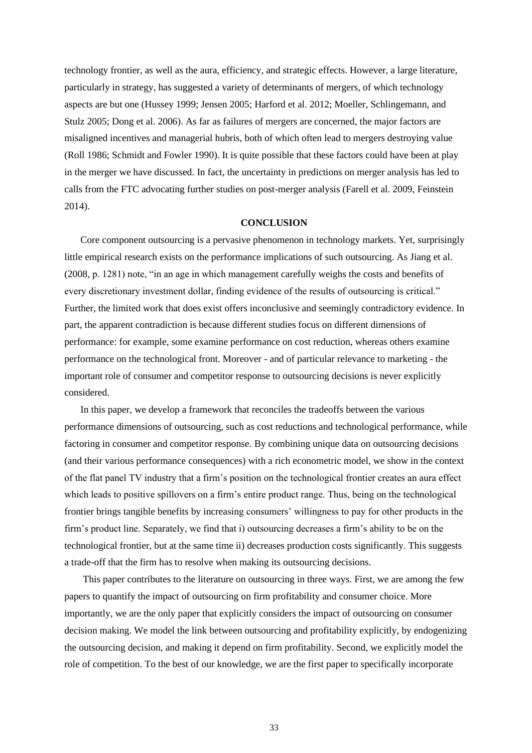technology frontier, as well as the aura, efficiency, and strategic effects. However, a large literature, particularly in strategy, has suggested a variety of determinants of mergers, of which technology aspects are but one (Hussey 1999; Jensen 2005; Harford et al. 2012; Moeller, Schlingemann, and Stulz 2005; Dong et al. 2006). As far as failures of mergers are concerned, the major factors are misaligned incentives and managerial hubris, both of which often lead to mergers destroying value (Roll 1986; Schmidt and Fowler 1990). It is quite possible that these factors could have been at play in the merger we have discussed. In fact, the uncertainty in predictions on merger analysis has led to calls from the FTC advocating further studies on post-merger analysis (Farell et al. 2009, Feinstein 2014).

## CONCLUSION

Core component outsourcing is a pervasive phenomenon in technology markets. Yet, surprisingly little empirical research exists on the performance implications of such outsourcing. As Jiang et al. (2008, p. 1281) note, "in an age in which management carefully weighs the costs and benefits of every discretionary investment dollar, finding evidence of the results of outsourcing is critical." Further, the limited work that does exist offers inconclusive and seemingly contradictory evidence. In part, the apparent contradiction is because different studies focus on different dimensions of performance: for example, some examine performance on cost reduction, whereas others examine performance on the technological front. Moreover - and of particular relevance to marketing - the important role of consumer and competitor response to outsourcing decisions is never explicitly considered.

In this paper, we develop a framework that reconciles the tradeoffs between the various performance dimensions of outsourcing, such as cost reductions and technological performance, while factoring in consumer and competitor response. By combining unique data on outsourcing decisions (and their various performance consequences) with a rich econometric model, we show in the context of the flat panel TV industry that a firm's position on the technological frontier creates an aura effect which leads to positive spillovers on a firm's entire product range. Thus, being on the technological frontier brings tangible benefits by increasing consumers' willingness to pay for other products in the firm's product line. Separately, we find that i) outsourcing decreases a firm's ability to be on the technological frontier, but at the same time ii) decreases production costs significantly. This suggests a trade-off that the firm has to resolve when making its outsourcing decisions.

This paper contributes to the literature on outsourcing in three ways. First, we are among the few papers to quantify the impact of outsourcing on firm profitability and consumer choice. More importantly, we are the only paper that explicitly considers the impact of outsourcing on consumer decision making. We model the link between outsourcing and profitability explicitly, by endogenizing the outsourcing decision, and making it depend on firm profitability. Second, we explicitly model the role of competition. To the best of our knowledge, we are the first paper to specifically incorporate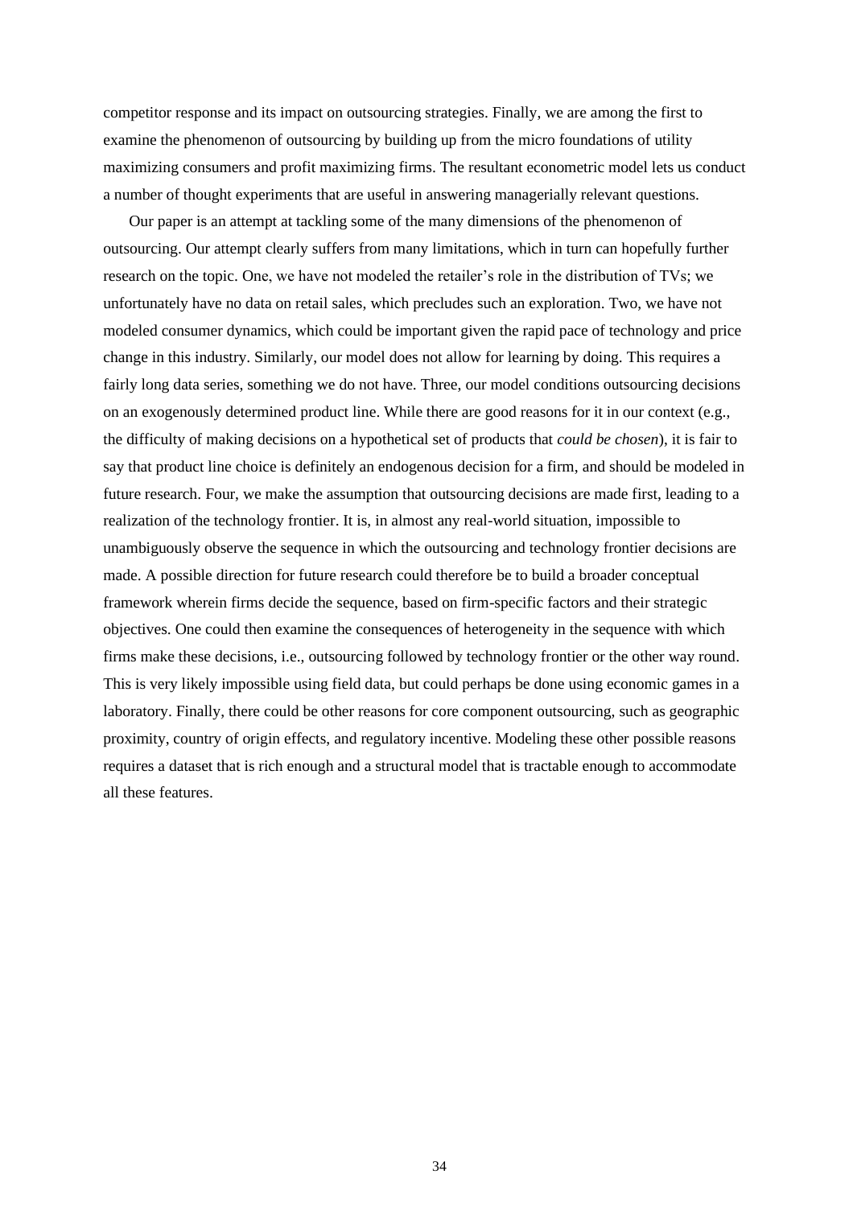competitor response and its impact on outsourcing strategies. Finally, we are among the first to examine the phenomenon of outsourcing by building up from the micro foundations of utility maximizing consumers and profit maximizing firms. The resultant econometric model lets us conduct a number of thought experiments that are useful in answering managerially relevant questions.

Our paper is an attempt at tackling some of the many dimensions of the phenomenon of outsourcing. Our attempt clearly suffers from many limitations, which in turn can hopefully further research on the topic. One, we have not modeled the retailer's role in the distribution of TVs; we unfortunately have no data on retail sales, which precludes such an exploration. Two, we have not modeled consumer dynamics, which could be important given the rapid pace of technology and price change in this industry. Similarly, our model does not allow for learning by doing. This requires a fairly long data series, something we do not have. Three, our model conditions outsourcing decisions on an exogenously determined product line. While there are good reasons for it in our context (e.g., the difficulty of making decisions on a hypothetical set of products that *could be chosen*), it is fair to say that product line choice is definitely an endogenous decision for a firm, and should be modeled in future research. Four, we make the assumption that outsourcing decisions are made first, leading to a realization of the technology frontier. It is, in almost any real-world situation, impossible to unambiguously observe the sequence in which the outsourcing and technology frontier decisions are made. A possible direction for future research could therefore be to build a broader conceptual framework wherein firms decide the sequence, based on firm-specific factors and their strategic objectives. One could then examine the consequences of heterogeneity in the sequence with which firms make these decisions, i.e., outsourcing followed by technology frontier or the other way round. This is very likely impossible using field data, but could perhaps be done using economic games in a laboratory. Finally, there could be other reasons for core component outsourcing, such as geographic proximity, country of origin effects, and regulatory incentive. Modeling these other possible reasons requires a dataset that is rich enough and a structural model that is tractable enough to accommodate all these features.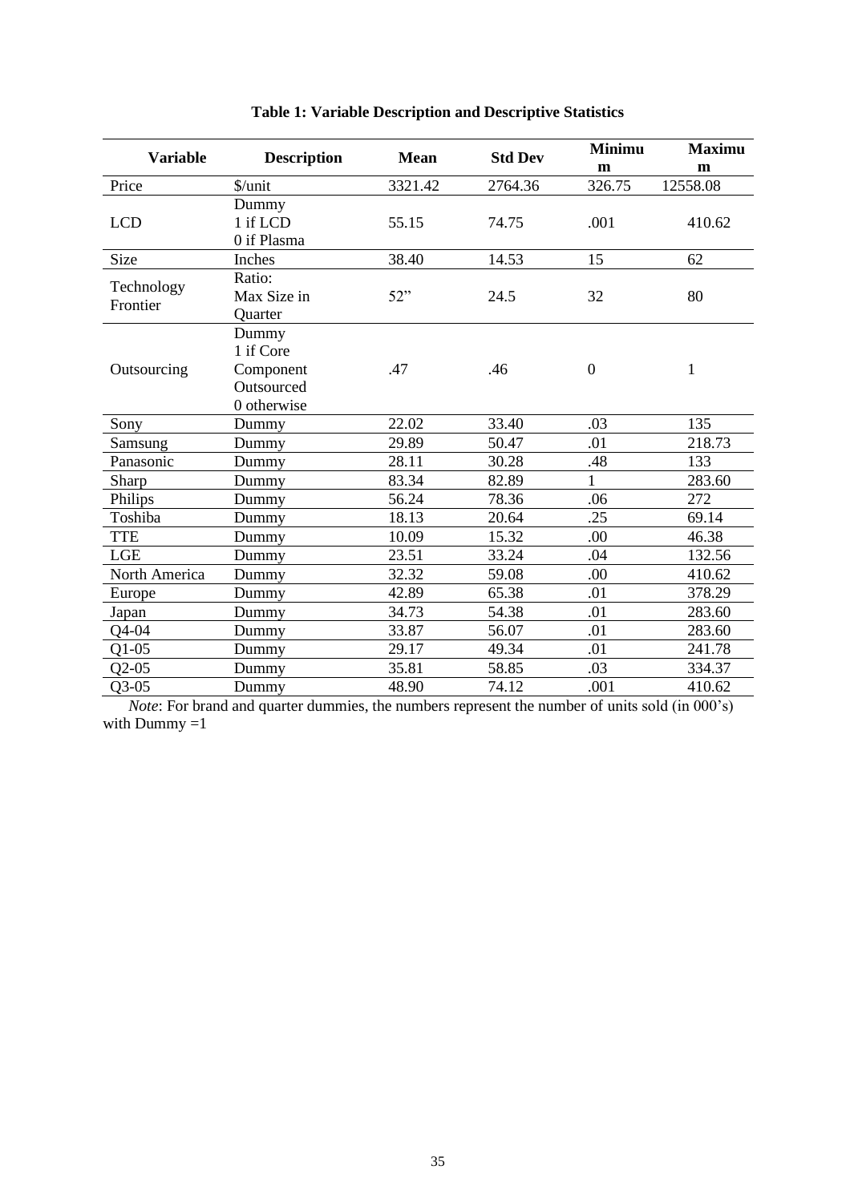**Table 1: Variable Description and Descriptive Statistics**

| Variable | Description | Mean | Std Dev | Minimum | Maximum |
|---|---|---|---|---|---|
| Price | $/unit | 3321.42 | 2764.36 | 326.75 | 12558.08 |
| LCD | Dummy<br>1 if LCD<br>0 if Plasma | 55.15 | 74.75 | .001 | 410.62 |
| Size | Inches | 38.40 | 14.53 | 15 | 62 |
| Technology Frontier | Ratio:<br>Max Size in Quarter | 52” | 24.5 | 32 | 80 |
| Outsourcing | Dummy<br>1 if Core Component Outsourced<br>0 otherwise | .47 | .46 | 0 | 1 |
| Sony | Dummy | 22.02 | 33.40 | .03 | 135 |
| Samsung | Dummy | 29.89 | 50.47 | .01 | 218.73 |
| Panasonic | Dummy | 28.11 | 30.28 | .48 | 133 |
| Sharp | Dummy | 83.34 | 82.89 | 1 | 283.60 |
| Philips | Dummy | 56.24 | 78.36 | .06 | 272 |
| Toshiba | Dummy | 18.13 | 20.64 | .25 | 69.14 |
| TTE | Dummy | 10.09 | 15.32 | .00 | 46.38 |
| LGE | Dummy | 23.51 | 33.24 | .04 | 132.56 |
| North America | Dummy | 32.32 | 59.08 | .00 | 410.62 |
| Europe | Dummy | 42.89 | 65.38 | .01 | 378.29 |
| Japan | Dummy | 34.73 | 54.38 | .01 | 283.60 |
| Q4-04 | Dummy | 33.87 | 56.07 | .01 | 283.60 |
| Q1-05 | Dummy | 29.17 | 49.34 | .01 | 241.78 |
| Q2-05 | Dummy | 35.81 | 58.85 | .03 | 334.37 |
| Q3-05 | Dummy | 48.90 | 74.12 | .001 | 410.62 |

*Note*: For brand and quarter dummies, the numbers represent the number of units sold (in 000’s) with Dummy =1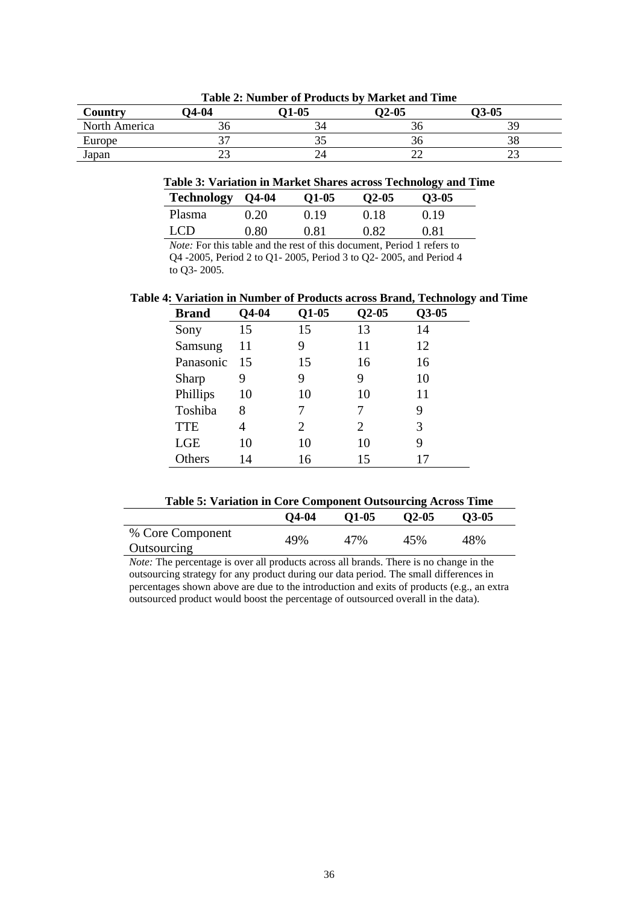**Table 2: Number of Products by Market and Time**

| Country | Q4-04 | Q1-05 | Q2-05 | Q3-05 |
|---|---|---|---|---|
| North America | 36 | 34 | 36 | 39 |
| Europe | 37 | 35 | 36 | 38 |
| Japan | 23 | 24 | 22 | 23 |

**Table 3: Variation in Market Shares across Technology and Time**

| Technology | Q4-04 | Q1-05 | Q2-05 | Q3-05 |
|---|---|---|---|---|
| Plasma | 0.20 | 0.19 | 0.18 | 0.19 |
| LCD | 0.80 | 0.81 | 0.82 | 0.81 |

*Note:* For this table and the rest of this document, Period 1 refers to Q4 -2005, Period 2 to Q1- 2005, Period 3 to Q2- 2005, and Period 4 to Q3- 2005.

**Table 4: Variation in Number of Products across Brand, Technology and Time**

| Brand | Q4-04 | Q1-05 | Q2-05 | Q3-05 |
|---|---|---|---|---|
| Sony | 15 | 15 | 13 | 14 |
| Samsung | 11 | 9 | 11 | 12 |
| Panasonic | 15 | 15 | 16 | 16 |
| Sharp | 9 | 9 | 9 | 10 |
| Phillips | 10 | 10 | 10 | 11 |
| Toshiba | 8 | 7 | 7 | 9 |
| TTE | 4 | 2 | 2 | 3 |
| LGE | 10 | 10 | 10 | 9 |
| Others | 14 | 16 | 15 | 17 |

**Table 5: Variation in Core Component Outsourcing Across Time**

| | Q4-04 | Q1-05 | Q2-05 | Q3-05 |
|---|---|---|---|---|
| % Core Component Outsourcing | 49% | 47% | 45% | 48% |

*Note:* The percentage is over all products across all brands. There is no change in the outsourcing strategy for any product during our data period. The small differences in percentages shown above are due to the introduction and exits of products (e.g., an extra outsourced product would boost the percentage of outsourced overall in the data).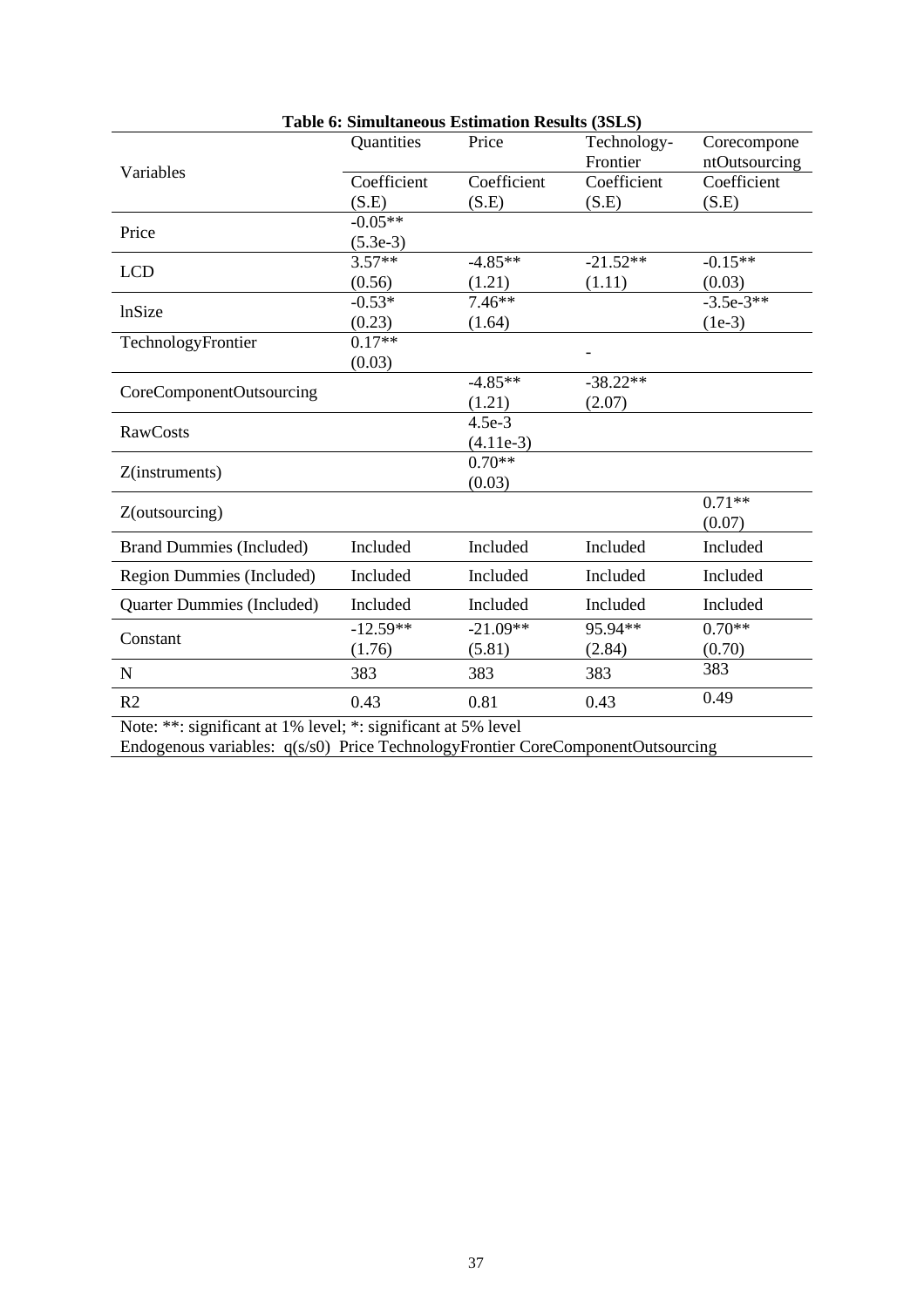**Table 6: Simultaneous Estimation Results (3SLS)**

| Variables | Quantities | Price | Technology-Frontier | CorecomponentOutsourcing |
|---|---|---|---|---|
| | Coefficient (S.E) | Coefficient (S.E) | Coefficient (S.E) | Coefficient (S.E) |
| Price | -0.05** (5.3e-3) | | | |
| LCD | 3.57** (0.56) | -4.85** (1.21) | -21.52** (1.11) | -0.15** (0.03) |
| lnSize | -0.53* (0.23) | 7.46** (1.64) | | -3.5e-3** (1e-3) |
| TechnologyFrontier | 0.17** (0.03) | | - | |
| CoreComponentOutsourcing | | -4.85** (1.21) | -38.22** (2.07) | |
| RawCosts | | 4.5e-3 (4.11e-3) | | |
| Z(instruments) | | 0.70** (0.03) | | |
| Z(outsourcing) | | | | 0.71** (0.07) |
| Brand Dummies (Included) | Included | Included | Included | Included |
| Region Dummies (Included) | Included | Included | Included | Included |
| Quarter Dummies (Included) | Included | Included | Included | Included |
| Constant | -12.59** (1.76) | -21.09** (5.81) | 95.94** (2.84) | 0.70** (0.70) |
| N | 383 | 383 | 383 | 383 |
| R2 | 0.43 | 0.81 | 0.43 | 0.49 |

Note: **: significant at 1% level; *: significant at 5% level

Endogenous variables: q(s/s0) Price TechnologyFrontier CoreComponentOutsourcing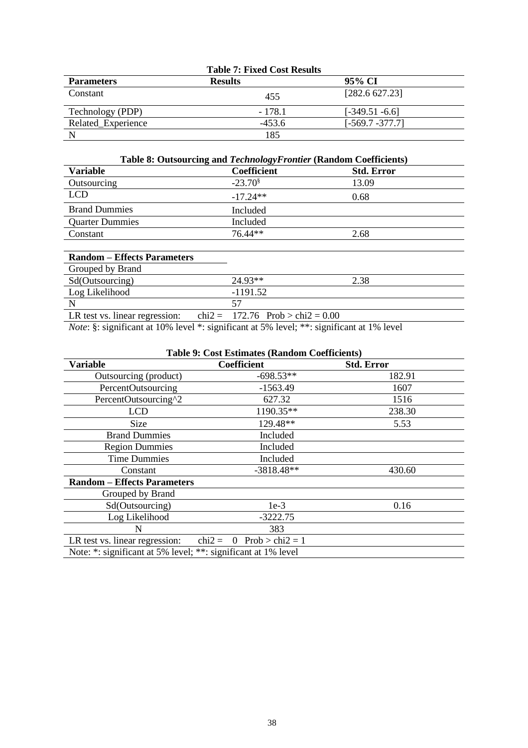**Table 7: Fixed Cost Results**

| Parameters | Results | 95% CI |
|---|---|---|
| Constant | 455 | [282.6 627.23] |
| Technology (PDP) | - 178.1 | [-349.51 -6.6] |
| Related_Experience | -453.6 | [-569.7 -377.7] |
| N | 185 | |

**Table 8: Outsourcing and *TechnologyFrontier* (Random Coefficients)**

| Variable | Coefficient | Std. Error |
|---|---|---|
| Outsourcing | -23.70[§] | 13.09 |
| LCD | -17.24** | 0.68 |
| Brand Dummies | Included | |
| Quarter Dummies | Included | |
| Constant | 76.44** | 2.68 |
| **Random – Effects Parameters** | | |
| Grouped by Brand | | |
| Sd(Outsourcing) | 24.93** | 2.38 |
| Log Likelihood | -1191.52 | |
| N | 57 | |
| LR test vs. linear regression: | chi2 = 172.76 Prob > chi2 = 0.00 | |

*Note*: §: significant at 10% level *: significant at 5% level; **: significant at 1% level

**Table 9: Cost Estimates (Random Coefficients)**

| Variable | Coefficient | Std. Error |
|---|---|---|
| Outsourcing (product) | -698.53** | 182.91 |
| PercentOutsourcing | -1563.49 | 1607 |
| PercentOutsourcing^2 | 627.32 | 1516 |
| LCD | 1190.35** | 238.30 |
| Size | 129.48** | 5.53 |
| Brand Dummies | Included | |
| Region Dummies | Included | |
| Time Dummies | Included | |
| Constant | -3818.48** | 430.60 |
| **Random – Effects Parameters** | | |
| Grouped by Brand | | |
| Sd(Outsourcing) | 1e-3 | 0.16 |
| Log Likelihood | -3222.75 | |
| N | 383 | |
| LR test vs. linear regression: | chi2 = 0 Prob > chi2 = 1 | |

Note: *: significant at 5% level; **: significant at 1% level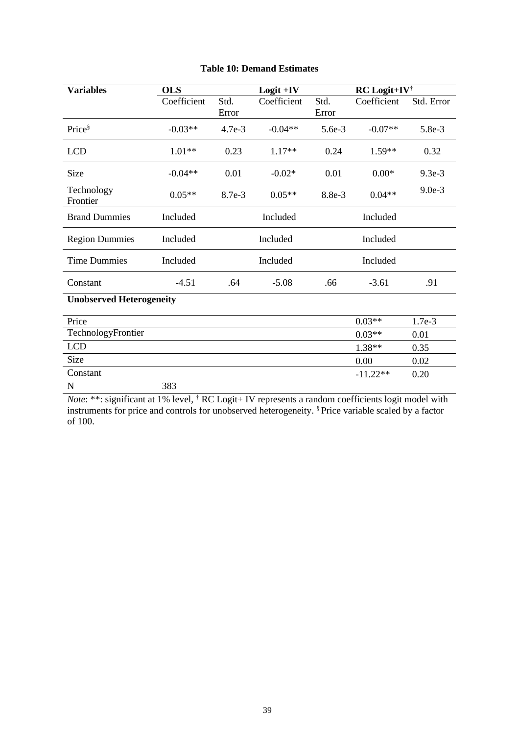**Table 10: Demand Estimates**

| Variables | OLS | | Logit +IV | | RC Logit+IV[†] | |
|---|---|---|---|---|---|---|
| | Coefficient | Std. Error | Coefficient | Std. Error | Coefficient | Std. Error |
| Price[§] | -0.03** | 4.7e-3 | -0.04** | 5.6e-3 | -0.07** | 5.8e-3 |
| LCD | 1.01** | 0.23 | 1.17** | 0.24 | 1.59** | 0.32 |
| Size | -0.04** | 0.01 | -0.02* | 0.01 | 0.00* | 9.3e-3 |
| Technology Frontier | 0.05** | 8.7e-3 | 0.05** | 8.8e-3 | 0.04** | 9.0e-3 |
| Brand Dummies | Included | | Included | | Included | |
| Region Dummies | Included | | Included | | Included | |
| Time Dummies | Included | | Included | | Included | |
| Constant | -4.51 | .64 | -5.08 | .66 | -3.61 | .91 |
| **Unobserved Heterogeneity** | | | | | | |
| Price | | | | | 0.03** | 1.7e-3 |
| TechnologyFrontier | | | | | 0.03** | 0.01 |
| LCD | | | | | 1.38** | 0.35 |
| Size | | | | | 0.00 | 0.02 |
| Constant | | | | | -11.22** | 0.20 |
| N | 383 | | | | | |

*Note*: **: significant at 1% level, [†] RC Logit+ IV represents a random coefficients logit model with instruments for price and controls for unobserved heterogeneity. [§] Price variable scaled by a factor of 100.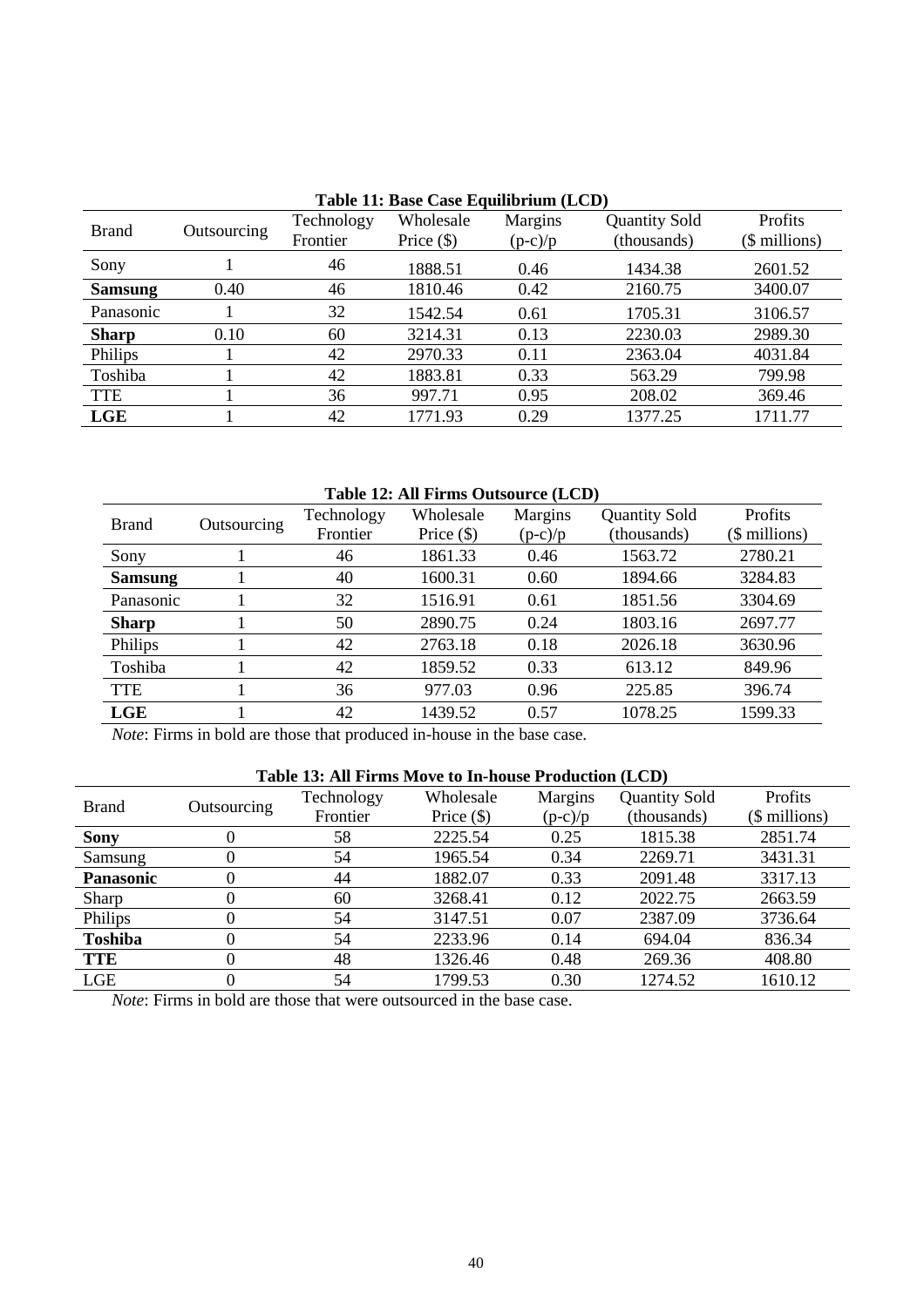**Table 11: Base Case Equilibrium (LCD)**

| Brand | Outsourcing | Technology Frontier | Wholesale Price ($) | Margins (p-c)/p | Quantity Sold (thousands) | Profits ($ millions) |
|---|---|---|---|---|---|---|
| Sony | 1 | 46 | 1888.51 | 0.46 | 1434.38 | 2601.52 |
| **Samsung** | 0.40 | 46 | 1810.46 | 0.42 | 2160.75 | 3400.07 |
| Panasonic | 1 | 32 | 1542.54 | 0.61 | 1705.31 | 3106.57 |
| **Sharp** | 0.10 | 60 | 3214.31 | 0.13 | 2230.03 | 2989.30 |
| Philips | 1 | 42 | 2970.33 | 0.11 | 2363.04 | 4031.84 |
| Toshiba | 1 | 42 | 1883.81 | 0.33 | 563.29 | 799.98 |
| TTE | 1 | 36 | 997.71 | 0.95 | 208.02 | 369.46 |
| **LGE** | 1 | 42 | 1771.93 | 0.29 | 1377.25 | 1711.77 |

**Table 12: All Firms Outsource (LCD)**

| Brand | Outsourcing | Technology Frontier | Wholesale Price ($) | Margins (p-c)/p | Quantity Sold (thousands) | Profits ($ millions) |
|---|---|---|---|---|---|---|
| Sony | 1 | 46 | 1861.33 | 0.46 | 1563.72 | 2780.21 |
| **Samsung** | 1 | 40 | 1600.31 | 0.60 | 1894.66 | 3284.83 |
| Panasonic | 1 | 32 | 1516.91 | 0.61 | 1851.56 | 3304.69 |
| **Sharp** | 1 | 50 | 2890.75 | 0.24 | 1803.16 | 2697.77 |
| Philips | 1 | 42 | 2763.18 | 0.18 | 2026.18 | 3630.96 |
| Toshiba | 1 | 42 | 1859.52 | 0.33 | 613.12 | 849.96 |
| TTE | 1 | 36 | 977.03 | 0.96 | 225.85 | 396.74 |
| **LGE** | 1 | 42 | 1439.52 | 0.57 | 1078.25 | 1599.33 |

*Note*: Firms in bold are those that produced in-house in the base case.

**Table 13: All Firms Move to In-house Production (LCD)**

| Brand | Outsourcing | Technology Frontier | Wholesale Price ($) | Margins (p-c)/p | Quantity Sold (thousands) | Profits ($ millions) |
|---|---|---|---|---|---|---|
| **Sony** | 0 | 58 | 2225.54 | 0.25 | 1815.38 | 2851.74 |
| Samsung | 0 | 54 | 1965.54 | 0.34 | 2269.71 | 3431.31 |
| **Panasonic** | 0 | 44 | 1882.07 | 0.33 | 2091.48 | 3317.13 |
| Sharp | 0 | 60 | 3268.41 | 0.12 | 2022.75 | 2663.59 |
| Philips | 0 | 54 | 3147.51 | 0.07 | 2387.09 | 3736.64 |
| **Toshiba** | 0 | 54 | 2233.96 | 0.14 | 694.04 | 836.34 |
| **TTE** | 0 | 48 | 1326.46 | 0.48 | 269.36 | 408.80 |
| LGE | 0 | 54 | 1799.53 | 0.30 | 1274.52 | 1610.12 |

*Note*: Firms in bold are those that were outsourced in the base case.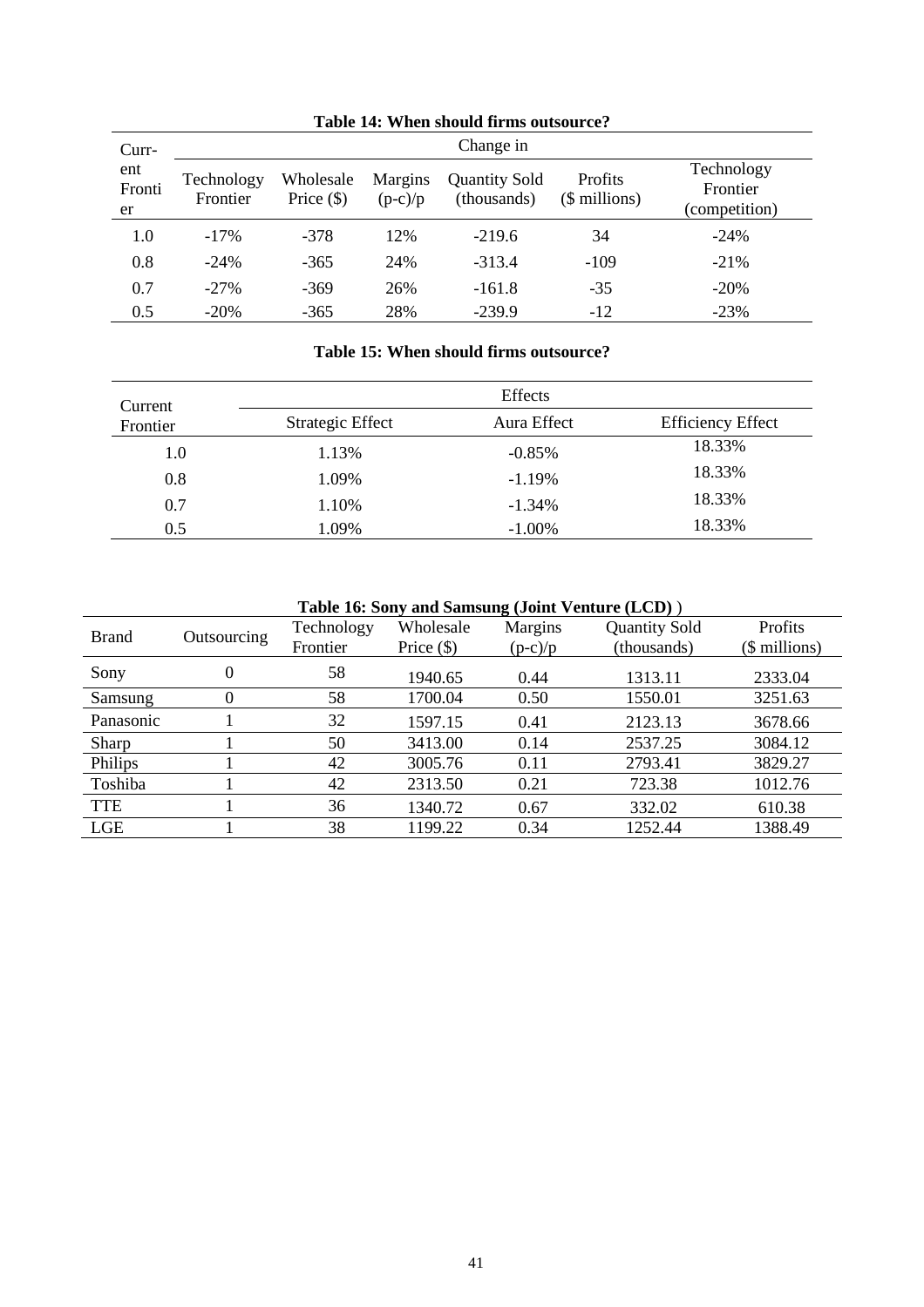**Table 14: When should firms outsource?**

| Current Frontier | Change in | | | | | |
|---|---|---|---|---|---|---|
| | Technology Frontier | Wholesale Price ($) | Margins (p-c)/p | Quantity Sold (thousands) | Profits ($ millions) | Technology Frontier (competition) |
| 1.0 | -17% | -378 | 12% | -219.6 | 34 | -24% |
| 0.8 | -24% | -365 | 24% | -313.4 | -109 | -21% |
| 0.7 | -27% | -369 | 26% | -161.8 | -35 | -20% |
| 0.5 | -20% | -365 | 28% | -239.9 | -12 | -23% |

**Table 15: When should firms outsource?**

| Current Frontier | Effects | | |
|---|---|---|---|
| | Strategic Effect | Aura Effect | Efficiency Effect |
| 1.0 | 1.13% | -0.85% | 18.33% |
| 0.8 | 1.09% | -1.19% | 18.33% |
| 0.7 | 1.10% | -1.34% | 18.33% |
| 0.5 | 1.09% | -1.00% | 18.33% |

**Table 16: Sony and Samsung (Joint Venture (LCD) )**

| Brand | Outsourcing | Technology Frontier | Wholesale Price ($) | Margins (p-c)/p | Quantity Sold (thousands) | Profits ($ millions) |
|---|---|---|---|---|---|---|
| Sony | 0 | 58 | 1940.65 | 0.44 | 1313.11 | 2333.04 |
| Samsung | 0 | 58 | 1700.04 | 0.50 | 1550.01 | 3251.63 |
| Panasonic | 1 | 32 | 1597.15 | 0.41 | 2123.13 | 3678.66 |
| Sharp | 1 | 50 | 3413.00 | 0.14 | 2537.25 | 3084.12 |
| Philips | 1 | 42 | 3005.76 | 0.11 | 2793.41 | 3829.27 |
| Toshiba | 1 | 42 | 2313.50 | 0.21 | 723.38 | 1012.76 |
| TTE | 1 | 36 | 1340.72 | 0.67 | 332.02 | 610.38 |
| LGE | 1 | 38 | 1199.22 | 0.34 | 1252.44 | 1388.49 |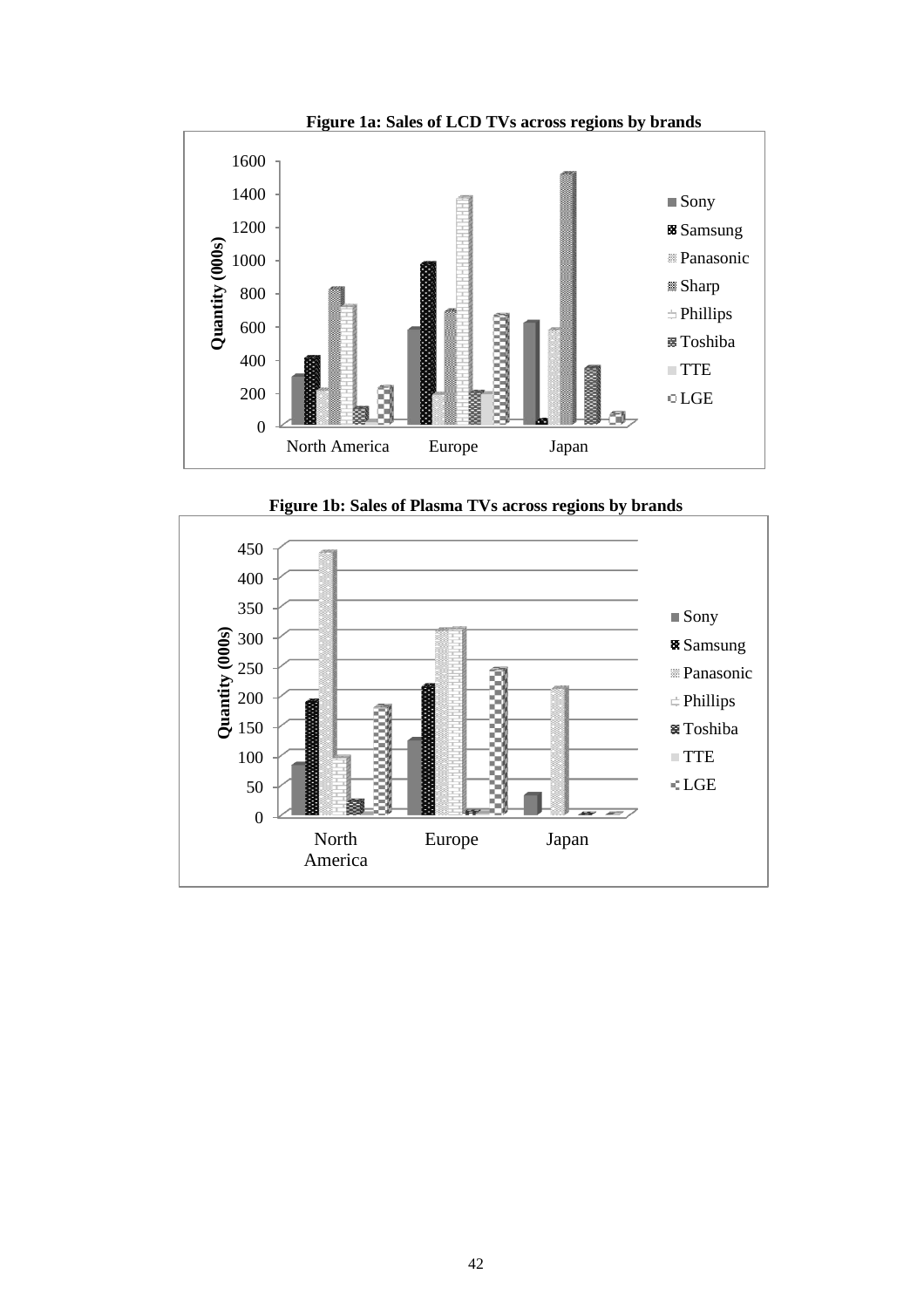**Figure 1a: Sales of LCD TVs across regions by brands**

**Figure 1b: Sales of Plasma TVs across regions by brands**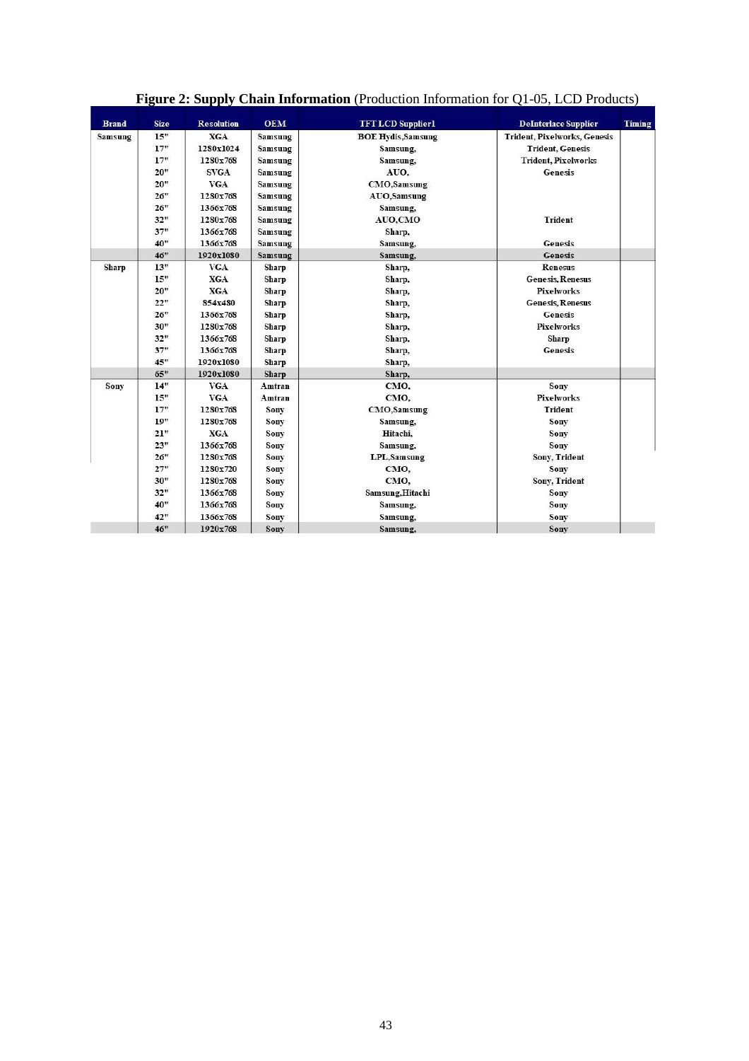**Figure 2: Supply Chain Information** (Production Information for Q1-05, LCD Products)

| Brand | Size | Resolution | OEM | TFT LCD Supplier1 | DeInterlace Supplier | Timing |
|---|---|---|---|---|---|---|
| Samsung | 15" | XGA | Samsung | BOE Hydis,Samsung | Trident, Pixelworks, Genesis | |
| | 17" | 1280x1024 | Samsung | Samsung, | Trident, Genesis | |
| | 17" | 1280x768 | Samsung | Samsung, | Trident, Pixelworks | |
| | 20" | SVGA | Samsung | AUO, | Genesis | |
| | 20" | VGA | Samsung | CMO,Samsung | | |
| | 26" | 1280x768 | Samsung | AUO,Samsung | | |
| | 26" | 1366x768 | Samsung | Samsung, | | |
| | 32" | 1280x768 | Samsung | AUO,CMO | Trident | |
| | 37" | 1366x768 | Samsung | Sharp, | | |
| | 40" | 1366x768 | Samsung | Samsung, | Genesis | |
| | 46" | 1920x1080 | Samsung | Samsung, | Genesis | |
| Sharp | 13" | VGA | Sharp | Sharp, | Renesus | |
| | 15" | XGA | Sharp | Sharp, | Genesis, Renesus | |
| | 20" | XGA | Sharp | Sharp, | Pixelworks | |
| | 22" | 854x480 | Sharp | Sharp, | Genesis, Renesus | |
| | 26" | 1366x768 | Sharp | Sharp, | Genesis | |
| | 30" | 1280x768 | Sharp | Sharp, | Pixelworks | |
| | 32" | 1366x768 | Sharp | Sharp, | Sharp | |
| | 37" | 1366x768 | Sharp | Sharp, | Genesis | |
| | 45" | 1920x1080 | Sharp | Sharp, | | |
| | 65" | 1920x1080 | Sharp | Sharp, | | |
| Sony | 14" | VGA | Amtran | CMO, | Sony | |
| | 15" | VGA | Amtran | CMO, | Pixelworks | |
| | 17" | 1280x768 | Sony | CMO,Samsung | Trident | |
| | 19" | 1280x768 | Sony | Samsung, | Sony | |
| | 21" | XGA | Sony | Hitachi, | Sony | |
| | 23" | 1366x768 | Sony | Samsung, | Sony | |
| | 26" | 1280x768 | Sony | LPL,Samsung | Sony, Trident | |
| | 27" | 1280x720 | Sony | CMO, | Sony | |
| | 30" | 1280x768 | Sony | CMO, | Sony, Trident | |
| | 32" | 1366x768 | Sony | Samsung,Hitachi | Sony | |
| | 40" | 1366x768 | Sony | Samsung, | Sony | |
| | 42" | 1366x768 | Sony | Samsung, | Sony | |
| | 46" | 1920x768 | Sony | Samsung, | Sony | |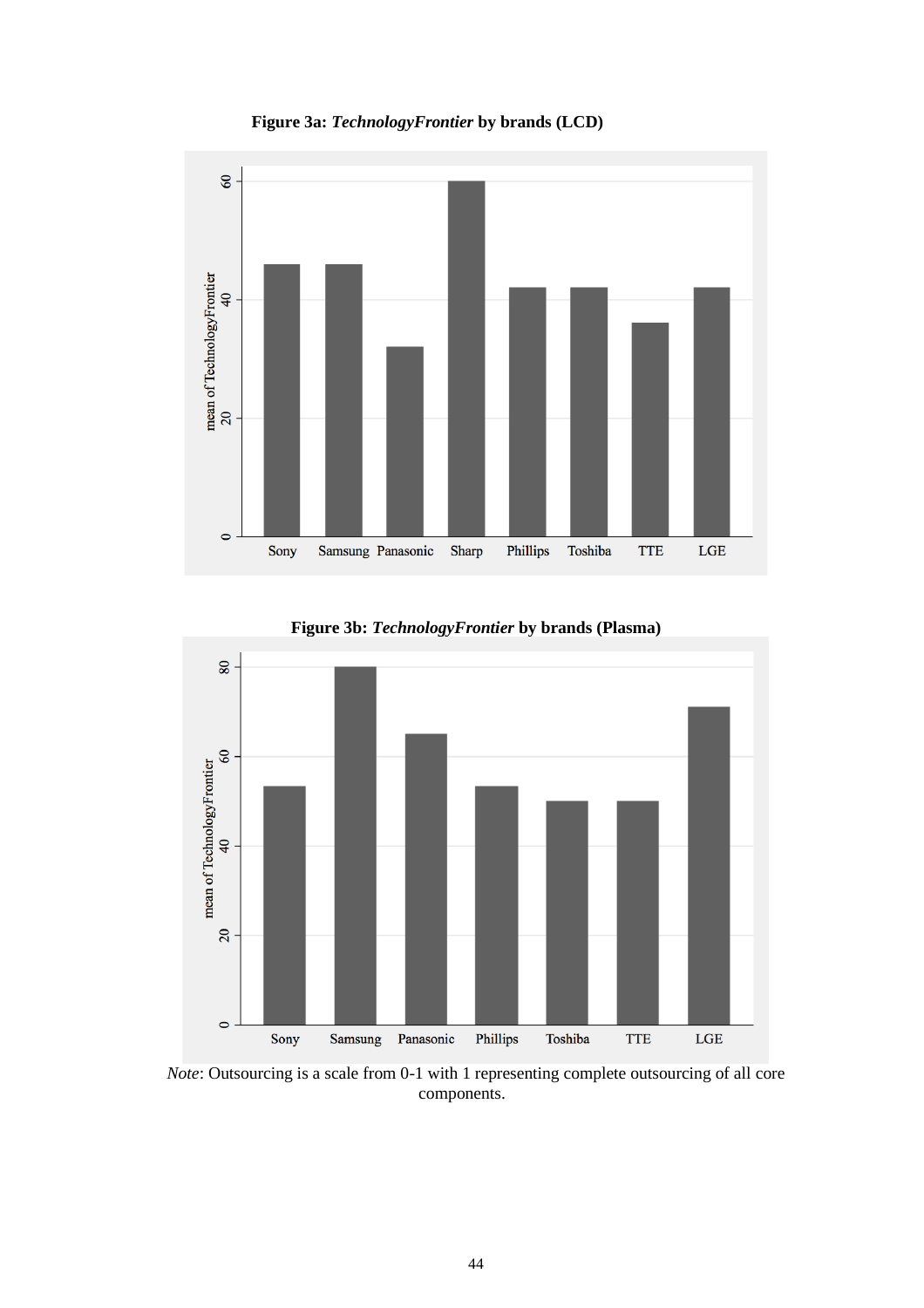**Figure 3a: *TechnologyFrontier* by brands (LCD)**

**Figure 3b: *TechnologyFrontier* by brands (Plasma)**

*Note*: Outsourcing is a scale from 0-1 with 1 representing complete outsourcing of all core components.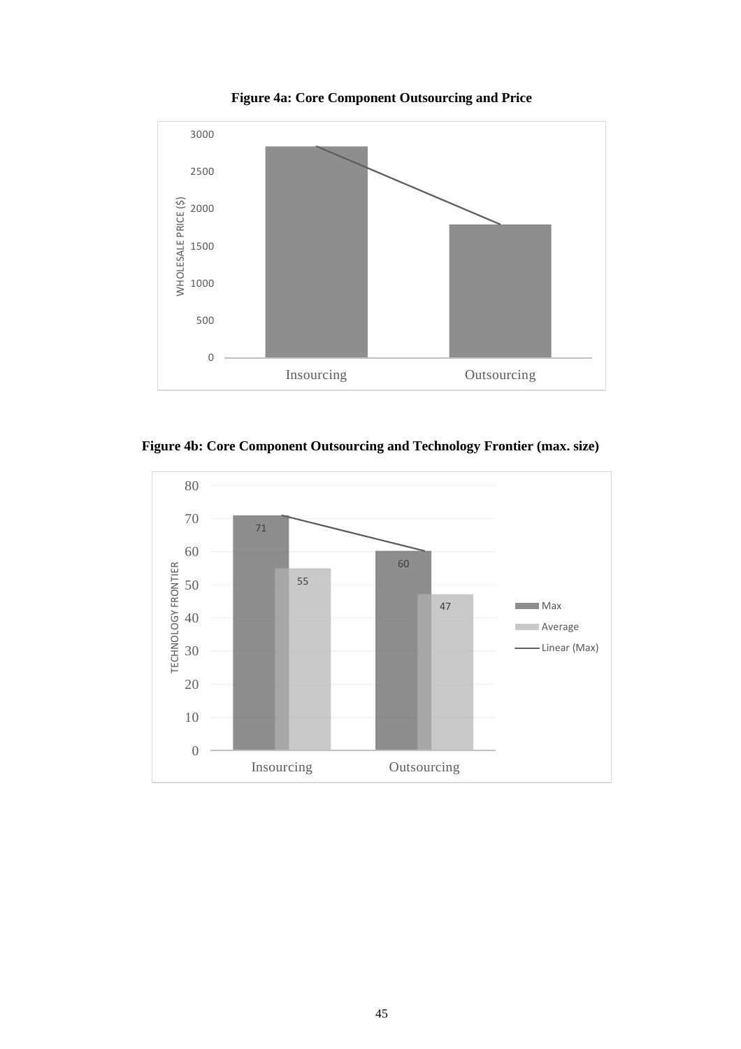**Figure 4a: Core Component Outsourcing and Price**

**Figure 4b: Core Component Outsourcing and Technology Frontier (max. size)**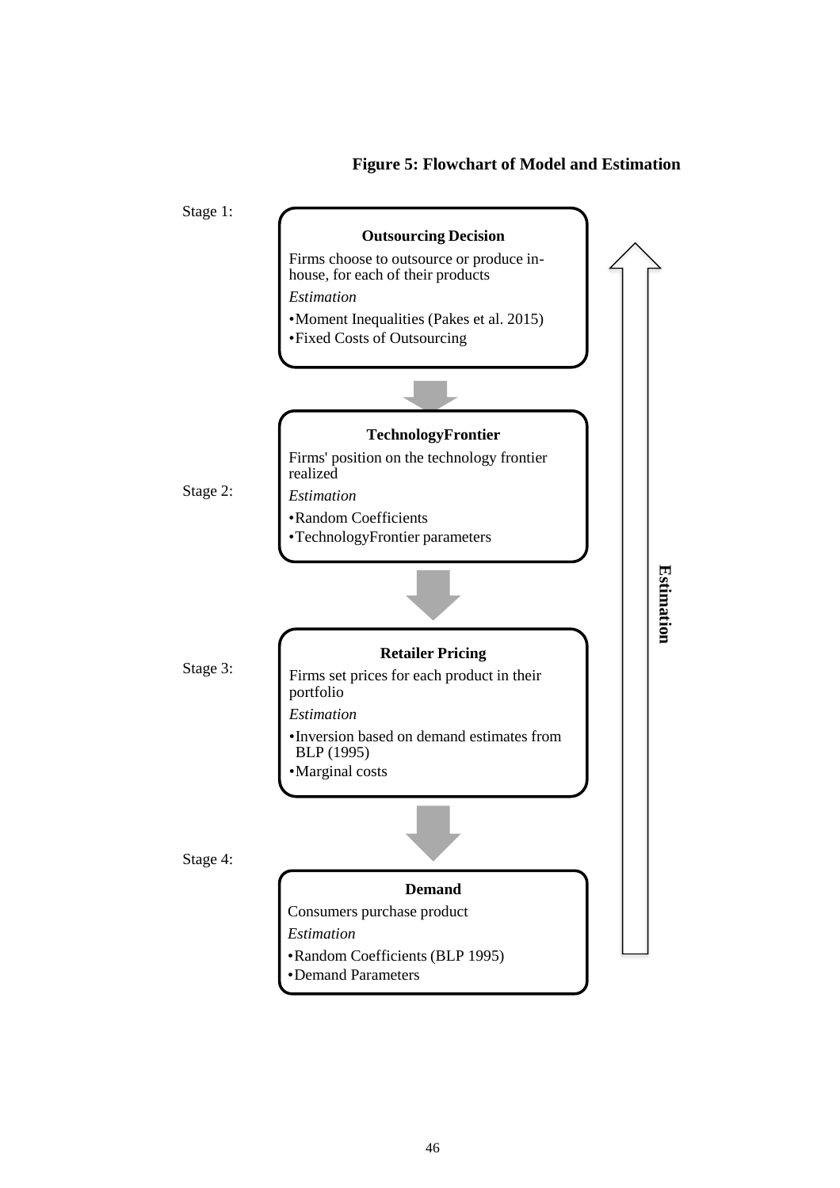**Figure 5: Flowchart of Model and Estimation**

Stage 1:

**Outsourcing Decision**

Firms choose to outsource or produce in-house, for each of their products

*Estimation*

- Moment Inequalities (Pakes et al. 2015)
- Fixed Costs of Outsourcing

Stage 2:

**TechnologyFrontier**

Firms' position on the technology frontier realized

*Estimation*

- Random Coefficients
- TechnologyFrontier parameters

Stage 3:

**Retailer Pricing**

Firms set prices for each product in their portfolio

*Estimation*

- Inversion based on demand estimates from BLP (1995)
- Marginal costs

Stage 4:

**Demand**

Consumers purchase product

*Estimation*

- Random Coefficients (BLP 1995)
- Demand Parameters

**Estimation**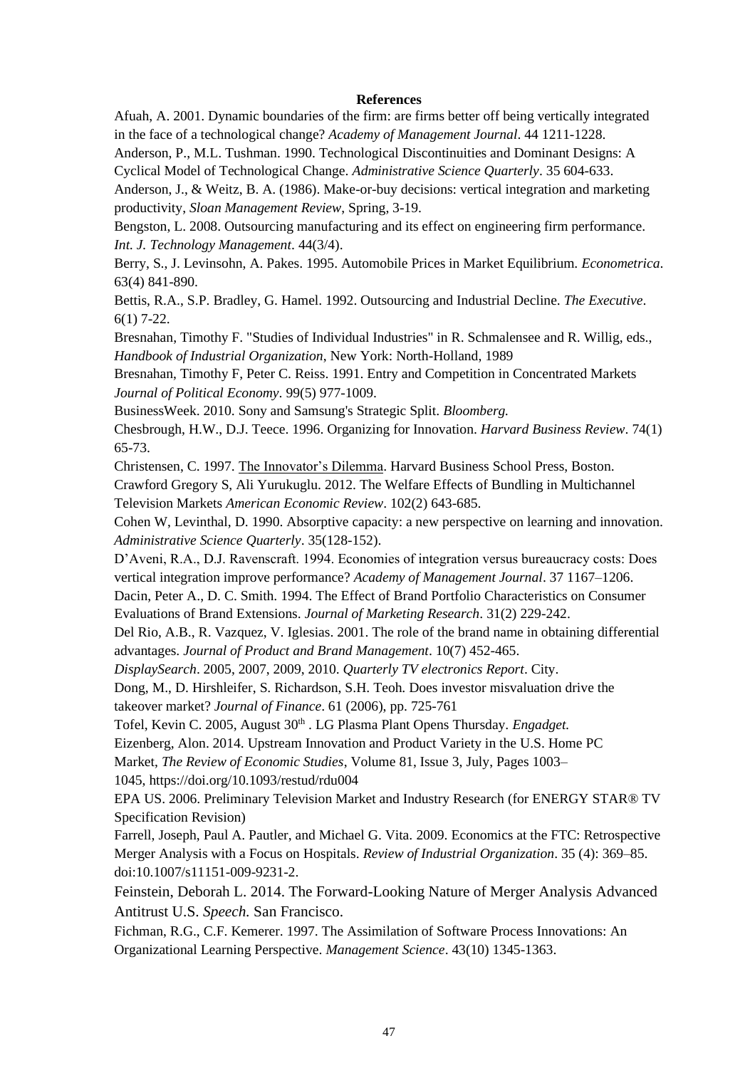**References**

Afuah, A. 2001. Dynamic boundaries of the firm: are firms better off being vertically integrated in the face of a technological change? *Academy of Management Journal*. 44 1211-1228.

Anderson, P., M.L. Tushman. 1990. Technological Discontinuities and Dominant Designs: A Cyclical Model of Technological Change. *Administrative Science Quarterly*. 35 604-633.

Anderson, J., & Weitz, B. A. (1986). Make-or-buy decisions: vertical integration and marketing productivity, *Sloan Management Review*, Spring, 3-19.

Bengston, L. 2008. Outsourcing manufacturing and its effect on engineering firm performance. *Int. J. Technology Management*. 44(3/4).

Berry, S., J. Levinsohn, A. Pakes. 1995. Automobile Prices in Market Equilibrium. *Econometrica*. 63(4) 841-890.

Bettis, R.A., S.P. Bradley, G. Hamel. 1992. Outsourcing and Industrial Decline. *The Executive*. 6(1) 7-22.

Bresnahan, Timothy F. "Studies of Individual Industries" in R. Schmalensee and R. Willig, eds., *Handbook of Industrial Organization*, New York: North-Holland, 1989

Bresnahan, Timothy F, Peter C. Reiss. 1991. Entry and Competition in Concentrated Markets *Journal of Political Economy*. 99(5) 977-1009.

BusinessWeek. 2010. Sony and Samsung's Strategic Split. *Bloomberg.*

Chesbrough, H.W., D.J. Teece. 1996. Organizing for Innovation. *Harvard Business Review*. 74(1) 65-73.

Christensen, C. 1997. The Innovator's Dilemma. Harvard Business School Press, Boston.

Crawford Gregory S, Ali Yurukuglu. 2012. The Welfare Effects of Bundling in Multichannel Television Markets *American Economic Review*. 102(2) 643-685.

Cohen W, Levinthal, D. 1990. Absorptive capacity: a new perspective on learning and innovation. *Administrative Science Quarterly*. 35(128-152).

D'Aveni, R.A., D.J. Ravenscraft. 1994. Economies of integration versus bureaucracy costs: Does vertical integration improve performance? *Academy of Management Journal*. 37 1167–1206.

Dacin, Peter A., D. C. Smith. 1994. The Effect of Brand Portfolio Characteristics on Consumer Evaluations of Brand Extensions. *Journal of Marketing Research*. 31(2) 229-242.

Del Rio, A.B., R. Vazquez, V. Iglesias. 2001. The role of the brand name in obtaining differential advantages. *Journal of Product and Brand Management*. 10(7) 452-465.

*DisplaySearch*. 2005, 2007, 2009, 2010. *Quarterly TV electronics Report*. City.

Dong, M., D. Hirshleifer, S. Richardson, S.H. Teoh. Does investor misvaluation drive the takeover market? *Journal of Finance*. 61 (2006), pp. 725-761

Tofel, Kevin C. 2005, August 30th . LG Plasma Plant Opens Thursday. *Engadget.*

Eizenberg, Alon. 2014. Upstream Innovation and Product Variety in the U.S. Home PC Market, *The Review of Economic Studies*, Volume 81, Issue 3, July, Pages 1003–1045, https://doi.org/10.1093/restud/rdu004

EPA US. 2006. Preliminary Television Market and Industry Research (for ENERGY STAR® TV Specification Revision)

Farrell, Joseph, Paul A. Pautler, and Michael G. Vita. 2009. Economics at the FTC: Retrospective Merger Analysis with a Focus on Hospitals. *Review of Industrial Organization*. 35 (4): 369–85. doi:10.1007/s11151-009-9231-2.

Feinstein, Deborah L. 2014. The Forward-Looking Nature of Merger Analysis Advanced Antitrust U.S. *Speech.* San Francisco.

Fichman, R.G., C.F. Kemerer. 1997. The Assimilation of Software Process Innovations: An Organizational Learning Perspective. *Management Science*. 43(10) 1345-1363.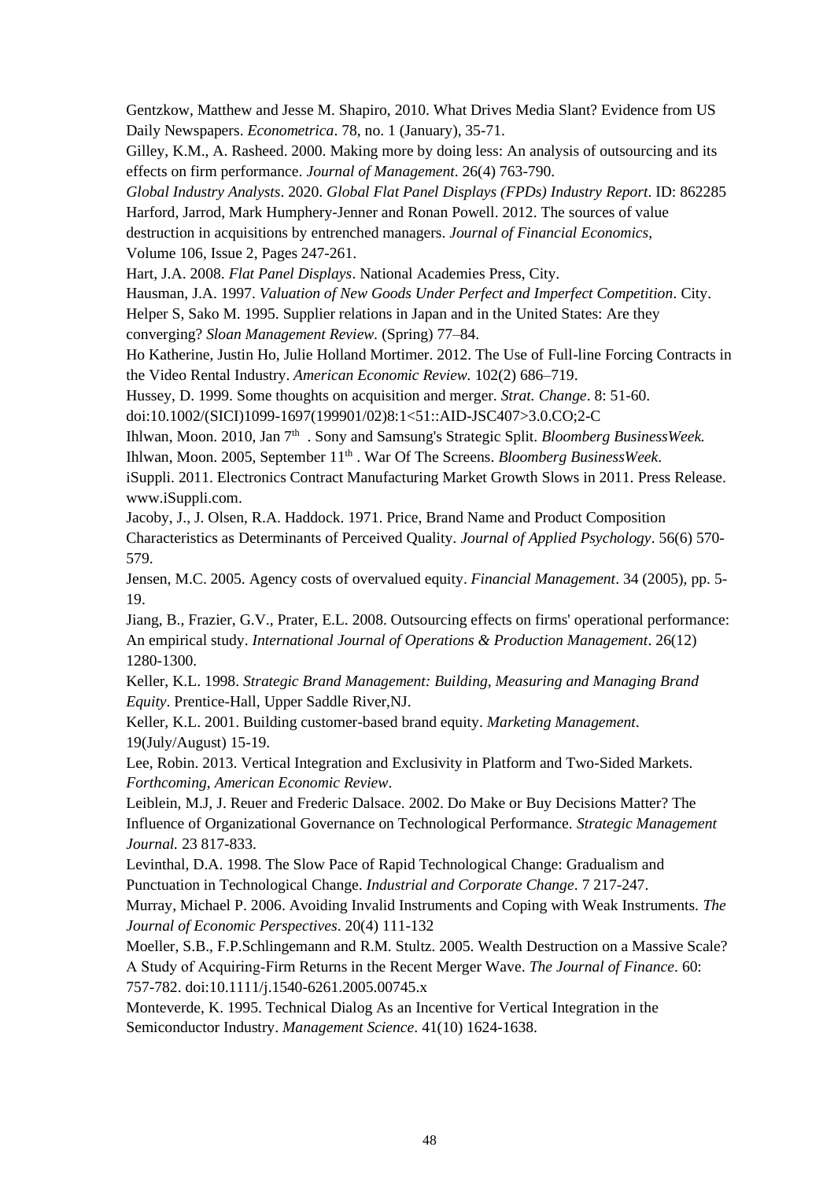Gentzkow, Matthew and Jesse M. Shapiro, 2010. What Drives Media Slant? Evidence from US Daily Newspapers. *Econometrica*. 78, no. 1 (January), 35-71.

Gilley, K.M., A. Rasheed. 2000. Making more by doing less: An analysis of outsourcing and its effects on firm performance. *Journal of Management*. 26(4) 763-790.

*Global Industry Analysts*. 2020. *Global Flat Panel Displays (FPDs) Industry Report*. ID: 862285

Harford, Jarrod, Mark Humphery-Jenner and Ronan Powell. 2012. The sources of value destruction in acquisitions by entrenched managers. *Journal of Financial Economics*, Volume 106, Issue 2, Pages 247-261.

Hart, J.A. 2008. *Flat Panel Displays*. National Academies Press, City.

Hausman, J.A. 1997. *Valuation of New Goods Under Perfect and Imperfect Competition*. City.

Helper S, Sako M. 1995. Supplier relations in Japan and in the United States: Are they converging? *Sloan Management Review*. (Spring) 77–84.

Ho Katherine, Justin Ho, Julie Holland Mortimer. 2012. The Use of Full-line Forcing Contracts in the Video Rental Industry. *American Economic Review.* 102(2) 686–719.

Hussey, D. 1999. Some thoughts on acquisition and merger. *Strat. Change*. 8: 51-60. doi:10.1002/(SICI)1099-1697(199901/02)8:1<51::AID-JSC407>3.0.CO;2-C

Ihlwan, Moon. 2010, Jan 7th . Sony and Samsung's Strategic Split. *Bloomberg BusinessWeek.*

Ihlwan, Moon. 2005, September 11th . War Of The Screens. *Bloomberg BusinessWeek*.

iSuppli. 2011. Electronics Contract Manufacturing Market Growth Slows in 2011. Press Release. www.iSuppli.com.

Jacoby, J., J. Olsen, R.A. Haddock. 1971. Price, Brand Name and Product Composition Characteristics as Determinants of Perceived Quality. *Journal of Applied Psychology*. 56(6) 570-579.

Jensen, M.C. 2005. Agency costs of overvalued equity. *Financial Management*. 34 (2005), pp. 5-19.

Jiang, B., Frazier, G.V., Prater, E.L. 2008. Outsourcing effects on firms' operational performance: An empirical study. *International Journal of Operations & Production Management*. 26(12) 1280-1300.

Keller, K.L. 1998. *Strategic Brand Management: Building, Measuring and Managing Brand Equity*. Prentice-Hall, Upper Saddle River,NJ.

Keller, K.L. 2001. Building customer-based brand equity. *Marketing Management*. 19(July/August) 15-19.

Lee, Robin. 2013. Vertical Integration and Exclusivity in Platform and Two-Sided Markets. *Forthcoming, American Economic Review*.

Leiblein, M.J, J. Reuer and Frederic Dalsace. 2002. Do Make or Buy Decisions Matter? The Influence of Organizational Governance on Technological Performance. *Strategic Management Journal.* 23 817-833.

Levinthal, D.A. 1998. The Slow Pace of Rapid Technological Change: Gradualism and Punctuation in Technological Change. *Industrial and Corporate Change*. 7 217-247.

Murray, Michael P. 2006. Avoiding Invalid Instruments and Coping with Weak Instruments. *The Journal of Economic Perspectives*. 20(4) 111-132

Moeller, S.B., F.P.Schlingemann and R.M. Stultz. 2005. Wealth Destruction on a Massive Scale? A Study of Acquiring-Firm Returns in the Recent Merger Wave. *The Journal of Finance*. 60: 757-782. doi:10.1111/j.1540-6261.2005.00745.x

Monteverde, K. 1995. Technical Dialog As an Incentive for Vertical Integration in the Semiconductor Industry. *Management Science*. 41(10) 1624-1638.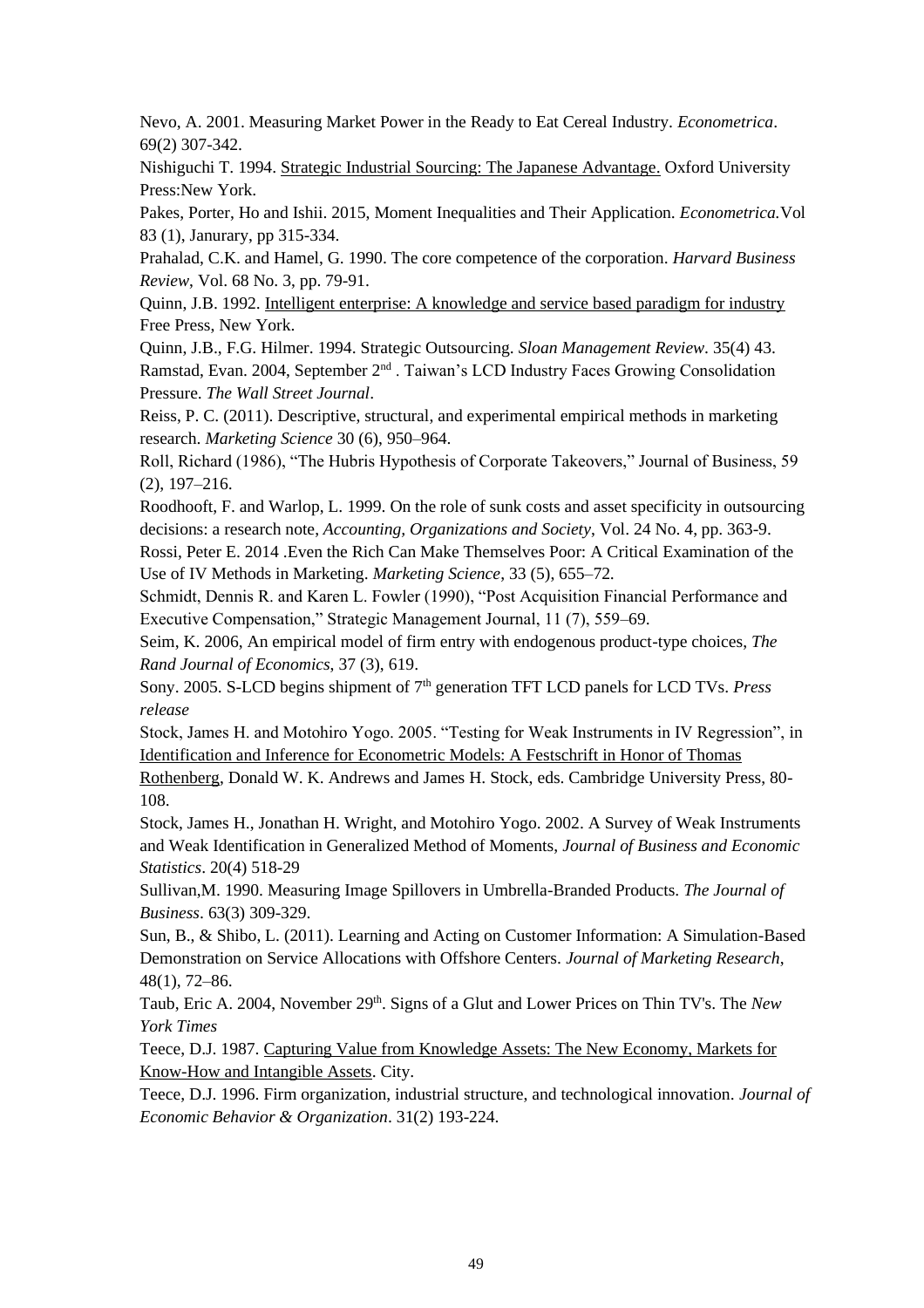Nevo, A. 2001. Measuring Market Power in the Ready to Eat Cereal Industry. *Econometrica*. 69(2) 307-342.

Nishiguchi T. 1994. Strategic Industrial Sourcing: The Japanese Advantage. Oxford University Press:New York.

Pakes, Porter, Ho and Ishii. 2015, Moment Inequalities and Their Application. *Econometrica.*Vol 83 (1), Janurary, pp 315-334.

Prahalad, C.K. and Hamel, G. 1990. The core competence of the corporation. *Harvard Business Review*, Vol. 68 No. 3, pp. 79-91.

Quinn, J.B. 1992. Intelligent enterprise: A knowledge and service based paradigm for industry Free Press, New York.

Quinn, J.B., F.G. Hilmer. 1994. Strategic Outsourcing. *Sloan Management Review*. 35(4) 43.

Ramstad, Evan. 2004, September 2nd . Taiwan's LCD Industry Faces Growing Consolidation Pressure. *The Wall Street Journal*.

Reiss, P. C. (2011). Descriptive, structural, and experimental empirical methods in marketing research. *Marketing Science* 30 (6), 950–964.

Roll, Richard (1986), "The Hubris Hypothesis of Corporate Takeovers," Journal of Business, 59 (2), 197–216.

Roodhooft, F. and Warlop, L. 1999. On the role of sunk costs and asset specificity in outsourcing decisions: a research note, *Accounting, Organizations and Society*, Vol. 24 No. 4, pp. 363-9.

Rossi, Peter E. 2014 .Even the Rich Can Make Themselves Poor: A Critical Examination of the Use of IV Methods in Marketing. *Marketing Science*, 33 (5), 655–72.

Schmidt, Dennis R. and Karen L. Fowler (1990), "Post Acquisition Financial Performance and Executive Compensation," Strategic Management Journal, 11 (7), 559–69.

Seim, K. 2006, An empirical model of firm entry with endogenous product-type choices, *The Rand Journal of Economics*, 37 (3), 619.

Sony. 2005. S-LCD begins shipment of 7th generation TFT LCD panels for LCD TVs. *Press release*

Stock, James H. and Motohiro Yogo. 2005. "Testing for Weak Instruments in IV Regression", in Identification and Inference for Econometric Models: A Festschrift in Honor of Thomas Rothenberg, Donald W. K. Andrews and James H. Stock, eds. Cambridge University Press, 80-108.

Stock, James H., Jonathan H. Wright, and Motohiro Yogo. 2002. A Survey of Weak Instruments and Weak Identification in Generalized Method of Moments, *Journal of Business and Economic Statistics*. 20(4) 518-29

Sullivan,M. 1990. Measuring Image Spillovers in Umbrella-Branded Products. *The Journal of Business*. 63(3) 309-329.

Sun, B., & Shibo, L. (2011). Learning and Acting on Customer Information: A Simulation-Based Demonstration on Service Allocations with Offshore Centers. *Journal of Marketing Research*, 48(1), 72–86.

Taub, Eric A. 2004, November 29th. Signs of a Glut and Lower Prices on Thin TV's. The *New York Times*

Teece, D.J. 1987. Capturing Value from Knowledge Assets: The New Economy, Markets for Know-How and Intangible Assets. City.

Teece, D.J. 1996. Firm organization, industrial structure, and technological innovation. *Journal of Economic Behavior & Organization*. 31(2) 193-224.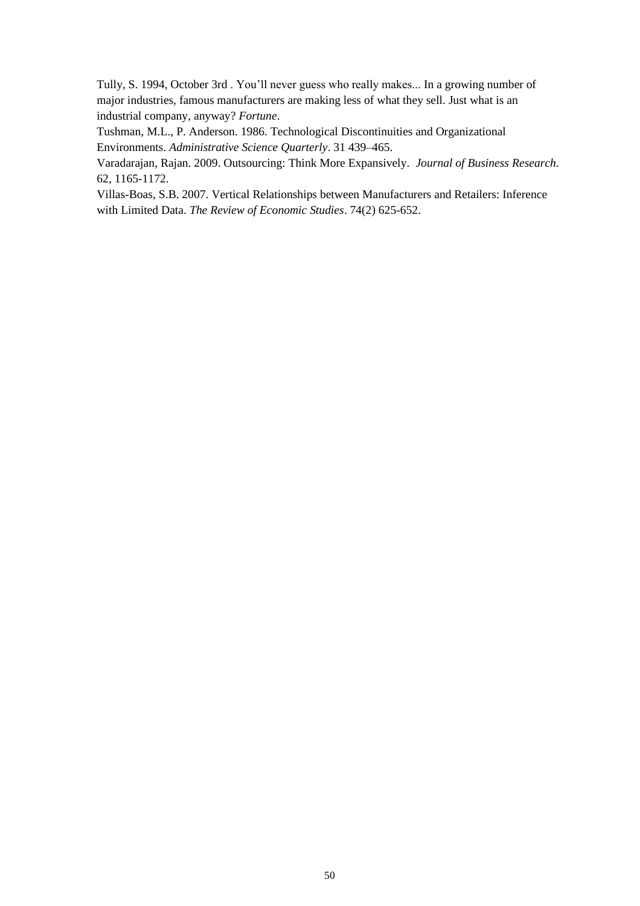Tully, S. 1994, October 3rd . You'll never guess who really makes... In a growing number of major industries, famous manufacturers are making less of what they sell. Just what is an industrial company, anyway? *Fortune*.

Tushman, M.L., P. Anderson. 1986. Technological Discontinuities and Organizational Environments. *Administrative Science Quarterly*. 31 439–465.

Varadarajan, Rajan. 2009. Outsourcing: Think More Expansively. *Journal of Business Research*. 62, 1165-1172.

Villas-Boas, S.B. 2007. Vertical Relationships between Manufacturers and Retailers: Inference with Limited Data. *The Review of Economic Studies*. 74(2) 625-652.